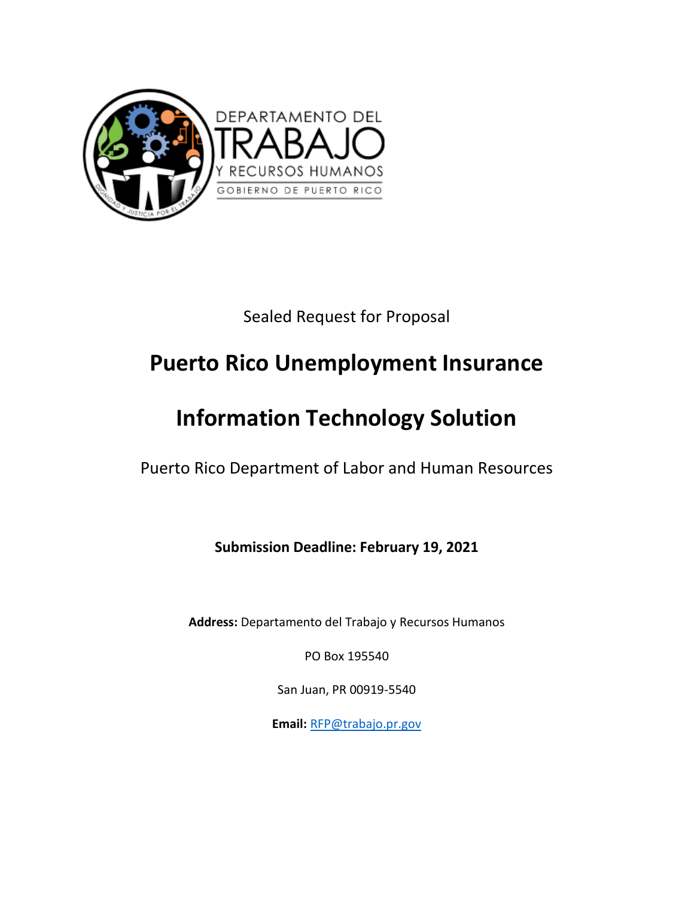Sealed Request for Proposal

# Puerto Rico Unemployment Insurance

# Information Technology Solution

Puerto Rico Department of Labor and Human Resources

**Submission Deadline: February 19, 2021**

**Address:** Departamento del Trabajo y Recursos Humanos

PO Box 195540

San Juan, PR 00919-5540

**Email:** RFP@trabajo.pr.gov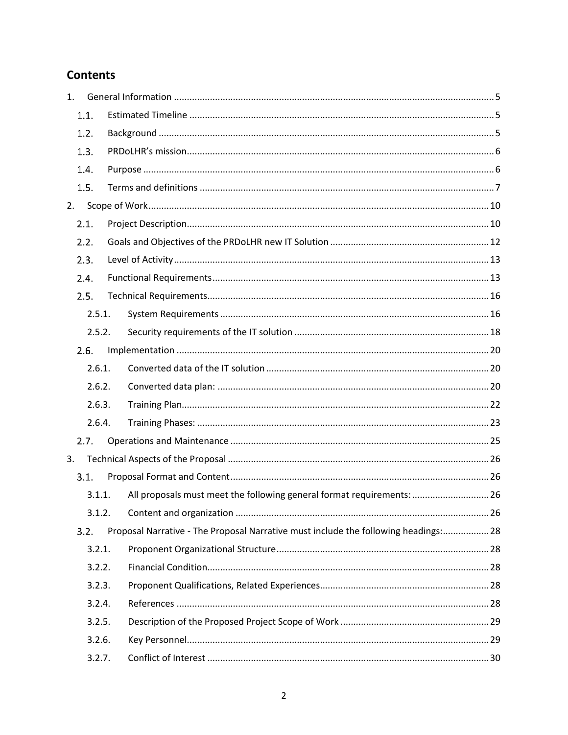## Contents

1. General Information ............................................................ 5
   - 1.1. Estimated Timeline ............................................................ 5
   - 1.2. Background ............................................................ 5
   - 1.3. PRDoLHR's mission ............................................................ 6
   - 1.4. Purpose ............................................................ 6
   - 1.5. Terms and definitions ............................................................ 7
2. Scope of Work ............................................................ 10
   - 2.1. Project Description ............................................................ 10
   - 2.2. Goals and Objectives of the PRDoLHR new IT Solution ............................................................ 12
   - 2.3. Level of Activity ............................................................ 13
   - 2.4. Functional Requirements ............................................................ 13
   - 2.5. Technical Requirements ............................................................ 16
     - 2.5.1. System Requirements ............................................................ 16
     - 2.5.2. Security requirements of the IT solution ............................................................ 18
   - 2.6. Implementation ............................................................ 20
     - 2.6.1. Converted data of the IT solution ............................................................ 20
     - 2.6.2. Converted data plan: ............................................................ 20
     - 2.6.3. Training Plan ............................................................ 22
     - 2.6.4. Training Phases: ............................................................ 23
   - 2.7. Operations and Maintenance ............................................................ 25
3. Technical Aspects of the Proposal ............................................................ 26
   - 3.1. Proposal Format and Content ............................................................ 26
     - 3.1.1. All proposals must meet the following general format requirements: ............................................................ 26
     - 3.1.2. Content and organization ............................................................ 26
   - 3.2. Proposal Narrative - The Proposal Narrative must include the following headings: ............................................................ 28
     - 3.2.1. Proponent Organizational Structure ............................................................ 28
     - 3.2.2. Financial Condition ............................................................ 28
     - 3.2.3. Proponent Qualifications, Related Experiences ............................................................ 28
     - 3.2.4. References ............................................................ 28
     - 3.2.5. Description of the Proposed Project Scope of Work ............................................................ 29
     - 3.2.6. Key Personnel ............................................................ 29
     - 3.2.7. Conflict of Interest ............................................................ 30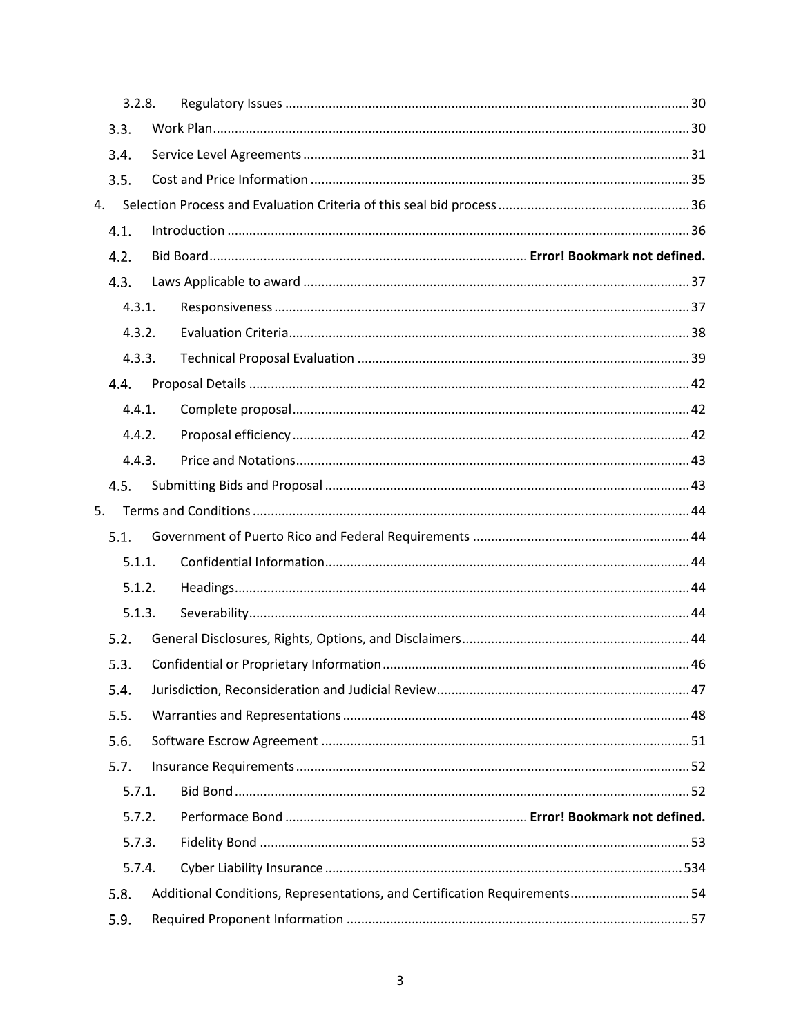3.2.8. Regulatory Issues ........................................................................................................ 30

3.3. Work Plan ........................................................................................................................ 30

3.4. Service Level Agreements ................................................................................................ 31

3.5. Cost and Price Information ............................................................................................. 35

4. Selection Process and Evaluation Criteria of this seal bid process ......................................... 36

4.1. Introduction ..................................................................................................................... 36

4.2. Bid Board ........................................................................... **Error! Bookmark not defined.**

4.3. Laws Applicable to award ................................................................................................ 37

4.3.1. Responsiveness ........................................................................................................ 37

4.3.2. Evaluation Criteria .................................................................................................... 38

4.3.3. Technical Proposal Evaluation .................................................................................. 39

4.4. Proposal Details ............................................................................................................... 42

4.4.1. Complete proposal ................................................................................................... 42

4.4.2. Proposal efficiency ................................................................................................... 42

4.4.3. Price and Notations .................................................................................................. 43

4.5. Submitting Bids and Proposal .......................................................................................... 43

5. Terms and Conditions ............................................................................................................. 44

5.1. Government of Puerto Rico and Federal Requirements ................................................. 44

5.1.1. Confidential Information .......................................................................................... 44

5.1.2. Headings ................................................................................................................... 44

5.1.3. Severability ............................................................................................................... 44

5.2. General Disclosures, Rights, Options, and Disclaimers .................................................... 44

5.3. Confidential or Proprietary Information .......................................................................... 46

5.4. Jurisdiction, Reconsideration and Judicial Review ........................................................... 47

5.5. Warranties and Representations ..................................................................................... 48

5.6. Software Escrow Agreement ........................................................................................... 51

5.7. Insurance Requirements .................................................................................................. 52

5.7.1. Bid Bond ................................................................................................................... 52

5.7.2. Performace Bond ....................................................... **Error! Bookmark not defined.**

5.7.3. Fidelity Bond ............................................................................................................ 53

5.7.4. Cyber Liability Insurance ........................................................................................ 534

5.8. Additional Conditions, Representations, and Certification Requirements ...................... 54

5.9. Required Proponent Information .................................................................................... 57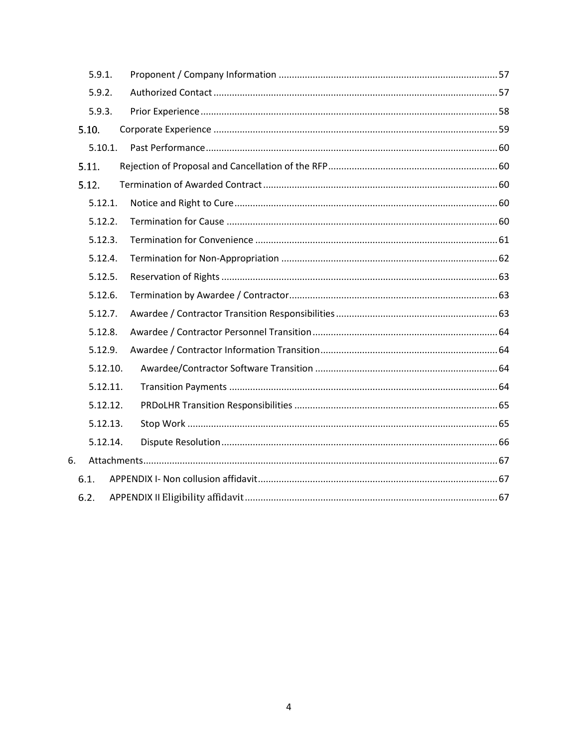- 5.9.1. Proponent / Company Information ..... 57
- 5.9.2. Authorized Contact ..... 57
- 5.9.3. Prior Experience ..... 58
- 5.10. Corporate Experience ..... 59
- 5.10.1. Past Performance ..... 60
- 5.11. Rejection of Proposal and Cancellation of the RFP ..... 60
- 5.12. Termination of Awarded Contract ..... 60
- 5.12.1. Notice and Right to Cure ..... 60
- 5.12.2. Termination for Cause ..... 60
- 5.12.3. Termination for Convenience ..... 61
- 5.12.4. Termination for Non-Appropriation ..... 62
- 5.12.5. Reservation of Rights ..... 63
- 5.12.6. Termination by Awardee / Contractor ..... 63
- 5.12.7. Awardee / Contractor Transition Responsibilities ..... 63
- 5.12.8. Awardee / Contractor Personnel Transition ..... 64
- 5.12.9. Awardee / Contractor Information Transition ..... 64
- 5.12.10. Awardee/Contractor Software Transition ..... 64
- 5.12.11. Transition Payments ..... 64
- 5.12.12. PRDoLHR Transition Responsibilities ..... 65
- 5.12.13. Stop Work ..... 65
- 5.12.14. Dispute Resolution ..... 66
- 6. Attachments ..... 67
- 6.1. APPENDIX I- Non collusion affidavit ..... 67
- 6.2. APPENDIX II Eligibility affidavit ..... 67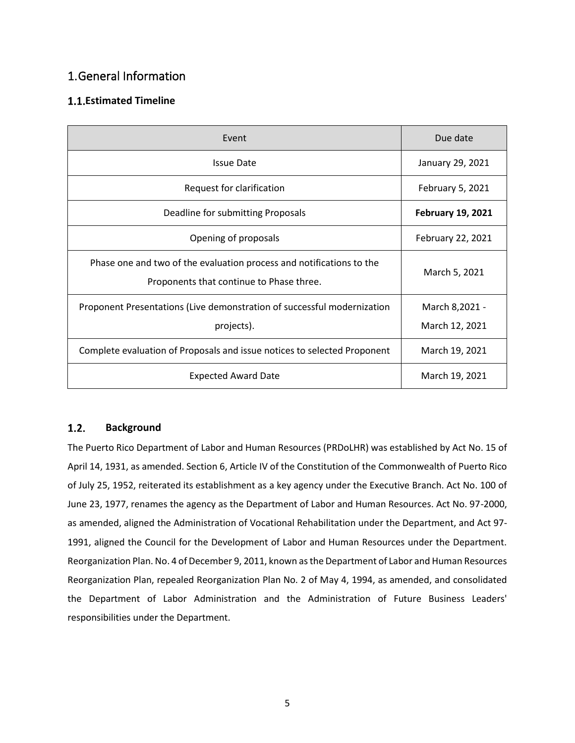# 1. General Information

## 1.1. Estimated Timeline

| Event | Due date |
|---|---|
| Issue Date | January 29, 2021 |
| Request for clarification | February 5, 2021 |
| Deadline for submitting Proposals | **February 19, 2021** |
| Opening of proposals | February 22, 2021 |
| Phase one and two of the evaluation process and notifications to the Proponents that continue to Phase three. | March 5, 2021 |
| Proponent Presentations (Live demonstration of successful modernization projects). | March 8,2021 - March 12, 2021 |
| Complete evaluation of Proposals and issue notices to selected Proponent | March 19, 2021 |
| Expected Award Date | March 19, 2021 |

## 1.2. Background

The Puerto Rico Department of Labor and Human Resources (PRDoLHR) was established by Act No. 15 of April 14, 1931, as amended. Section 6, Article IV of the Constitution of the Commonwealth of Puerto Rico of July 25, 1952, reiterated its establishment as a key agency under the Executive Branch. Act No. 100 of June 23, 1977, renames the agency as the Department of Labor and Human Resources. Act No. 97-2000, as amended, aligned the Administration of Vocational Rehabilitation under the Department, and Act 97-1991, aligned the Council for the Development of Labor and Human Resources under the Department. Reorganization Plan. No. 4 of December 9, 2011, known as the Department of Labor and Human Resources Reorganization Plan, repealed Reorganization Plan No. 2 of May 4, 1994, as amended, and consolidated the Department of Labor Administration and the Administration of Future Business Leaders' responsibilities under the Department.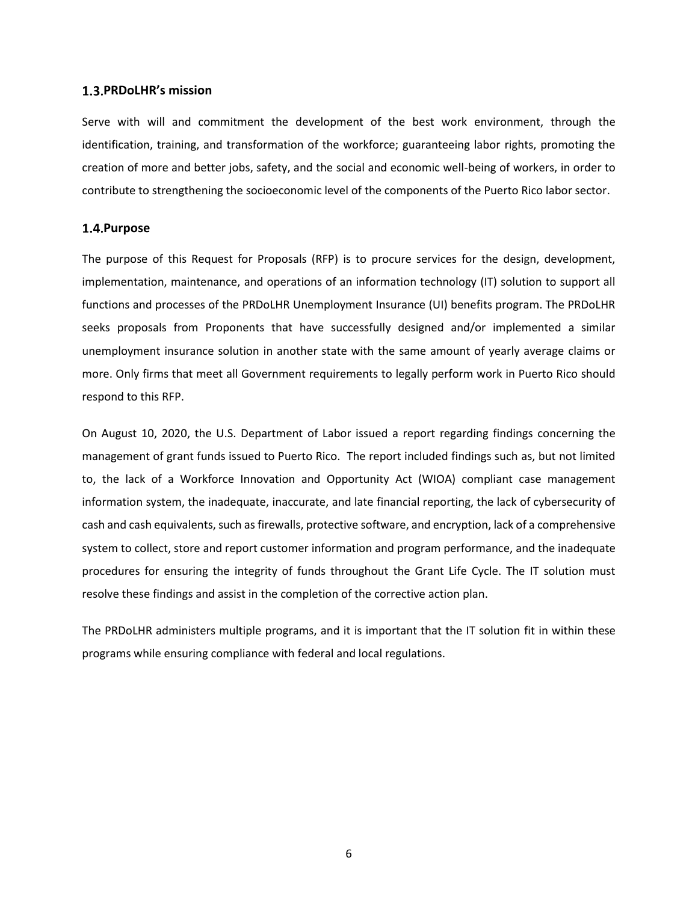## 1.3. PRDoLHR's mission

Serve with will and commitment the development of the best work environment, through the identification, training, and transformation of the workforce; guaranteeing labor rights, promoting the creation of more and better jobs, safety, and the social and economic well-being of workers, in order to contribute to strengthening the socioeconomic level of the components of the Puerto Rico labor sector.

## 1.4. Purpose

The purpose of this Request for Proposals (RFP) is to procure services for the design, development, implementation, maintenance, and operations of an information technology (IT) solution to support all functions and processes of the PRDoLHR Unemployment Insurance (UI) benefits program. The PRDoLHR seeks proposals from Proponents that have successfully designed and/or implemented a similar unemployment insurance solution in another state with the same amount of yearly average claims or more. Only firms that meet all Government requirements to legally perform work in Puerto Rico should respond to this RFP.

On August 10, 2020, the U.S. Department of Labor issued a report regarding findings concerning the management of grant funds issued to Puerto Rico. The report included findings such as, but not limited to, the lack of a Workforce Innovation and Opportunity Act (WIOA) compliant case management information system, the inadequate, inaccurate, and late financial reporting, the lack of cybersecurity of cash and cash equivalents, such as firewalls, protective software, and encryption, lack of a comprehensive system to collect, store and report customer information and program performance, and the inadequate procedures for ensuring the integrity of funds throughout the Grant Life Cycle. The IT solution must resolve these findings and assist in the completion of the corrective action plan.

The PRDoLHR administers multiple programs, and it is important that the IT solution fit in within these programs while ensuring compliance with federal and local regulations.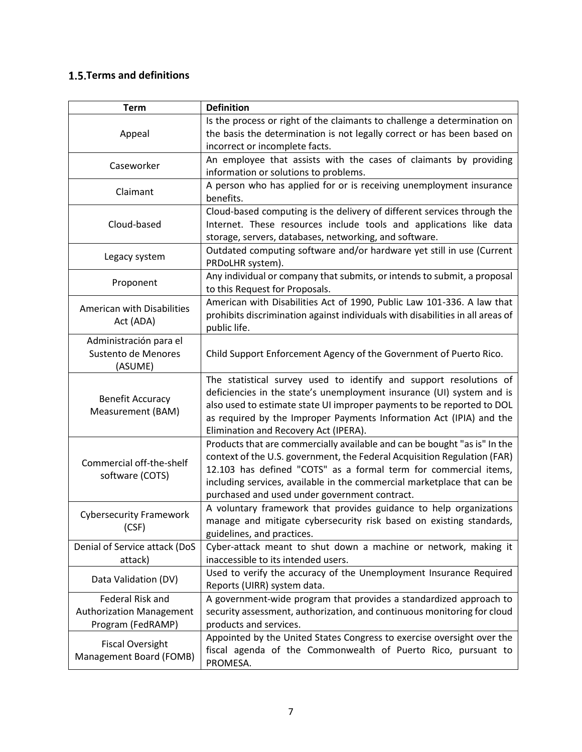## 1.5. Terms and definitions

| Term | Definition |
|---|---|
| Appeal | Is the process or right of the claimants to challenge a determination on the basis the determination is not legally correct or has been based on incorrect or incomplete facts. |
| Caseworker | An employee that assists with the cases of claimants by providing information or solutions to problems. |
| Claimant | A person who has applied for or is receiving unemployment insurance benefits. |
| Cloud-based | Cloud-based computing is the delivery of different services through the Internet. These resources include tools and applications like data storage, servers, databases, networking, and software. |
| Legacy system | Outdated computing software and/or hardware yet still in use (Current PRDoLHR system). |
| Proponent | Any individual or company that submits, or intends to submit, a proposal to this Request for Proposals. |
| American with Disabilities Act (ADA) | American with Disabilities Act of 1990, Public Law 101-336. A law that prohibits discrimination against individuals with disabilities in all areas of public life. |
| Administración para el Sustento de Menores (ASUME) | Child Support Enforcement Agency of the Government of Puerto Rico. |
| Benefit Accuracy Measurement (BAM) | The statistical survey used to identify and support resolutions of deficiencies in the state's unemployment insurance (UI) system and is also used to estimate state UI improper payments to be reported to DOL as required by the Improper Payments Information Act (IPIA) and the Elimination and Recovery Act (IPERA). |
| Commercial off-the-shelf software (COTS) | Products that are commercially available and can be bought "as is" In the context of the U.S. government, the Federal Acquisition Regulation (FAR) 12.103 has defined "COTS" as a formal term for commercial items, including services, available in the commercial marketplace that can be purchased and used under government contract. |
| Cybersecurity Framework (CSF) | A voluntary framework that provides guidance to help organizations manage and mitigate cybersecurity risk based on existing standards, guidelines, and practices. |
| Denial of Service attack (DoS attack) | Cyber-attack meant to shut down a machine or network, making it inaccessible to its intended users. |
| Data Validation (DV) | Used to verify the accuracy of the Unemployment Insurance Required Reports (UIRR) system data. |
| Federal Risk and Authorization Management Program (FedRAMP) | A government-wide program that provides a standardized approach to security assessment, authorization, and continuous monitoring for cloud products and services. |
| Fiscal Oversight Management Board (FOMB) | Appointed by the United States Congress to exercise oversight over the fiscal agenda of the Commonwealth of Puerto Rico, pursuant to PROMESA. |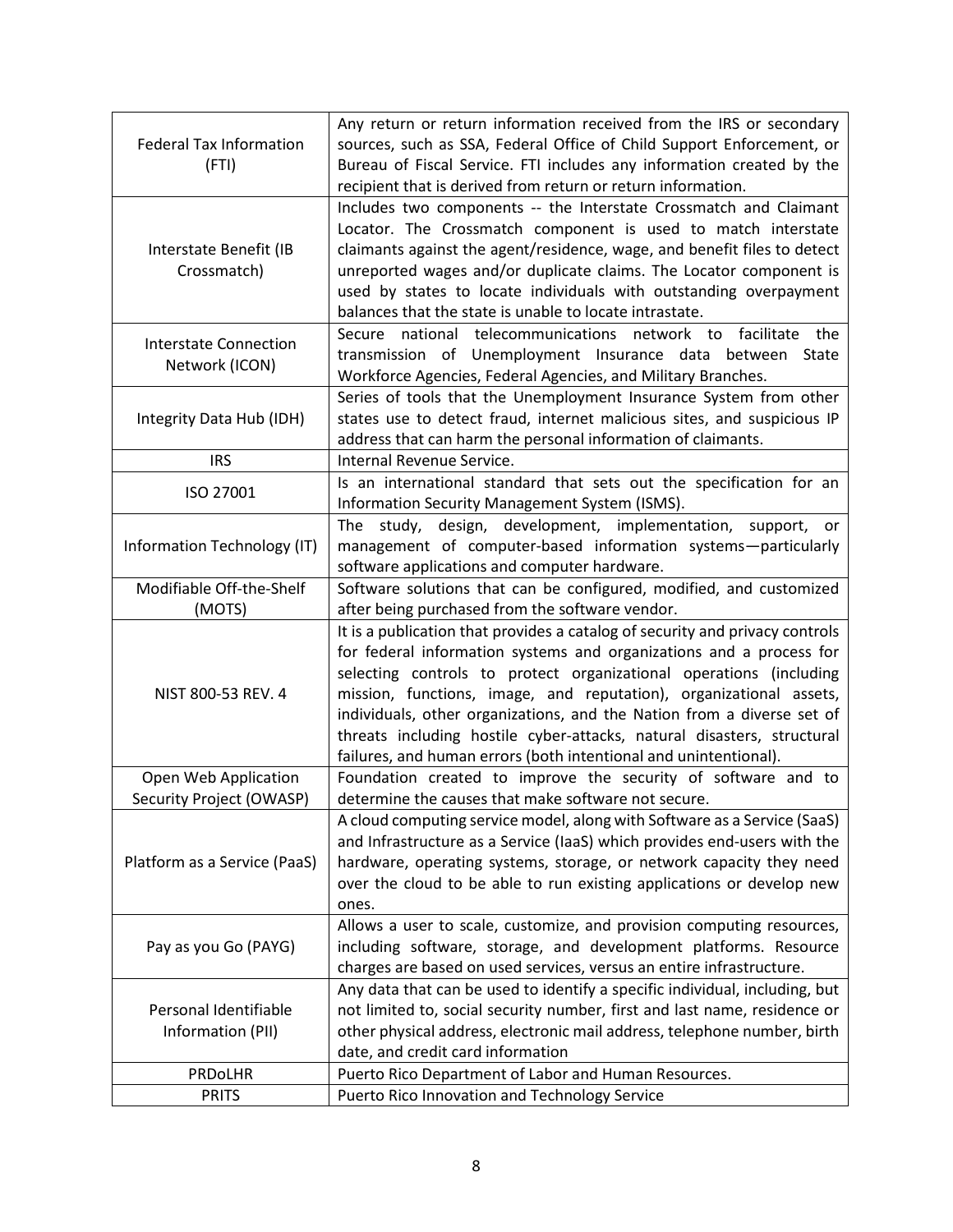| | |
|---|---|
| Federal Tax Information (FTI) | Any return or return information received from the IRS or secondary sources, such as SSA, Federal Office of Child Support Enforcement, or Bureau of Fiscal Service. FTI includes any information created by the recipient that is derived from return or return information. |
| Interstate Benefit (IB Crossmatch) | Includes two components -- the Interstate Crossmatch and Claimant Locator. The Crossmatch component is used to match interstate claimants against the agent/residence, wage, and benefit files to detect unreported wages and/or duplicate claims. The Locator component is used by states to locate individuals with outstanding overpayment balances that the state is unable to locate intrastate. |
| Interstate Connection Network (ICON) | Secure national telecommunications network to facilitate the transmission of Unemployment Insurance data between State Workforce Agencies, Federal Agencies, and Military Branches. |
| Integrity Data Hub (IDH) | Series of tools that the Unemployment Insurance System from other states use to detect fraud, internet malicious sites, and suspicious IP address that can harm the personal information of claimants. |
| IRS | Internal Revenue Service. |
| ISO 27001 | Is an international standard that sets out the specification for an Information Security Management System (ISMS). |
| Information Technology (IT) | The study, design, development, implementation, support, or management of computer-based information systems—particularly software applications and computer hardware. |
| Modifiable Off-the-Shelf (MOTS) | Software solutions that can be configured, modified, and customized after being purchased from the software vendor. |
| NIST 800-53 REV. 4 | It is a publication that provides a catalog of security and privacy controls for federal information systems and organizations and a process for selecting controls to protect organizational operations (including mission, functions, image, and reputation), organizational assets, individuals, other organizations, and the Nation from a diverse set of threats including hostile cyber-attacks, natural disasters, structural failures, and human errors (both intentional and unintentional). |
| Open Web Application Security Project (OWASP) | Foundation created to improve the security of software and to determine the causes that make software not secure. |
| Platform as a Service (PaaS) | A cloud computing service model, along with Software as a Service (SaaS) and Infrastructure as a Service (IaaS) which provides end-users with the hardware, operating systems, storage, or network capacity they need over the cloud to be able to run existing applications or develop new ones. |
| Pay as you Go (PAYG) | Allows a user to scale, customize, and provision computing resources, including software, storage, and development platforms. Resource charges are based on used services, versus an entire infrastructure. |
| Personal Identifiable Information (PII) | Any data that can be used to identify a specific individual, including, but not limited to, social security number, first and last name, residence or other physical address, electronic mail address, telephone number, birth date, and credit card information |
| PRDoLHR | Puerto Rico Department of Labor and Human Resources. |
| PRITS | Puerto Rico Innovation and Technology Service |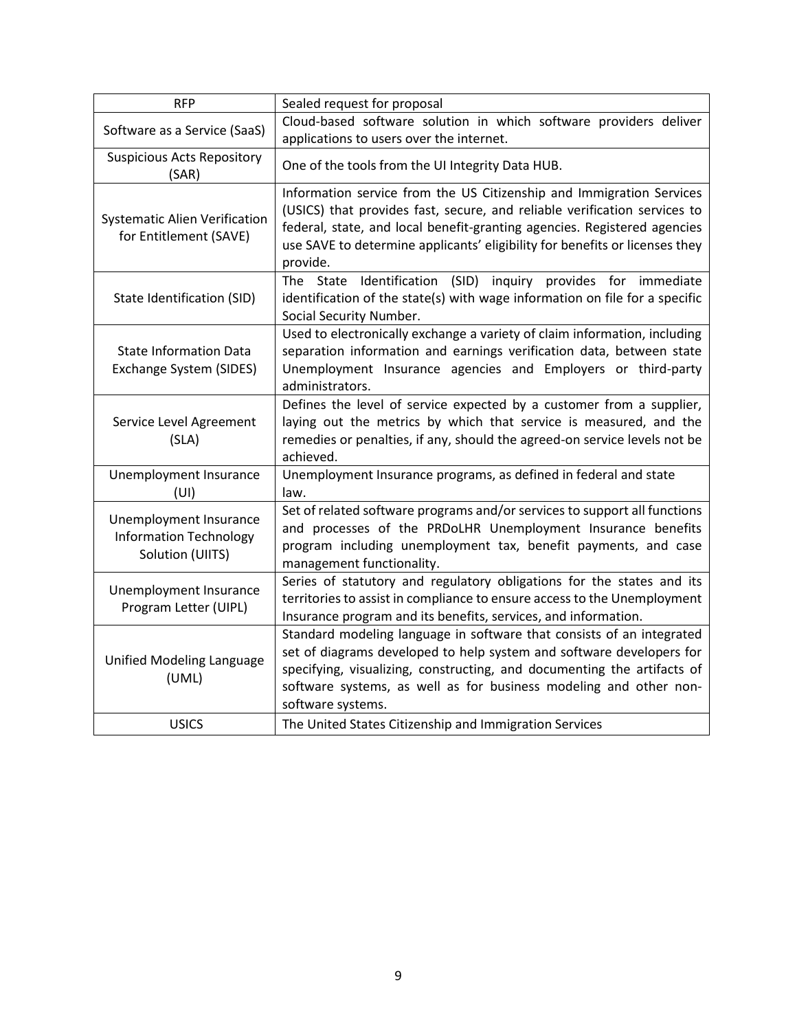| | |
|---|---|
| RFP | Sealed request for proposal |
| Software as a Service (SaaS) | Cloud-based software solution in which software providers deliver applications to users over the internet. |
| Suspicious Acts Repository (SAR) | One of the tools from the UI Integrity Data HUB. |
| Systematic Alien Verification for Entitlement (SAVE) | Information service from the US Citizenship and Immigration Services (USICS) that provides fast, secure, and reliable verification services to federal, state, and local benefit-granting agencies. Registered agencies use SAVE to determine applicants' eligibility for benefits or licenses they provide. |
| State Identification (SID) | The State Identification (SID) inquiry provides for immediate identification of the state(s) with wage information on file for a specific Social Security Number. |
| State Information Data Exchange System (SIDES) | Used to electronically exchange a variety of claim information, including separation information and earnings verification data, between state Unemployment Insurance agencies and Employers or third-party administrators. |
| Service Level Agreement (SLA) | Defines the level of service expected by a customer from a supplier, laying out the metrics by which that service is measured, and the remedies or penalties, if any, should the agreed-on service levels not be achieved. |
| Unemployment Insurance (UI) | Unemployment Insurance programs, as defined in federal and state law. |
| Unemployment Insurance Information Technology Solution (UIITS) | Set of related software programs and/or services to support all functions and processes of the PRDoLHR Unemployment Insurance benefits program including unemployment tax, benefit payments, and case management functionality. |
| Unemployment Insurance Program Letter (UIPL) | Series of statutory and regulatory obligations for the states and its territories to assist in compliance to ensure access to the Unemployment Insurance program and its benefits, services, and information. |
| Unified Modeling Language (UML) | Standard modeling language in software that consists of an integrated set of diagrams developed to help system and software developers for specifying, visualizing, constructing, and documenting the artifacts of software systems, as well as for business modeling and other non-software systems. |
| USICS | The United States Citizenship and Immigration Services |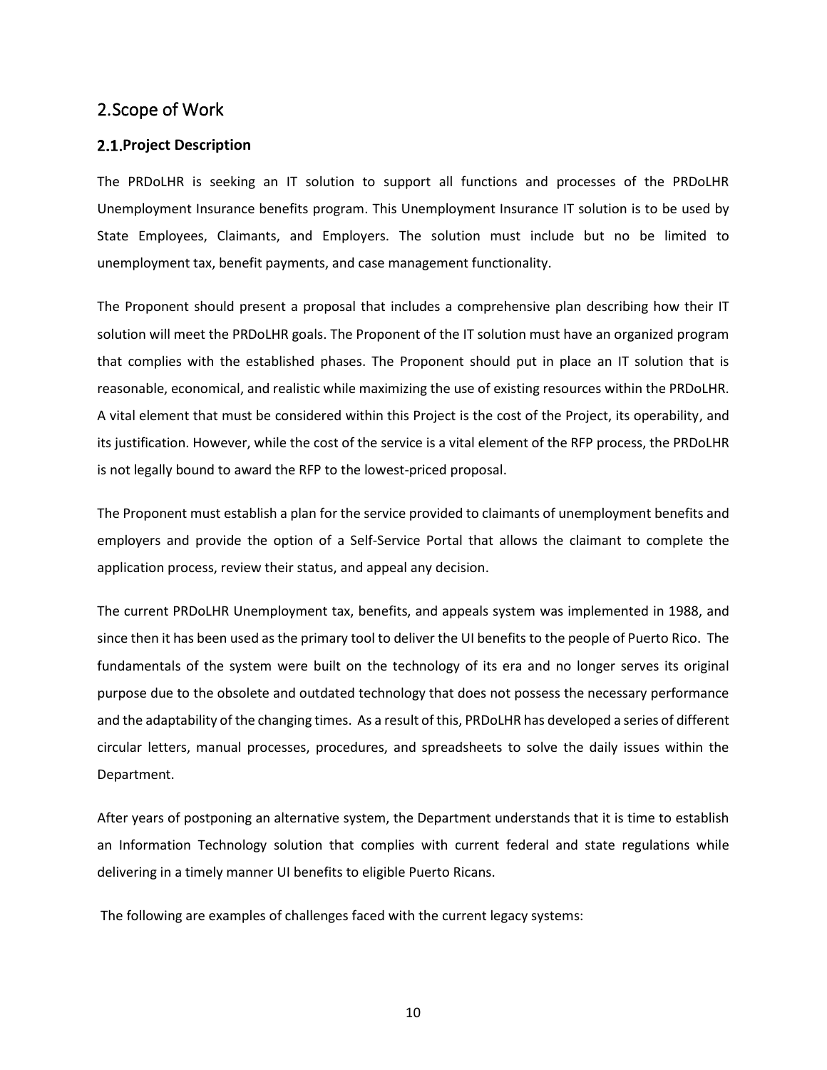# 2. Scope of Work

## 2.1. Project Description

The PRDoLHR is seeking an IT solution to support all functions and processes of the PRDoLHR Unemployment Insurance benefits program. This Unemployment Insurance IT solution is to be used by State Employees, Claimants, and Employers. The solution must include but no be limited to unemployment tax, benefit payments, and case management functionality.

The Proponent should present a proposal that includes a comprehensive plan describing how their IT solution will meet the PRDoLHR goals. The Proponent of the IT solution must have an organized program that complies with the established phases. The Proponent should put in place an IT solution that is reasonable, economical, and realistic while maximizing the use of existing resources within the PRDoLHR. A vital element that must be considered within this Project is the cost of the Project, its operability, and its justification. However, while the cost of the service is a vital element of the RFP process, the PRDoLHR is not legally bound to award the RFP to the lowest-priced proposal.

The Proponent must establish a plan for the service provided to claimants of unemployment benefits and employers and provide the option of a Self-Service Portal that allows the claimant to complete the application process, review their status, and appeal any decision.

The current PRDoLHR Unemployment tax, benefits, and appeals system was implemented in 1988, and since then it has been used as the primary tool to deliver the UI benefits to the people of Puerto Rico. The fundamentals of the system were built on the technology of its era and no longer serves its original purpose due to the obsolete and outdated technology that does not possess the necessary performance and the adaptability of the changing times. As a result of this, PRDoLHR has developed a series of different circular letters, manual processes, procedures, and spreadsheets to solve the daily issues within the Department.

After years of postponing an alternative system, the Department understands that it is time to establish an Information Technology solution that complies with current federal and state regulations while delivering in a timely manner UI benefits to eligible Puerto Ricans.

The following are examples of challenges faced with the current legacy systems: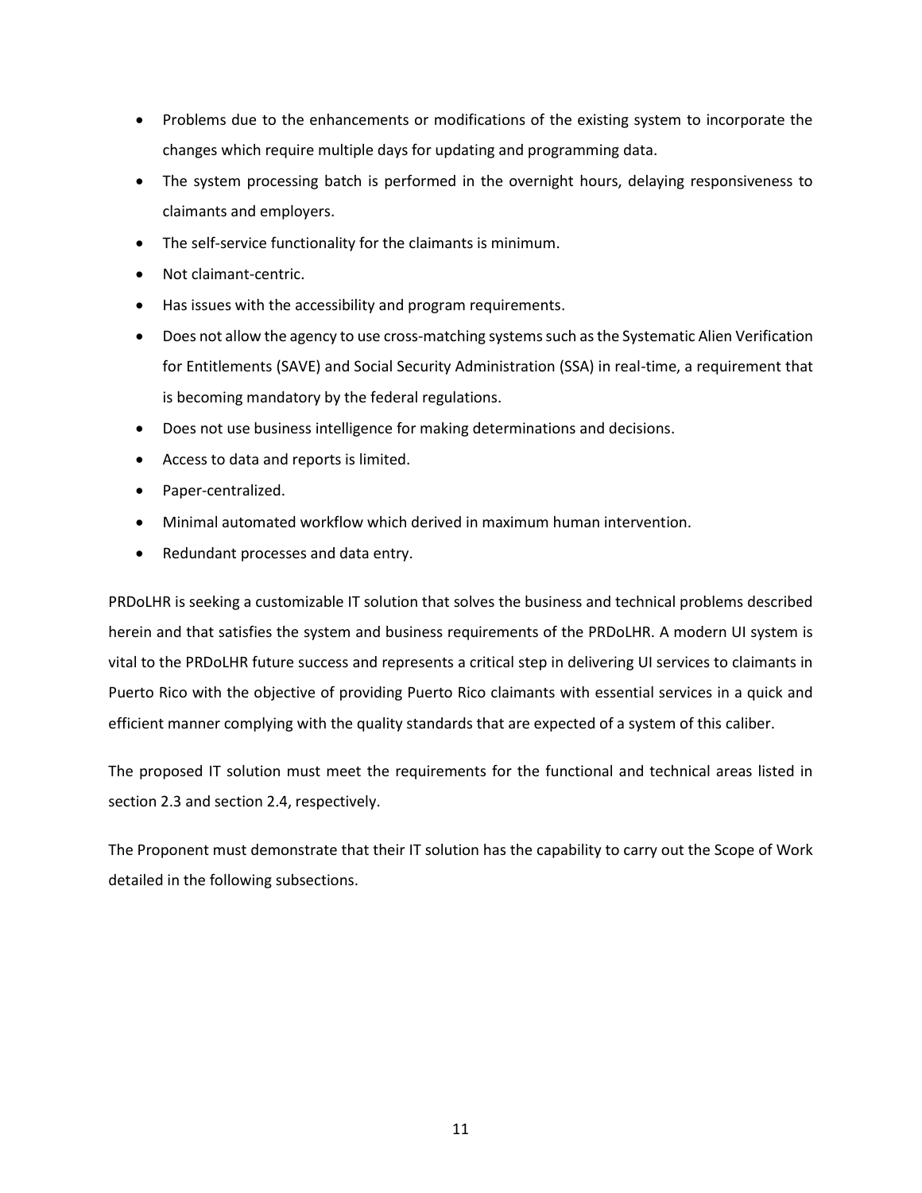- Problems due to the enhancements or modifications of the existing system to incorporate the changes which require multiple days for updating and programming data.
- The system processing batch is performed in the overnight hours, delaying responsiveness to claimants and employers.
- The self-service functionality for the claimants is minimum.
- Not claimant-centric.
- Has issues with the accessibility and program requirements.
- Does not allow the agency to use cross-matching systems such as the Systematic Alien Verification for Entitlements (SAVE) and Social Security Administration (SSA) in real-time, a requirement that is becoming mandatory by the federal regulations.
- Does not use business intelligence for making determinations and decisions.
- Access to data and reports is limited.
- Paper-centralized.
- Minimal automated workflow which derived in maximum human intervention.
- Redundant processes and data entry.

PRDoLHR is seeking a customizable IT solution that solves the business and technical problems described herein and that satisfies the system and business requirements of the PRDoLHR. A modern UI system is vital to the PRDoLHR future success and represents a critical step in delivering UI services to claimants in Puerto Rico with the objective of providing Puerto Rico claimants with essential services in a quick and efficient manner complying with the quality standards that are expected of a system of this caliber.

The proposed IT solution must meet the requirements for the functional and technical areas listed in section 2.3 and section 2.4, respectively.

The Proponent must demonstrate that their IT solution has the capability to carry out the Scope of Work detailed in the following subsections.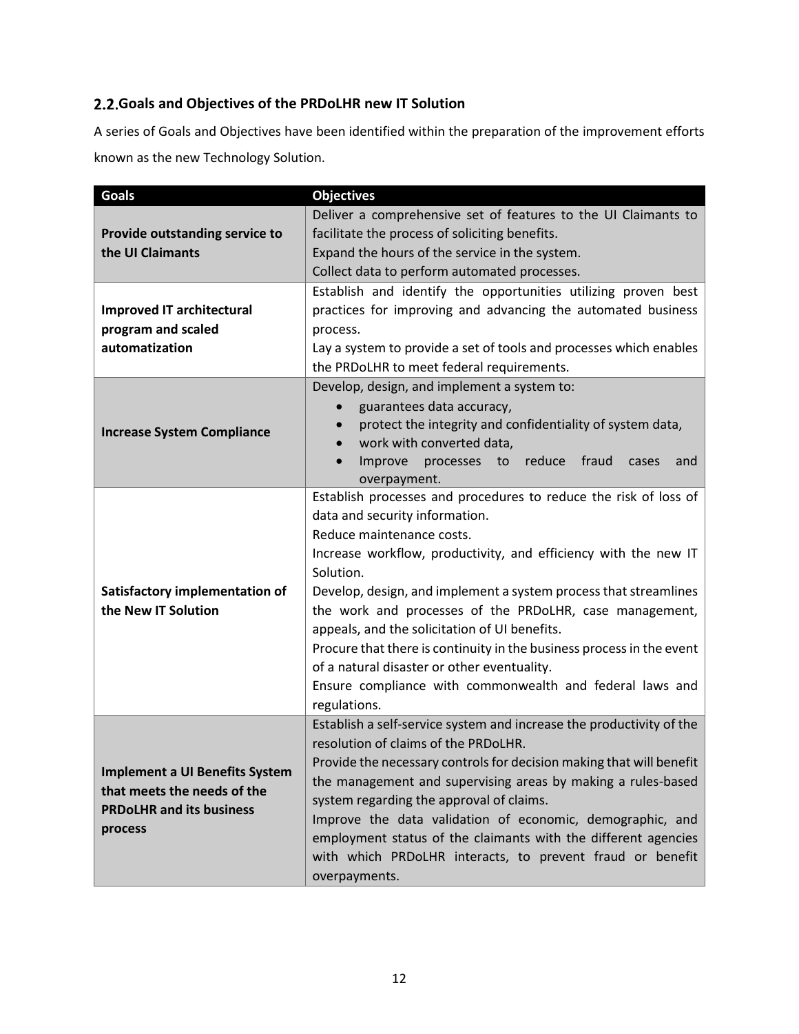## 2.2. Goals and Objectives of the PRDoLHR new IT Solution

A series of Goals and Objectives have been identified within the preparation of the improvement efforts known as the new Technology Solution.

| Goals | Objectives |
|---|---|
| **Provide outstanding service to the UI Claimants** | Deliver a comprehensive set of features to the UI Claimants to facilitate the process of soliciting benefits.<br>Expand the hours of the service in the system.<br>Collect data to perform automated processes. |
| **Improved IT architectural program and scaled automatization** | Establish and identify the opportunities utilizing proven best practices for improving and advancing the automated business process.<br>Lay a system to provide a set of tools and processes which enables the PRDoLHR to meet federal requirements. |
| **Increase System Compliance** | Develop, design, and implement a system to:<br>• guarantees data accuracy,<br>• protect the integrity and confidentiality of system data,<br>• work with converted data,<br>• Improve processes to reduce fraud cases and overpayment. |
| **Satisfactory implementation of the New IT Solution** | Establish processes and procedures to reduce the risk of loss of data and security information.<br>Reduce maintenance costs.<br>Increase workflow, productivity, and efficiency with the new IT Solution.<br>Develop, design, and implement a system process that streamlines the work and processes of the PRDoLHR, case management, appeals, and the solicitation of UI benefits.<br>Procure that there is continuity in the business process in the event of a natural disaster or other eventuality.<br>Ensure compliance with commonwealth and federal laws and regulations. |
| **Implement a UI Benefits System that meets the needs of the PRDoLHR and its business process** | Establish a self-service system and increase the productivity of the resolution of claims of the PRDoLHR.<br>Provide the necessary controls for decision making that will benefit the management and supervising areas by making a rules-based system regarding the approval of claims.<br>Improve the data validation of economic, demographic, and employment status of the claimants with the different agencies with which PRDoLHR interacts, to prevent fraud or benefit overpayments. |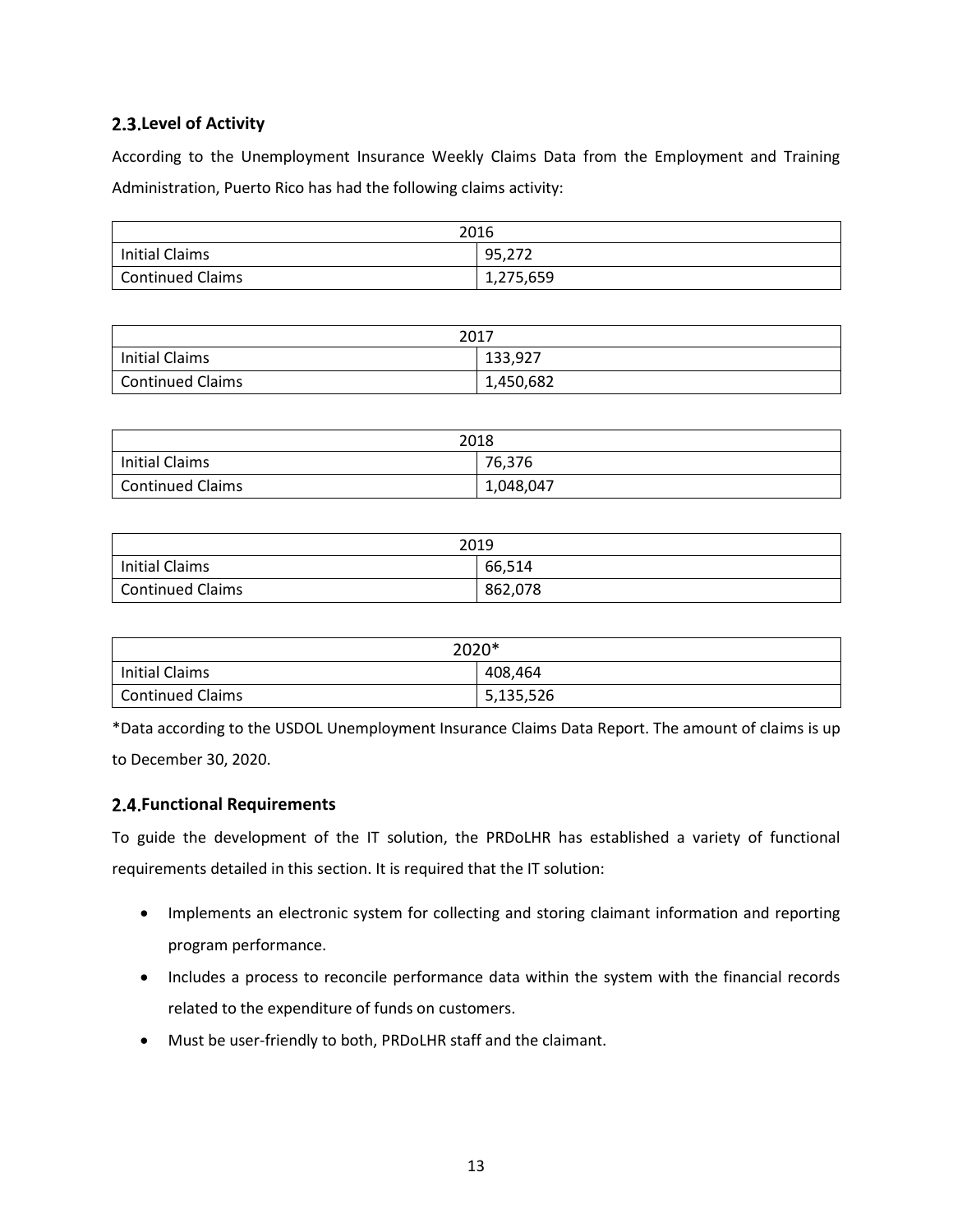## 2.3. Level of Activity

According to the Unemployment Insurance Weekly Claims Data from the Employment and Training Administration, Puerto Rico has had the following claims activity:

| 2016 | |
|---|---|
| Initial Claims | 95,272 |
| Continued Claims | 1,275,659 |

| 2017 | |
|---|---|
| Initial Claims | 133,927 |
| Continued Claims | 1,450,682 |

| 2018 | |
|---|---|
| Initial Claims | 76,376 |
| Continued Claims | 1,048,047 |

| 2019 | |
|---|---|
| Initial Claims | 66,514 |
| Continued Claims | 862,078 |

| 2020* | |
|---|---|
| Initial Claims | 408,464 |
| Continued Claims | 5,135,526 |

*Data according to the USDOL Unemployment Insurance Claims Data Report. The amount of claims is up to December 30, 2020.

## 2.4. Functional Requirements

To guide the development of the IT solution, the PRDoLHR has established a variety of functional requirements detailed in this section. It is required that the IT solution:

- Implements an electronic system for collecting and storing claimant information and reporting program performance.
- Includes a process to reconcile performance data within the system with the financial records related to the expenditure of funds on customers.
- Must be user-friendly to both, PRDoLHR staff and the claimant.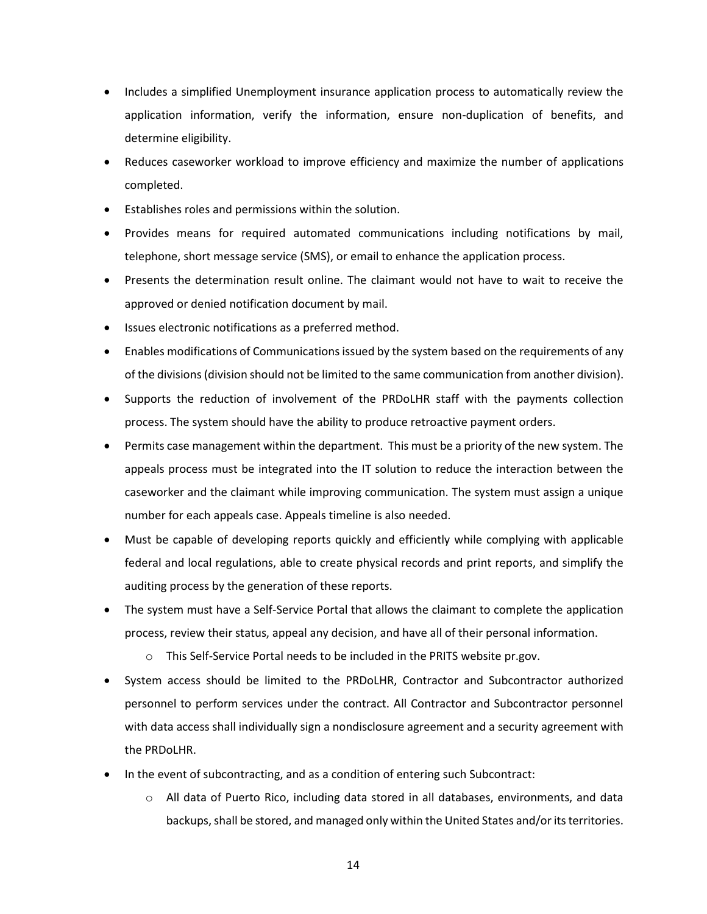- Includes a simplified Unemployment insurance application process to automatically review the application information, verify the information, ensure non-duplication of benefits, and determine eligibility.
- Reduces caseworker workload to improve efficiency and maximize the number of applications completed.
- Establishes roles and permissions within the solution.
- Provides means for required automated communications including notifications by mail, telephone, short message service (SMS), or email to enhance the application process.
- Presents the determination result online. The claimant would not have to wait to receive the approved or denied notification document by mail.
- Issues electronic notifications as a preferred method.
- Enables modifications of Communications issued by the system based on the requirements of any of the divisions (division should not be limited to the same communication from another division).
- Supports the reduction of involvement of the PRDoLHR staff with the payments collection process. The system should have the ability to produce retroactive payment orders.
- Permits case management within the department. This must be a priority of the new system. The appeals process must be integrated into the IT solution to reduce the interaction between the caseworker and the claimant while improving communication. The system must assign a unique number for each appeals case. Appeals timeline is also needed.
- Must be capable of developing reports quickly and efficiently while complying with applicable federal and local regulations, able to create physical records and print reports, and simplify the auditing process by the generation of these reports.
- The system must have a Self-Service Portal that allows the claimant to complete the application process, review their status, appeal any decision, and have all of their personal information.
  - This Self-Service Portal needs to be included in the PRITS website pr.gov.
- System access should be limited to the PRDoLHR, Contractor and Subcontractor authorized personnel to perform services under the contract. All Contractor and Subcontractor personnel with data access shall individually sign a nondisclosure agreement and a security agreement with the PRDoLHR.
- In the event of subcontracting, and as a condition of entering such Subcontract:
  - All data of Puerto Rico, including data stored in all databases, environments, and data backups, shall be stored, and managed only within the United States and/or its territories.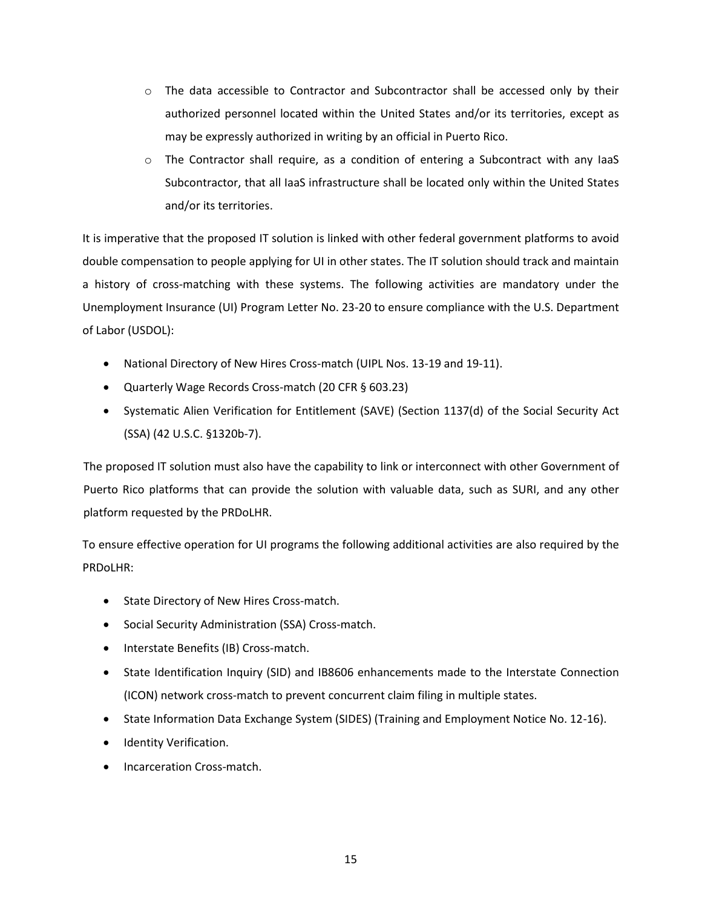- The data accessible to Contractor and Subcontractor shall be accessed only by their authorized personnel located within the United States and/or its territories, except as may be expressly authorized in writing by an official in Puerto Rico.
  - The Contractor shall require, as a condition of entering a Subcontract with any IaaS Subcontractor, that all IaaS infrastructure shall be located only within the United States and/or its territories.

It is imperative that the proposed IT solution is linked with other federal government platforms to avoid double compensation to people applying for UI in other states. The IT solution should track and maintain a history of cross-matching with these systems. The following activities are mandatory under the Unemployment Insurance (UI) Program Letter No. 23-20 to ensure compliance with the U.S. Department of Labor (USDOL):

- National Directory of New Hires Cross-match (UIPL Nos. 13-19 and 19-11).
- Quarterly Wage Records Cross-match (20 CFR § 603.23)
- Systematic Alien Verification for Entitlement (SAVE) (Section 1137(d) of the Social Security Act (SSA) (42 U.S.C. §1320b-7).

The proposed IT solution must also have the capability to link or interconnect with other Government of Puerto Rico platforms that can provide the solution with valuable data, such as SURI, and any other platform requested by the PRDoLHR.

To ensure effective operation for UI programs the following additional activities are also required by the PRDoLHR:

- State Directory of New Hires Cross-match.
- Social Security Administration (SSA) Cross-match.
- Interstate Benefits (IB) Cross-match.
- State Identification Inquiry (SID) and IB8606 enhancements made to the Interstate Connection (ICON) network cross-match to prevent concurrent claim filing in multiple states.
- State Information Data Exchange System (SIDES) (Training and Employment Notice No. 12-16).
- Identity Verification.
- Incarceration Cross-match.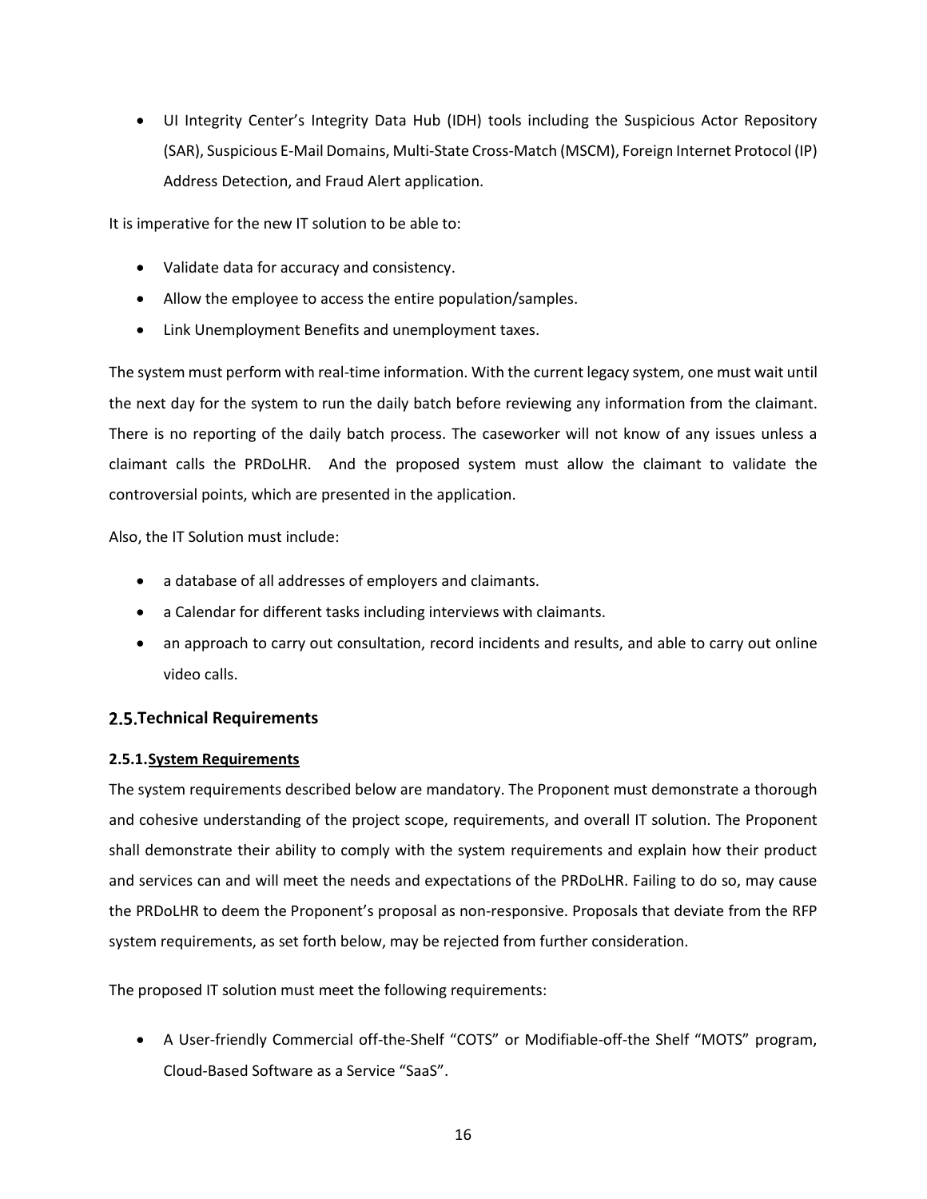- UI Integrity Center's Integrity Data Hub (IDH) tools including the Suspicious Actor Repository (SAR), Suspicious E-Mail Domains, Multi-State Cross-Match (MSCM), Foreign Internet Protocol (IP) Address Detection, and Fraud Alert application.

It is imperative for the new IT solution to be able to:

- Validate data for accuracy and consistency.
- Allow the employee to access the entire population/samples.
- Link Unemployment Benefits and unemployment taxes.

The system must perform with real-time information. With the current legacy system, one must wait until the next day for the system to run the daily batch before reviewing any information from the claimant. There is no reporting of the daily batch process. The caseworker will not know of any issues unless a claimant calls the PRDoLHR. And the proposed system must allow the claimant to validate the controversial points, which are presented in the application.

Also, the IT Solution must include:

- a database of all addresses of employers and claimants.
- a Calendar for different tasks including interviews with claimants.
- an approach to carry out consultation, record incidents and results, and able to carry out online video calls.

## 2.5. Technical Requirements

### 2.5.1. <u>System Requirements</u>

The system requirements described below are mandatory. The Proponent must demonstrate a thorough and cohesive understanding of the project scope, requirements, and overall IT solution. The Proponent shall demonstrate their ability to comply with the system requirements and explain how their product and services can and will meet the needs and expectations of the PRDoLHR. Failing to do so, may cause the PRDoLHR to deem the Proponent's proposal as non-responsive. Proposals that deviate from the RFP system requirements, as set forth below, may be rejected from further consideration.

The proposed IT solution must meet the following requirements:

- A User-friendly Commercial off-the-Shelf "COTS" or Modifiable-off-the Shelf "MOTS" program, Cloud-Based Software as a Service "SaaS".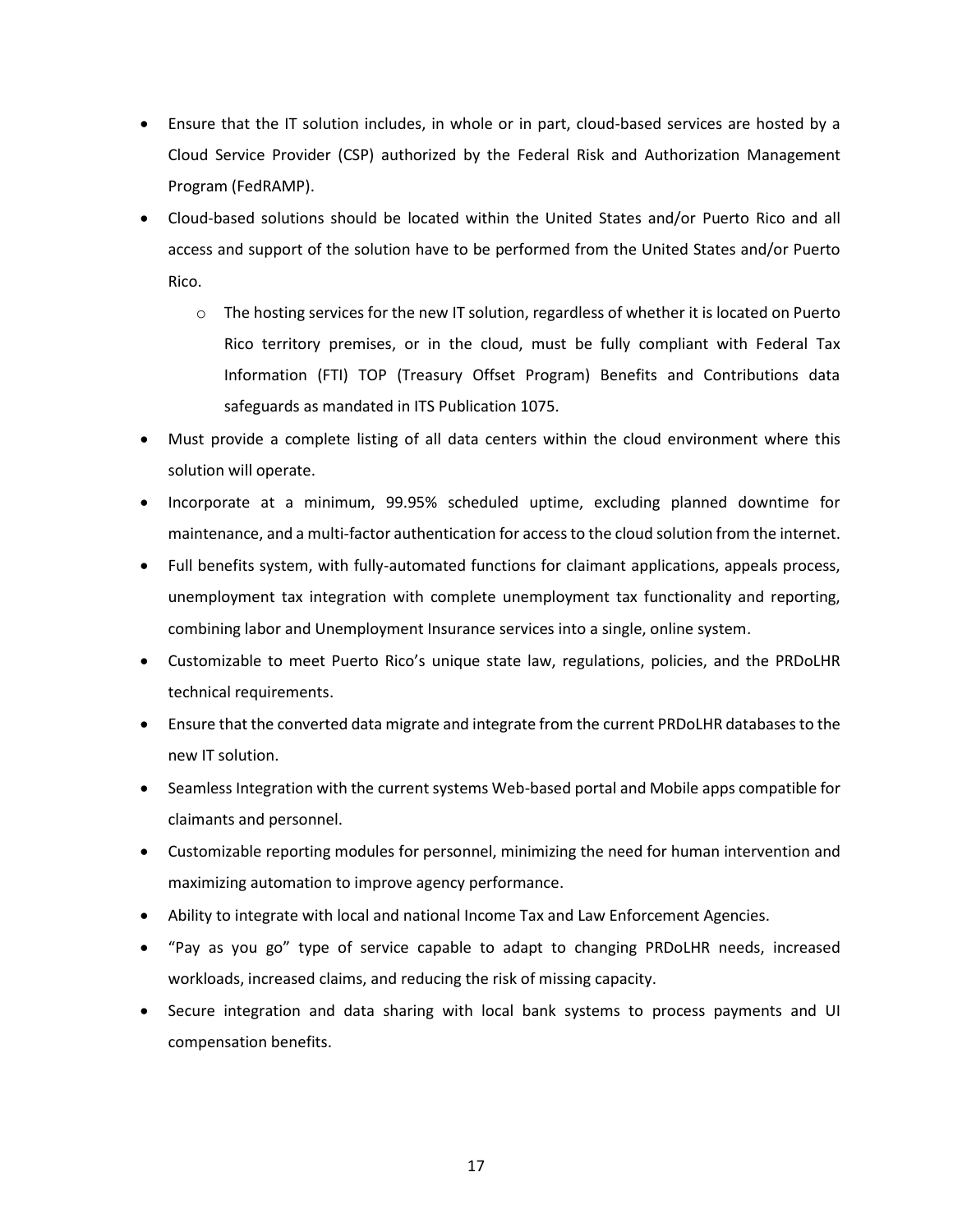- Ensure that the IT solution includes, in whole or in part, cloud-based services are hosted by a Cloud Service Provider (CSP) authorized by the Federal Risk and Authorization Management Program (FedRAMP).
- Cloud-based solutions should be located within the United States and/or Puerto Rico and all access and support of the solution have to be performed from the United States and/or Puerto Rico.
    - The hosting services for the new IT solution, regardless of whether it is located on Puerto Rico territory premises, or in the cloud, must be fully compliant with Federal Tax Information (FTI) TOP (Treasury Offset Program) Benefits and Contributions data safeguards as mandated in ITS Publication 1075.
- Must provide a complete listing of all data centers within the cloud environment where this solution will operate.
- Incorporate at a minimum, 99.95% scheduled uptime, excluding planned downtime for maintenance, and a multi-factor authentication for access to the cloud solution from the internet.
- Full benefits system, with fully-automated functions for claimant applications, appeals process, unemployment tax integration with complete unemployment tax functionality and reporting, combining labor and Unemployment Insurance services into a single, online system.
- Customizable to meet Puerto Rico's unique state law, regulations, policies, and the PRDoLHR technical requirements.
- Ensure that the converted data migrate and integrate from the current PRDoLHR databases to the new IT solution.
- Seamless Integration with the current systems Web-based portal and Mobile apps compatible for claimants and personnel.
- Customizable reporting modules for personnel, minimizing the need for human intervention and maximizing automation to improve agency performance.
- Ability to integrate with local and national Income Tax and Law Enforcement Agencies.
- "Pay as you go" type of service capable to adapt to changing PRDoLHR needs, increased workloads, increased claims, and reducing the risk of missing capacity.
- Secure integration and data sharing with local bank systems to process payments and UI compensation benefits.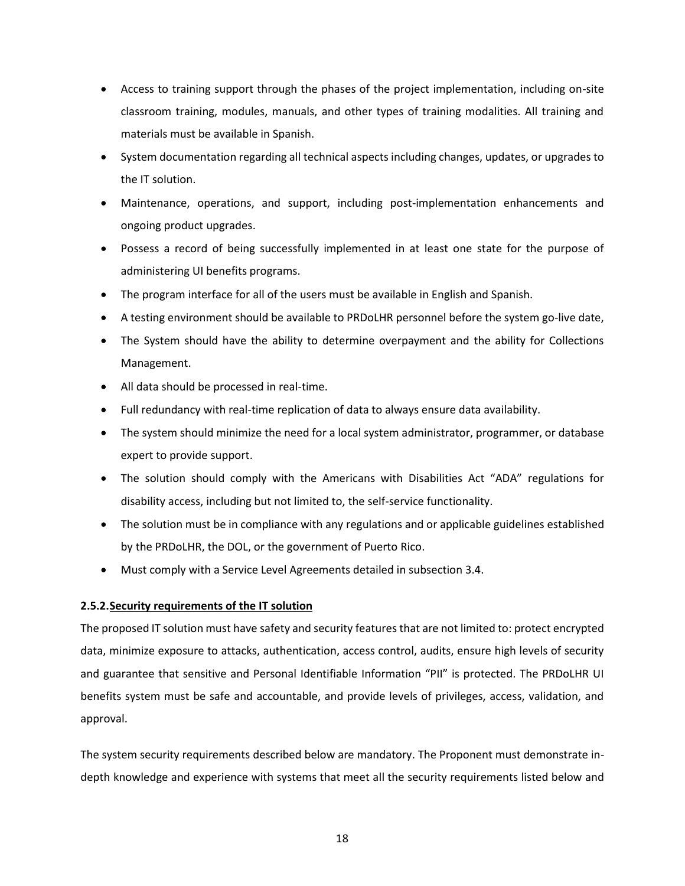- Access to training support through the phases of the project implementation, including on-site classroom training, modules, manuals, and other types of training modalities. All training and materials must be available in Spanish.
- System documentation regarding all technical aspects including changes, updates, or upgrades to the IT solution.
- Maintenance, operations, and support, including post-implementation enhancements and ongoing product upgrades.
- Possess a record of being successfully implemented in at least one state for the purpose of administering UI benefits programs.
- The program interface for all of the users must be available in English and Spanish.
- A testing environment should be available to PRDoLHR personnel before the system go-live date,
- The System should have the ability to determine overpayment and the ability for Collections Management.
- All data should be processed in real-time.
- Full redundancy with real-time replication of data to always ensure data availability.
- The system should minimize the need for a local system administrator, programmer, or database expert to provide support.
- The solution should comply with the Americans with Disabilities Act "ADA" regulations for disability access, including but not limited to, the self-service functionality.
- The solution must be in compliance with any regulations and or applicable guidelines established by the PRDoLHR, the DOL, or the government of Puerto Rico.
- Must comply with a Service Level Agreements detailed in subsection 3.4.

#### 2.5.2. Security requirements of the IT solution

The proposed IT solution must have safety and security features that are not limited to: protect encrypted data, minimize exposure to attacks, authentication, access control, audits, ensure high levels of security and guarantee that sensitive and Personal Identifiable Information "PII" is protected. The PRDoLHR UI benefits system must be safe and accountable, and provide levels of privileges, access, validation, and approval.

The system security requirements described below are mandatory. The Proponent must demonstrate in-depth knowledge and experience with systems that meet all the security requirements listed below and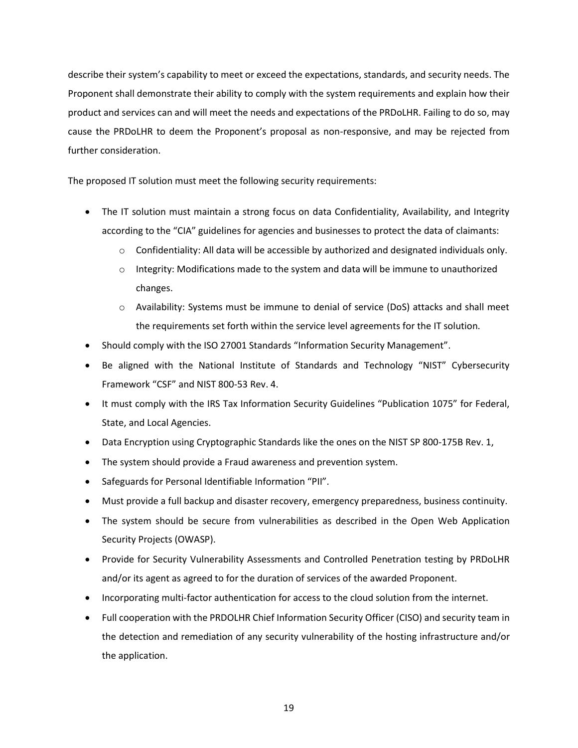describe their system's capability to meet or exceed the expectations, standards, and security needs. The Proponent shall demonstrate their ability to comply with the system requirements and explain how their product and services can and will meet the needs and expectations of the PRDoLHR. Failing to do so, may cause the PRDoLHR to deem the Proponent's proposal as non-responsive, and may be rejected from further consideration.

The proposed IT solution must meet the following security requirements:

- The IT solution must maintain a strong focus on data Confidentiality, Availability, and Integrity according to the "CIA" guidelines for agencies and businesses to protect the data of claimants:
  - Confidentiality: All data will be accessible by authorized and designated individuals only.
  - Integrity: Modifications made to the system and data will be immune to unauthorized changes.
  - Availability: Systems must be immune to denial of service (DoS) attacks and shall meet the requirements set forth within the service level agreements for the IT solution.
- Should comply with the ISO 27001 Standards "Information Security Management".
- Be aligned with the National Institute of Standards and Technology "NIST" Cybersecurity Framework "CSF" and NIST 800-53 Rev. 4.
- It must comply with the IRS Tax Information Security Guidelines "Publication 1075" for Federal, State, and Local Agencies.
- Data Encryption using Cryptographic Standards like the ones on the NIST SP 800-175B Rev. 1,
- The system should provide a Fraud awareness and prevention system.
- Safeguards for Personal Identifiable Information "PII".
- Must provide a full backup and disaster recovery, emergency preparedness, business continuity.
- The system should be secure from vulnerabilities as described in the Open Web Application Security Projects (OWASP).
- Provide for Security Vulnerability Assessments and Controlled Penetration testing by PRDoLHR and/or its agent as agreed to for the duration of services of the awarded Proponent.
- Incorporating multi-factor authentication for access to the cloud solution from the internet.
- Full cooperation with the PRDOLHR Chief Information Security Officer (CISO) and security team in the detection and remediation of any security vulnerability of the hosting infrastructure and/or the application.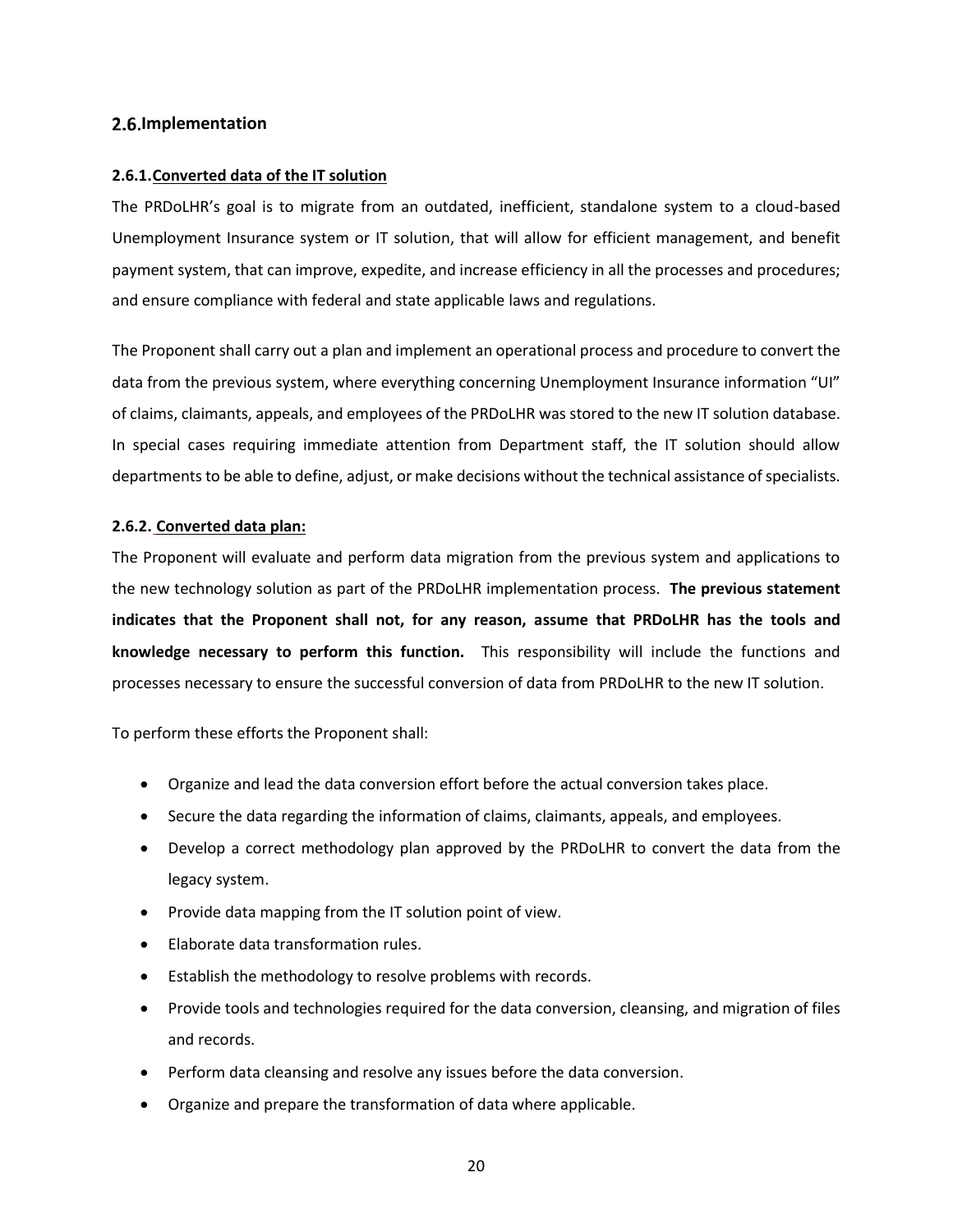## 2.6. Implementation

### 2.6.1. Converted data of the IT solution

The PRDoLHR's goal is to migrate from an outdated, inefficient, standalone system to a cloud-based Unemployment Insurance system or IT solution, that will allow for efficient management, and benefit payment system, that can improve, expedite, and increase efficiency in all the processes and procedures; and ensure compliance with federal and state applicable laws and regulations.

The Proponent shall carry out a plan and implement an operational process and procedure to convert the data from the previous system, where everything concerning Unemployment Insurance information "UI" of claims, claimants, appeals, and employees of the PRDoLHR was stored to the new IT solution database. In special cases requiring immediate attention from Department staff, the IT solution should allow departments to be able to define, adjust, or make decisions without the technical assistance of specialists.

### 2.6.2. Converted data plan:

The Proponent will evaluate and perform data migration from the previous system and applications to the new technology solution as part of the PRDoLHR implementation process. **The previous statement indicates that the Proponent shall not, for any reason, assume that PRDoLHR has the tools and knowledge necessary to perform this function.** This responsibility will include the functions and processes necessary to ensure the successful conversion of data from PRDoLHR to the new IT solution.

To perform these efforts the Proponent shall:

- Organize and lead the data conversion effort before the actual conversion takes place.
- Secure the data regarding the information of claims, claimants, appeals, and employees.
- Develop a correct methodology plan approved by the PRDoLHR to convert the data from the legacy system.
- Provide data mapping from the IT solution point of view.
- Elaborate data transformation rules.
- Establish the methodology to resolve problems with records.
- Provide tools and technologies required for the data conversion, cleansing, and migration of files and records.
- Perform data cleansing and resolve any issues before the data conversion.
- Organize and prepare the transformation of data where applicable.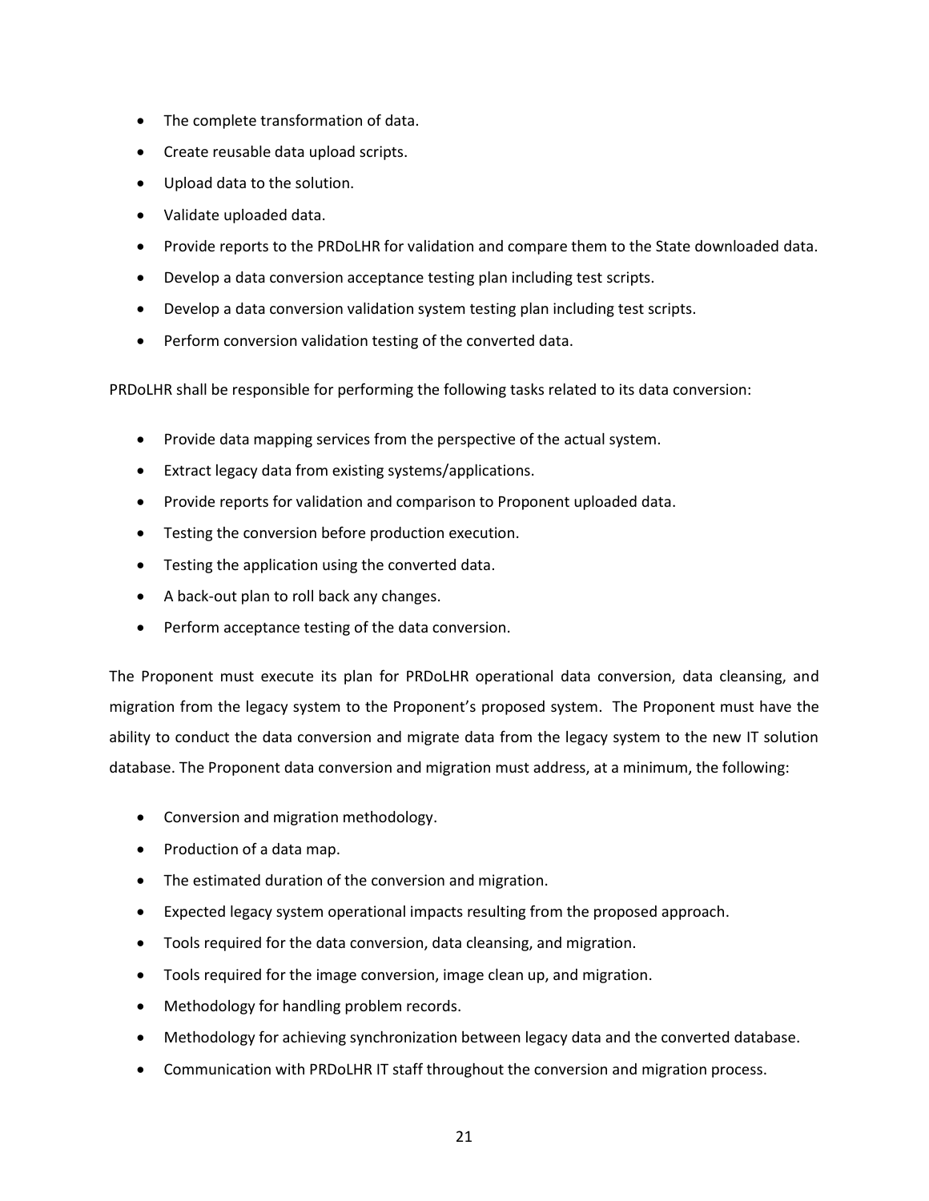- The complete transformation of data.
- Create reusable data upload scripts.
- Upload data to the solution.
- Validate uploaded data.
- Provide reports to the PRDoLHR for validation and compare them to the State downloaded data.
- Develop a data conversion acceptance testing plan including test scripts.
- Develop a data conversion validation system testing plan including test scripts.
- Perform conversion validation testing of the converted data.

PRDoLHR shall be responsible for performing the following tasks related to its data conversion:

- Provide data mapping services from the perspective of the actual system.
- Extract legacy data from existing systems/applications.
- Provide reports for validation and comparison to Proponent uploaded data.
- Testing the conversion before production execution.
- Testing the application using the converted data.
- A back-out plan to roll back any changes.
- Perform acceptance testing of the data conversion.

The Proponent must execute its plan for PRDoLHR operational data conversion, data cleansing, and migration from the legacy system to the Proponent's proposed system. The Proponent must have the ability to conduct the data conversion and migrate data from the legacy system to the new IT solution database. The Proponent data conversion and migration must address, at a minimum, the following:

- Conversion and migration methodology.
- Production of a data map.
- The estimated duration of the conversion and migration.
- Expected legacy system operational impacts resulting from the proposed approach.
- Tools required for the data conversion, data cleansing, and migration.
- Tools required for the image conversion, image clean up, and migration.
- Methodology for handling problem records.
- Methodology for achieving synchronization between legacy data and the converted database.
- Communication with PRDoLHR IT staff throughout the conversion and migration process.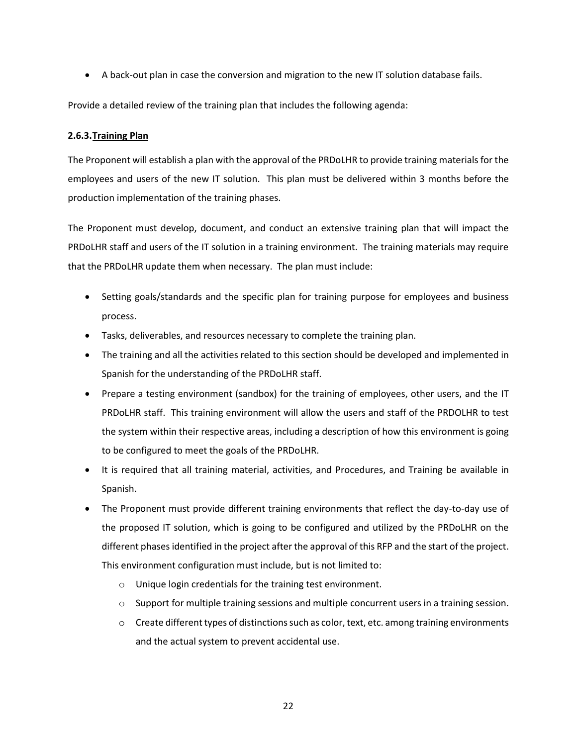- A back-out plan in case the conversion and migration to the new IT solution database fails.

Provide a detailed review of the training plan that includes the following agenda:

### 2.6.3. Training Plan

The Proponent will establish a plan with the approval of the PRDoLHR to provide training materials for the employees and users of the new IT solution. This plan must be delivered within 3 months before the production implementation of the training phases.

The Proponent must develop, document, and conduct an extensive training plan that will impact the PRDoLHR staff and users of the IT solution in a training environment. The training materials may require that the PRDoLHR update them when necessary. The plan must include:

- Setting goals/standards and the specific plan for training purpose for employees and business process.
- Tasks, deliverables, and resources necessary to complete the training plan.
- The training and all the activities related to this section should be developed and implemented in Spanish for the understanding of the PRDoLHR staff.
- Prepare a testing environment (sandbox) for the training of employees, other users, and the IT PRDoLHR staff. This training environment will allow the users and staff of the PRDOLHR to test the system within their respective areas, including a description of how this environment is going to be configured to meet the goals of the PRDoLHR.
- It is required that all training material, activities, and Procedures, and Training be available in Spanish.
- The Proponent must provide different training environments that reflect the day-to-day use of the proposed IT solution, which is going to be configured and utilized by the PRDoLHR on the different phases identified in the project after the approval of this RFP and the start of the project. This environment configuration must include, but is not limited to:
  - Unique login credentials for the training test environment.
  - Support for multiple training sessions and multiple concurrent users in a training session.
  - Create different types of distinctions such as color, text, etc. among training environments and the actual system to prevent accidental use.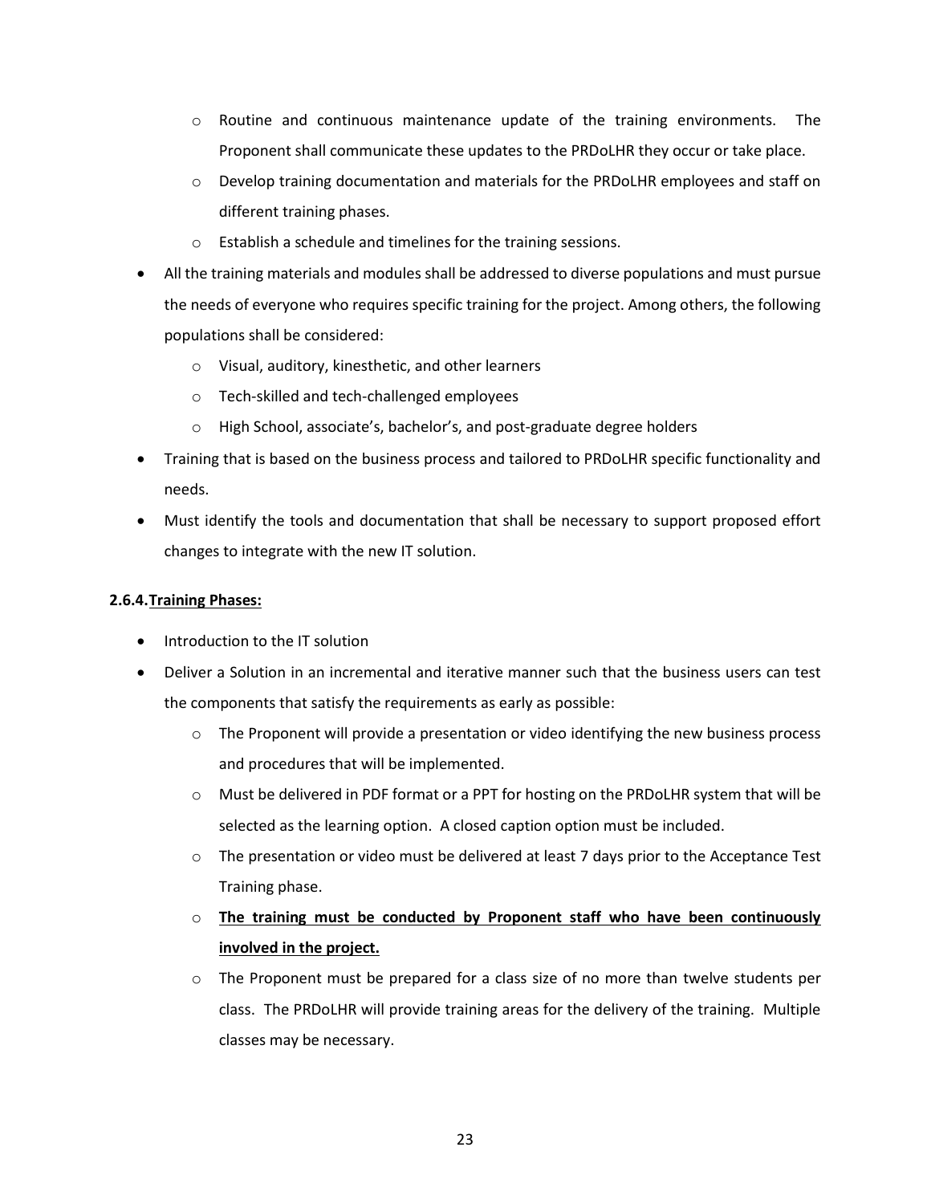- Routine and continuous maintenance update of the training environments. The Proponent shall communicate these updates to the PRDoLHR they occur or take place.
  - Develop training documentation and materials for the PRDoLHR employees and staff on different training phases.
  - Establish a schedule and timelines for the training sessions.
- All the training materials and modules shall be addressed to diverse populations and must pursue the needs of everyone who requires specific training for the project. Among others, the following populations shall be considered:
  - Visual, auditory, kinesthetic, and other learners
  - Tech-skilled and tech-challenged employees
  - High School, associate's, bachelor's, and post-graduate degree holders
- Training that is based on the business process and tailored to PRDoLHR specific functionality and needs.
- Must identify the tools and documentation that shall be necessary to support proposed effort changes to integrate with the new IT solution.

**2.6.4. <u>Training Phases:</u>**

- Introduction to the IT solution
- Deliver a Solution in an incremental and iterative manner such that the business users can test the components that satisfy the requirements as early as possible:
  - The Proponent will provide a presentation or video identifying the new business process and procedures that will be implemented.
  - Must be delivered in PDF format or a PPT for hosting on the PRDoLHR system that will be selected as the learning option. A closed caption option must be included.
  - The presentation or video must be delivered at least 7 days prior to the Acceptance Test Training phase.
  - **<u>The training must be conducted by Proponent staff who have been continuously involved in the project.</u>**
  - The Proponent must be prepared for a class size of no more than twelve students per class. The PRDoLHR will provide training areas for the delivery of the training. Multiple classes may be necessary.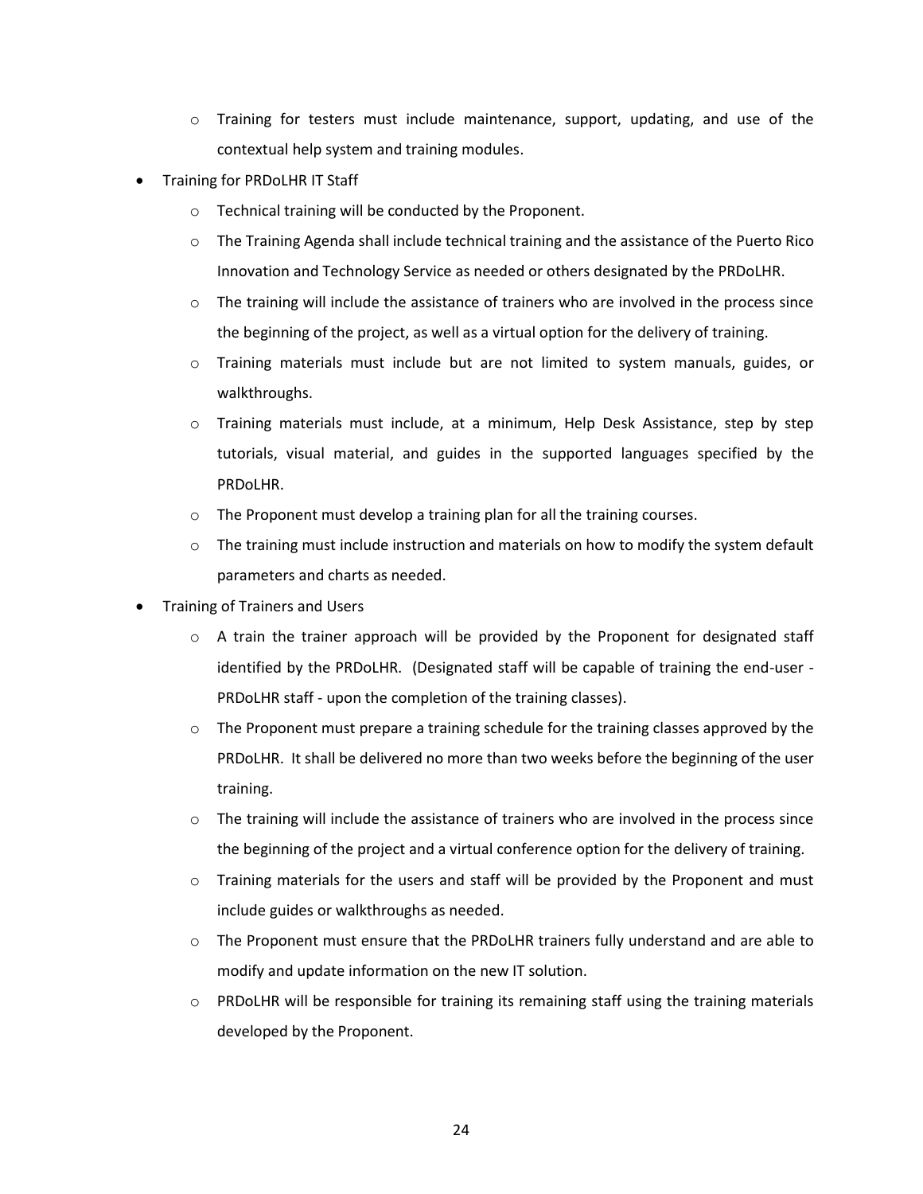- Training for testers must include maintenance, support, updating, and use of the contextual help system and training modules.

- Training for PRDoLHR IT Staff
  - Technical training will be conducted by the Proponent.
  - The Training Agenda shall include technical training and the assistance of the Puerto Rico Innovation and Technology Service as needed or others designated by the PRDoLHR.
  - The training will include the assistance of trainers who are involved in the process since the beginning of the project, as well as a virtual option for the delivery of training.
  - Training materials must include but are not limited to system manuals, guides, or walkthroughs.
  - Training materials must include, at a minimum, Help Desk Assistance, step by step tutorials, visual material, and guides in the supported languages specified by the PRDoLHR.
  - The Proponent must develop a training plan for all the training courses.
  - The training must include instruction and materials on how to modify the system default parameters and charts as needed.

- Training of Trainers and Users
  - A train the trainer approach will be provided by the Proponent for designated staff identified by the PRDoLHR. (Designated staff will be capable of training the end-user - PRDoLHR staff - upon the completion of the training classes).
  - The Proponent must prepare a training schedule for the training classes approved by the PRDoLHR. It shall be delivered no more than two weeks before the beginning of the user training.
  - The training will include the assistance of trainers who are involved in the process since the beginning of the project and a virtual conference option for the delivery of training.
  - Training materials for the users and staff will be provided by the Proponent and must include guides or walkthroughs as needed.
  - The Proponent must ensure that the PRDoLHR trainers fully understand and are able to modify and update information on the new IT solution.
  - PRDoLHR will be responsible for training its remaining staff using the training materials developed by the Proponent.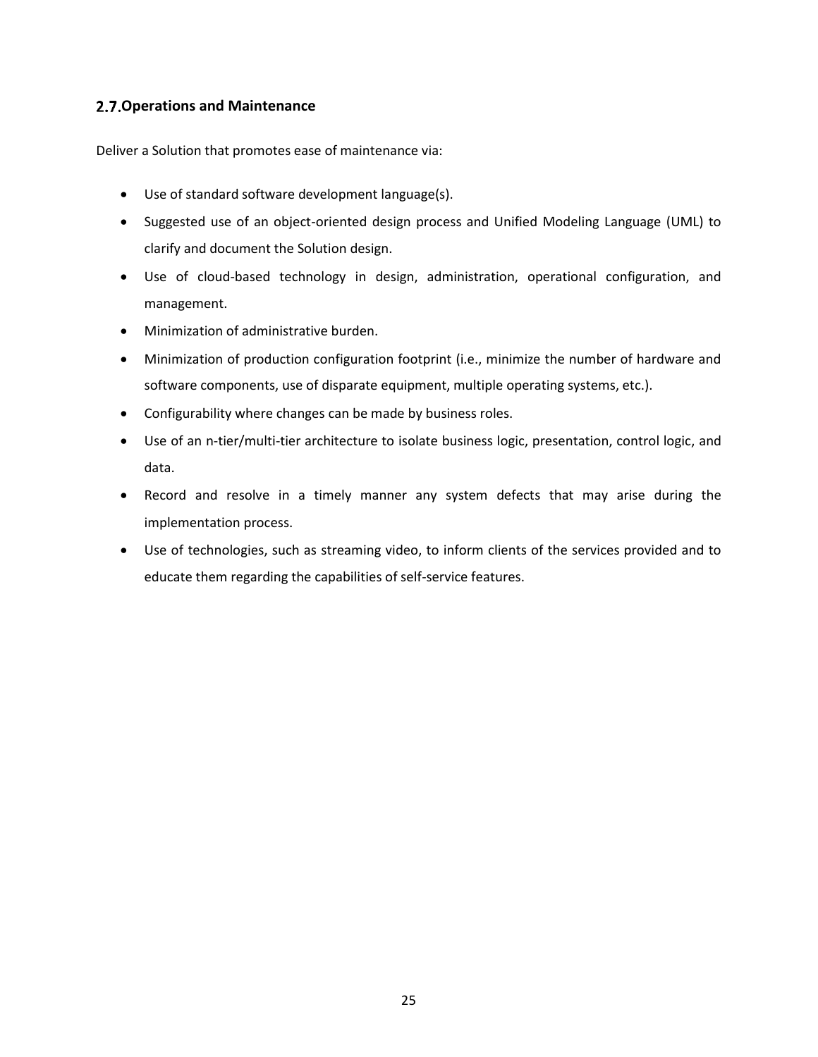## 2.7. Operations and Maintenance

Deliver a Solution that promotes ease of maintenance via:

- Use of standard software development language(s).
- Suggested use of an object-oriented design process and Unified Modeling Language (UML) to clarify and document the Solution design.
- Use of cloud-based technology in design, administration, operational configuration, and management.
- Minimization of administrative burden.
- Minimization of production configuration footprint (i.e., minimize the number of hardware and software components, use of disparate equipment, multiple operating systems, etc.).
- Configurability where changes can be made by business roles.
- Use of an n-tier/multi-tier architecture to isolate business logic, presentation, control logic, and data.
- Record and resolve in a timely manner any system defects that may arise during the implementation process.
- Use of technologies, such as streaming video, to inform clients of the services provided and to educate them regarding the capabilities of self-service features.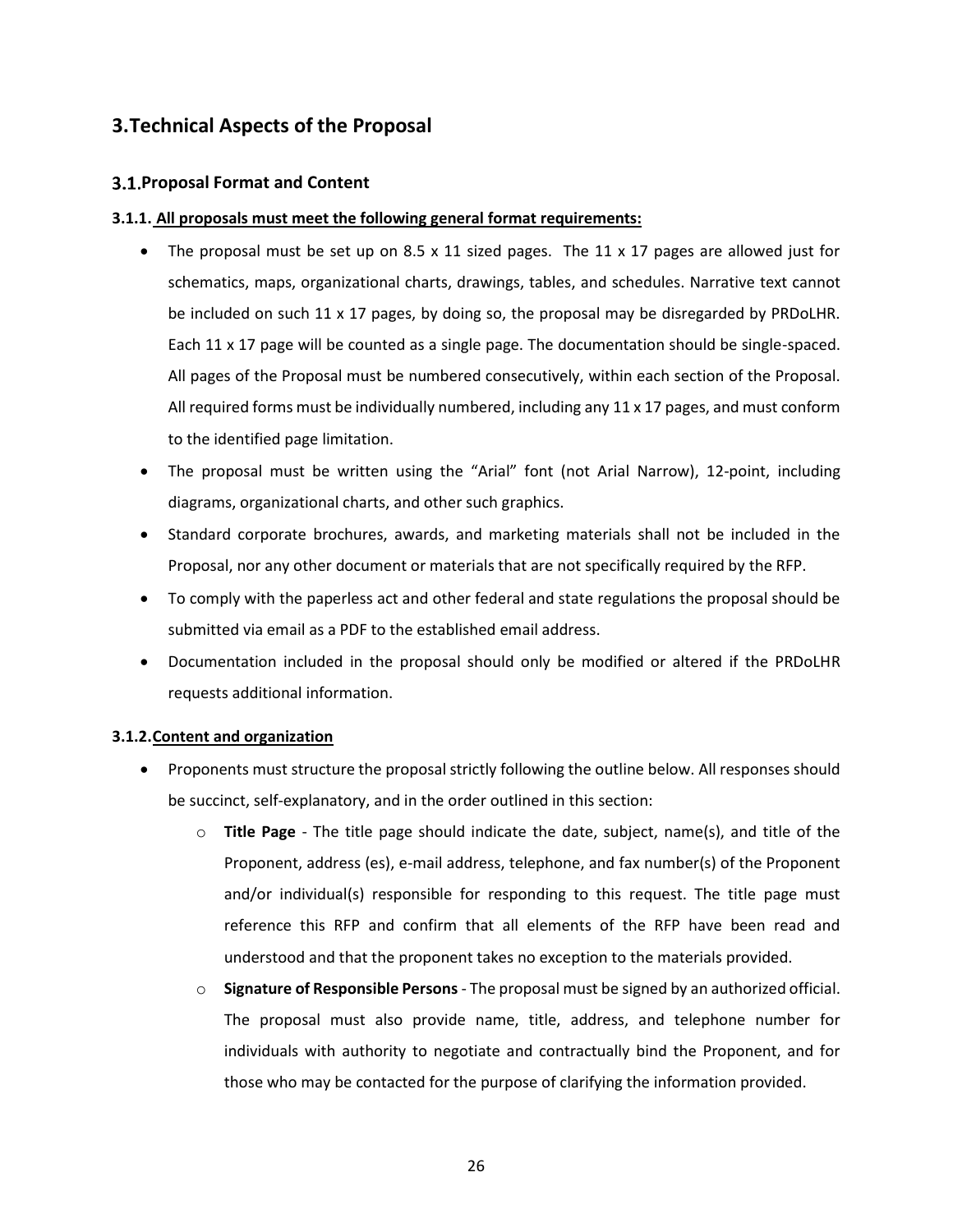# 3.Technical Aspects of the Proposal

## 3.1.Proposal Format and Content

### 3.1.1. All proposals must meet the following general format requirements:

- The proposal must be set up on 8.5 x 11 sized pages. The 11 x 17 pages are allowed just for schematics, maps, organizational charts, drawings, tables, and schedules. Narrative text cannot be included on such 11 x 17 pages, by doing so, the proposal may be disregarded by PRDoLHR. Each 11 x 17 page will be counted as a single page. The documentation should be single-spaced. All pages of the Proposal must be numbered consecutively, within each section of the Proposal. All required forms must be individually numbered, including any 11 x 17 pages, and must conform to the identified page limitation.
- The proposal must be written using the "Arial" font (not Arial Narrow), 12-point, including diagrams, organizational charts, and other such graphics.
- Standard corporate brochures, awards, and marketing materials shall not be included in the Proposal, nor any other document or materials that are not specifically required by the RFP.
- To comply with the paperless act and other federal and state regulations the proposal should be submitted via email as a PDF to the established email address.
- Documentation included in the proposal should only be modified or altered if the PRDoLHR requests additional information.

### 3.1.2.Content and organization

- Proponents must structure the proposal strictly following the outline below. All responses should be succinct, self-explanatory, and in the order outlined in this section:
  - **Title Page** - The title page should indicate the date, subject, name(s), and title of the Proponent, address (es), e-mail address, telephone, and fax number(s) of the Proponent and/or individual(s) responsible for responding to this request. The title page must reference this RFP and confirm that all elements of the RFP have been read and understood and that the proponent takes no exception to the materials provided.
  - **Signature of Responsible Persons** - The proposal must be signed by an authorized official. The proposal must also provide name, title, address, and telephone number for individuals with authority to negotiate and contractually bind the Proponent, and for those who may be contacted for the purpose of clarifying the information provided.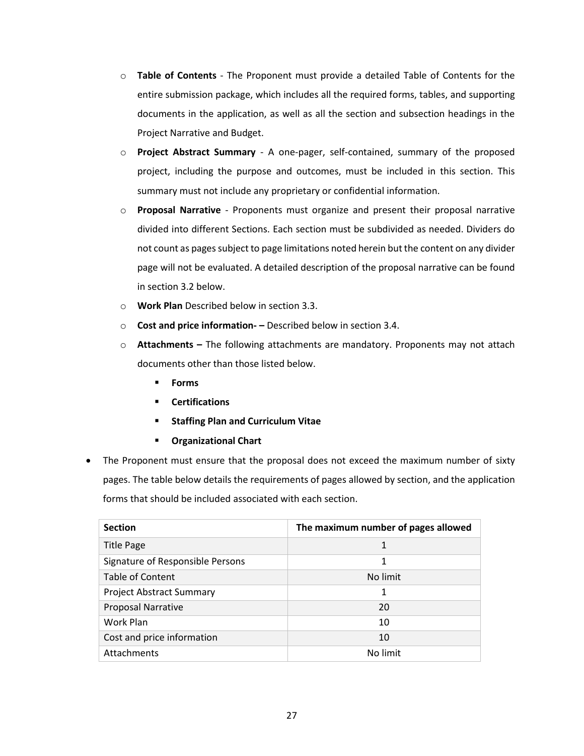- **Table of Contents** - The Proponent must provide a detailed Table of Contents for the entire submission package, which includes all the required forms, tables, and supporting documents in the application, as well as all the section and subsection headings in the Project Narrative and Budget.
- **Project Abstract Summary** - A one-pager, self-contained, summary of the proposed project, including the purpose and outcomes, must be included in this section. This summary must not include any proprietary or confidential information.
- **Proposal Narrative** - Proponents must organize and present their proposal narrative divided into different Sections. Each section must be subdivided as needed. Dividers do not count as pages subject to page limitations noted herein but the content on any divider page will not be evaluated. A detailed description of the proposal narrative can be found in section 3.2 below.
- **Work Plan** Described below in section 3.3.
- **Cost and price information- –** Described below in section 3.4.
- **Attachments –** The following attachments are mandatory. Proponents may not attach documents other than those listed below.
  - **Forms**
  - **Certifications**
  - **Staffing Plan and Curriculum Vitae**
  - **Organizational Chart**

- The Proponent must ensure that the proposal does not exceed the maximum number of sixty pages. The table below details the requirements of pages allowed by section, and the application forms that should be included associated with each section.

| Section | The maximum number of pages allowed |
|---|---|
| Title Page | 1 |
| Signature of Responsible Persons | 1 |
| Table of Content | No limit |
| Project Abstract Summary | 1 |
| Proposal Narrative | 20 |
| Work Plan | 10 |
| Cost and price information | 10 |
| Attachments | No limit |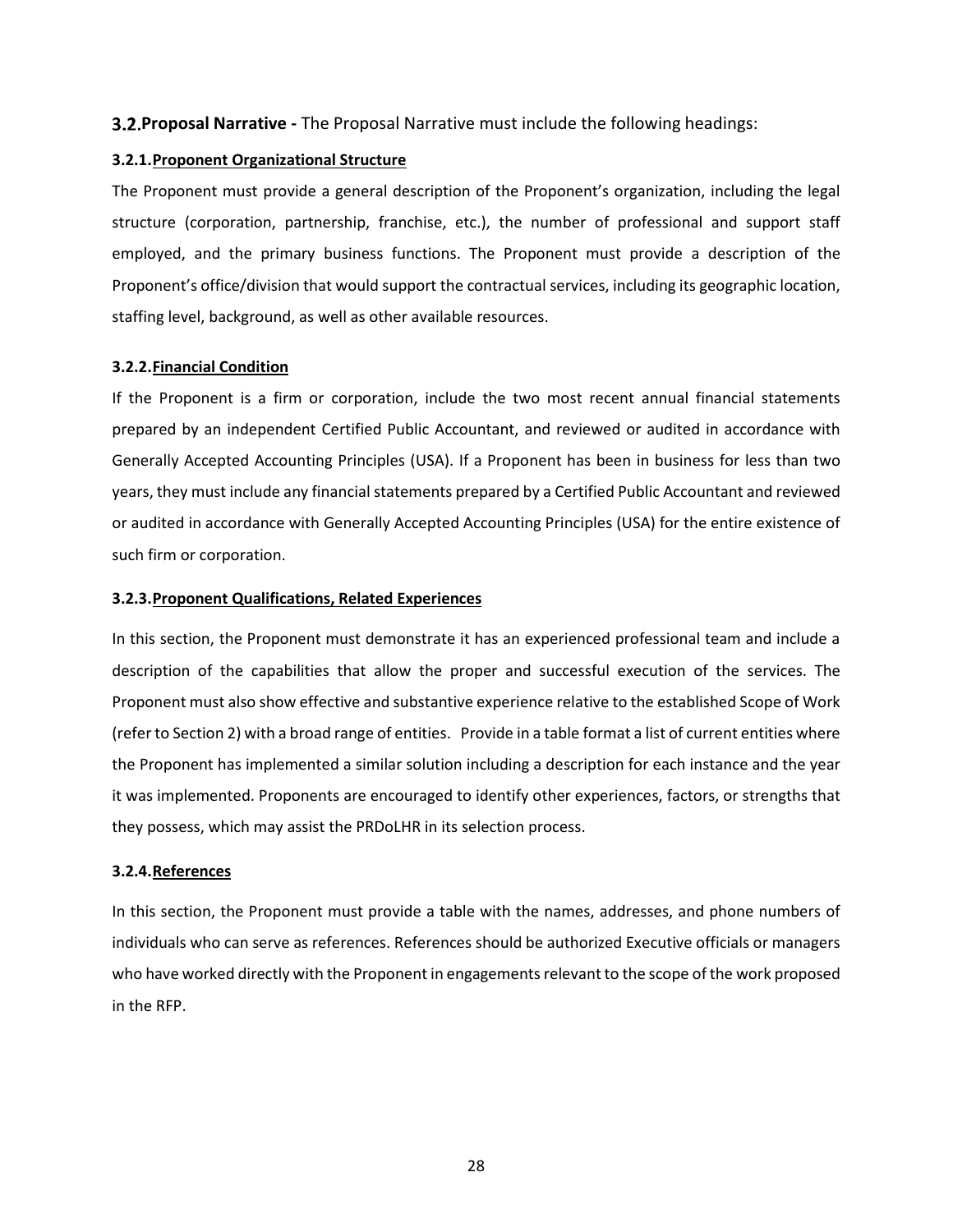## 3.2. Proposal Narrative - The Proposal Narrative must include the following headings:

### 3.2.1. Proponent Organizational Structure

The Proponent must provide a general description of the Proponent's organization, including the legal structure (corporation, partnership, franchise, etc.), the number of professional and support staff employed, and the primary business functions. The Proponent must provide a description of the Proponent's office/division that would support the contractual services, including its geographic location, staffing level, background, as well as other available resources.

### 3.2.2. Financial Condition

If the Proponent is a firm or corporation, include the two most recent annual financial statements prepared by an independent Certified Public Accountant, and reviewed or audited in accordance with Generally Accepted Accounting Principles (USA). If a Proponent has been in business for less than two years, they must include any financial statements prepared by a Certified Public Accountant and reviewed or audited in accordance with Generally Accepted Accounting Principles (USA) for the entire existence of such firm or corporation.

### 3.2.3. Proponent Qualifications, Related Experiences

In this section, the Proponent must demonstrate it has an experienced professional team and include a description of the capabilities that allow the proper and successful execution of the services. The Proponent must also show effective and substantive experience relative to the established Scope of Work (refer to Section 2) with a broad range of entities. Provide in a table format a list of current entities where the Proponent has implemented a similar solution including a description for each instance and the year it was implemented. Proponents are encouraged to identify other experiences, factors, or strengths that they possess, which may assist the PRDoLHR in its selection process.

### 3.2.4. References

In this section, the Proponent must provide a table with the names, addresses, and phone numbers of individuals who can serve as references. References should be authorized Executive officials or managers who have worked directly with the Proponent in engagements relevant to the scope of the work proposed in the RFP.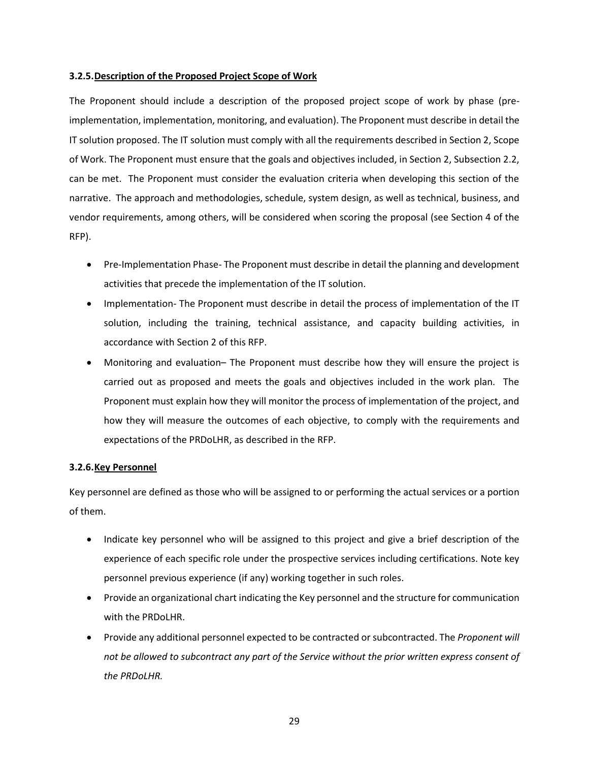### 3.2.5. Description of the Proposed Project Scope of Work

The Proponent should include a description of the proposed project scope of work by phase (pre-implementation, implementation, monitoring, and evaluation). The Proponent must describe in detail the IT solution proposed. The IT solution must comply with all the requirements described in Section 2, Scope of Work. The Proponent must ensure that the goals and objectives included, in Section 2, Subsection 2.2, can be met. The Proponent must consider the evaluation criteria when developing this section of the narrative. The approach and methodologies, schedule, system design, as well as technical, business, and vendor requirements, among others, will be considered when scoring the proposal (see Section 4 of the RFP).

- Pre-Implementation Phase- The Proponent must describe in detail the planning and development activities that precede the implementation of the IT solution.
- Implementation- The Proponent must describe in detail the process of implementation of the IT solution, including the training, technical assistance, and capacity building activities, in accordance with Section 2 of this RFP.
- Monitoring and evaluation– The Proponent must describe how they will ensure the project is carried out as proposed and meets the goals and objectives included in the work plan. The Proponent must explain how they will monitor the process of implementation of the project, and how they will measure the outcomes of each objective, to comply with the requirements and expectations of the PRDoLHR, as described in the RFP.

### 3.2.6. Key Personnel

Key personnel are defined as those who will be assigned to or performing the actual services or a portion of them.

- Indicate key personnel who will be assigned to this project and give a brief description of the experience of each specific role under the prospective services including certifications. Note key personnel previous experience (if any) working together in such roles.
- Provide an organizational chart indicating the Key personnel and the structure for communication with the PRDoLHR.
- Provide any additional personnel expected to be contracted or subcontracted. The *Proponent will not be allowed to subcontract any part of the Service without the prior written express consent of the PRDoLHR.*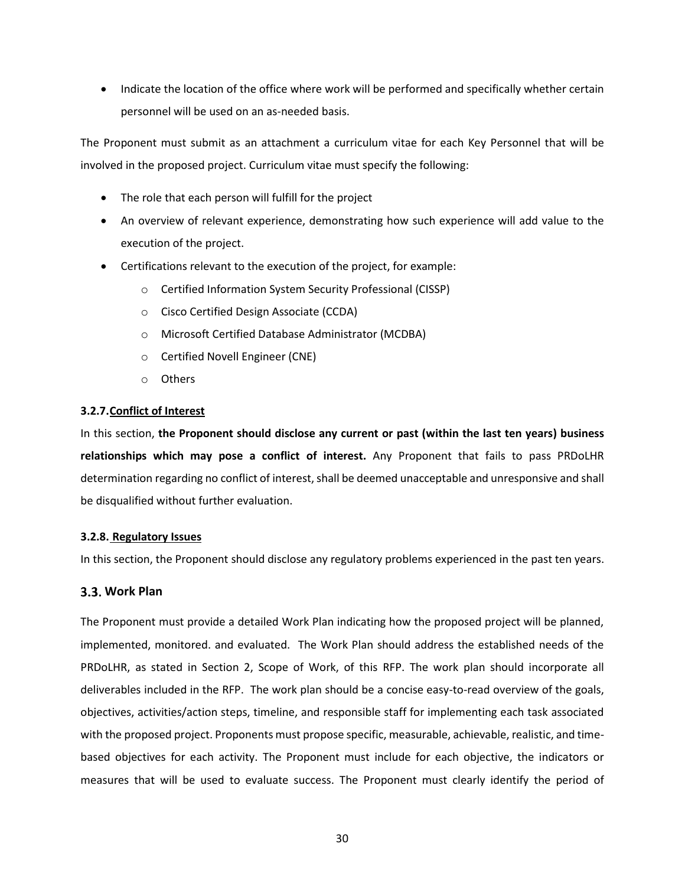- Indicate the location of the office where work will be performed and specifically whether certain personnel will be used on an as-needed basis.

The Proponent must submit as an attachment a curriculum vitae for each Key Personnel that will be involved in the proposed project. Curriculum vitae must specify the following:

- The role that each person will fulfill for the project
- An overview of relevant experience, demonstrating how such experience will add value to the execution of the project.
- Certifications relevant to the execution of the project, for example:
  - Certified Information System Security Professional (CISSP)
  - Cisco Certified Design Associate (CCDA)
  - Microsoft Certified Database Administrator (MCDBA)
  - Certified Novell Engineer (CNE)
  - Others

#### 3.2.7. Conflict of Interest

In this section, **the Proponent should disclose any current or past (within the last ten years) business relationships which may pose a conflict of interest.** Any Proponent that fails to pass PRDoLHR determination regarding no conflict of interest, shall be deemed unacceptable and unresponsive and shall be disqualified without further evaluation.

#### 3.2.8. Regulatory Issues

In this section, the Proponent should disclose any regulatory problems experienced in the past ten years.

### 3.3. Work Plan

The Proponent must provide a detailed Work Plan indicating how the proposed project will be planned, implemented, monitored. and evaluated. The Work Plan should address the established needs of the PRDoLHR, as stated in Section 2, Scope of Work, of this RFP. The work plan should incorporate all deliverables included in the RFP. The work plan should be a concise easy-to-read overview of the goals, objectives, activities/action steps, timeline, and responsible staff for implementing each task associated with the proposed project. Proponents must propose specific, measurable, achievable, realistic, and time-based objectives for each activity. The Proponent must include for each objective, the indicators or measures that will be used to evaluate success. The Proponent must clearly identify the period of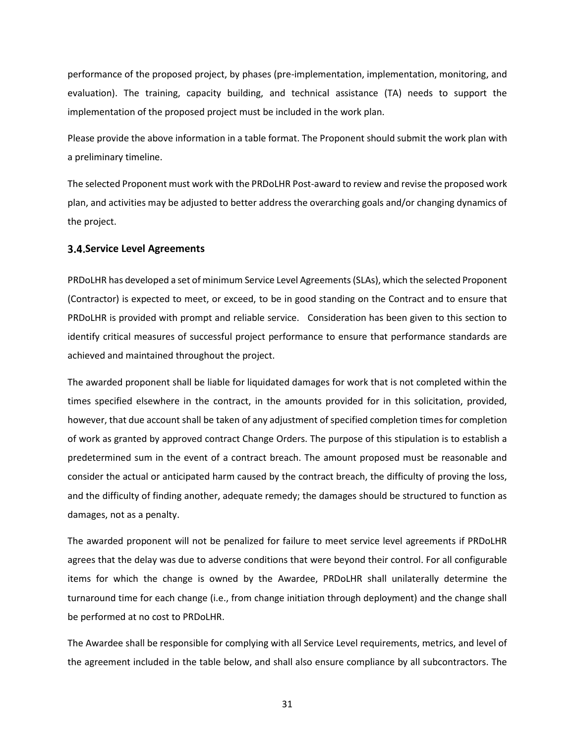performance of the proposed project, by phases (pre-implementation, implementation, monitoring, and evaluation). The training, capacity building, and technical assistance (TA) needs to support the implementation of the proposed project must be included in the work plan.

Please provide the above information in a table format. The Proponent should submit the work plan with a preliminary timeline.

The selected Proponent must work with the PRDoLHR Post-award to review and revise the proposed work plan, and activities may be adjusted to better address the overarching goals and/or changing dynamics of the project.

### 3.4. Service Level Agreements

PRDoLHR has developed a set of minimum Service Level Agreements (SLAs), which the selected Proponent (Contractor) is expected to meet, or exceed, to be in good standing on the Contract and to ensure that PRDoLHR is provided with prompt and reliable service. Consideration has been given to this section to identify critical measures of successful project performance to ensure that performance standards are achieved and maintained throughout the project.

The awarded proponent shall be liable for liquidated damages for work that is not completed within the times specified elsewhere in the contract, in the amounts provided for in this solicitation, provided, however, that due account shall be taken of any adjustment of specified completion times for completion of work as granted by approved contract Change Orders. The purpose of this stipulation is to establish a predetermined sum in the event of a contract breach. The amount proposed must be reasonable and consider the actual or anticipated harm caused by the contract breach, the difficulty of proving the loss, and the difficulty of finding another, adequate remedy; the damages should be structured to function as damages, not as a penalty.

The awarded proponent will not be penalized for failure to meet service level agreements if PRDoLHR agrees that the delay was due to adverse conditions that were beyond their control. For all configurable items for which the change is owned by the Awardee, PRDoLHR shall unilaterally determine the turnaround time for each change (i.e., from change initiation through deployment) and the change shall be performed at no cost to PRDoLHR.

The Awardee shall be responsible for complying with all Service Level requirements, metrics, and level of the agreement included in the table below, and shall also ensure compliance by all subcontractors. The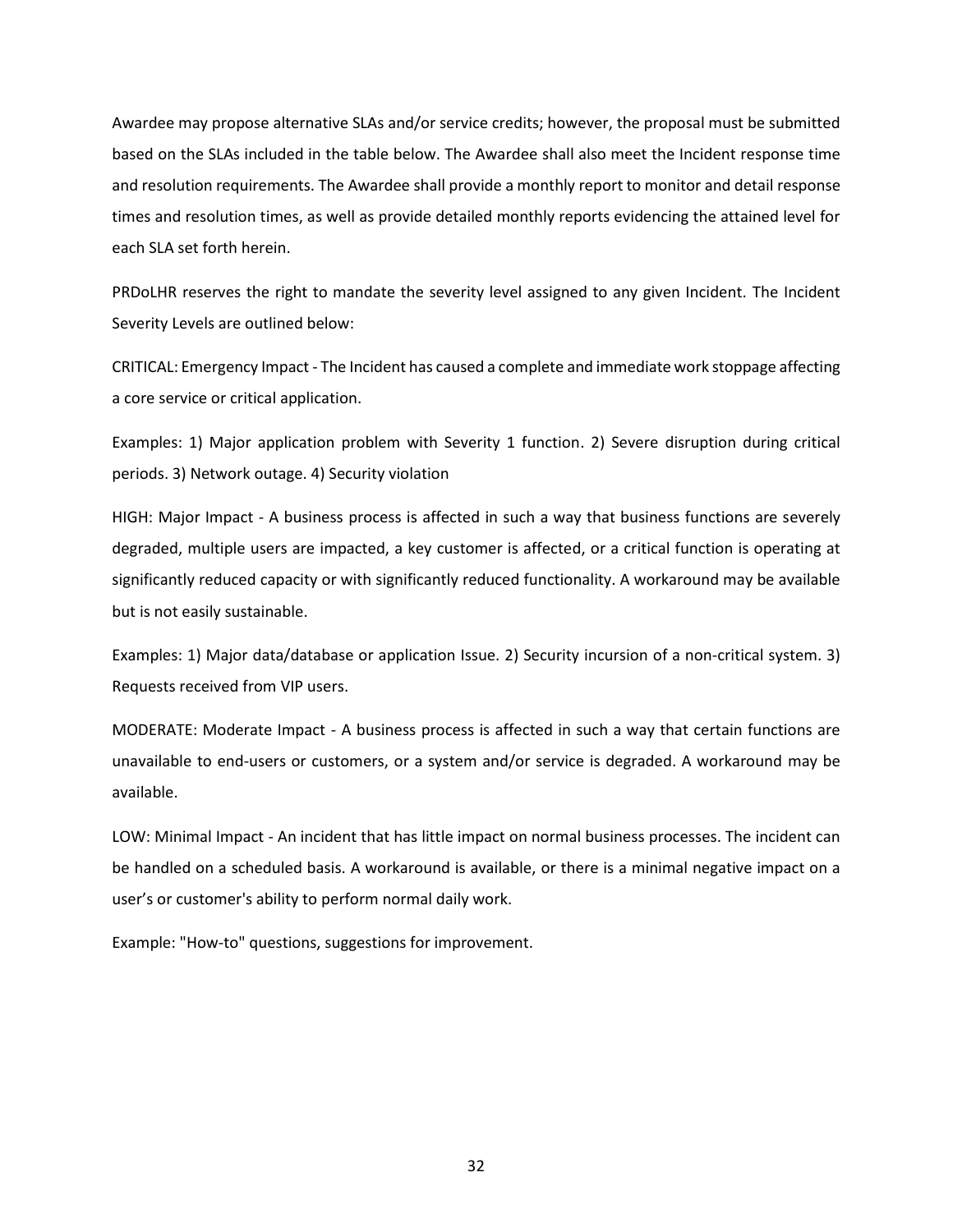Awardee may propose alternative SLAs and/or service credits; however, the proposal must be submitted based on the SLAs included in the table below. The Awardee shall also meet the Incident response time and resolution requirements. The Awardee shall provide a monthly report to monitor and detail response times and resolution times, as well as provide detailed monthly reports evidencing the attained level for each SLA set forth herein.

PRDoLHR reserves the right to mandate the severity level assigned to any given Incident. The Incident Severity Levels are outlined below:

CRITICAL: Emergency Impact - The Incident has caused a complete and immediate work stoppage affecting a core service or critical application.

Examples: 1) Major application problem with Severity 1 function. 2) Severe disruption during critical periods. 3) Network outage. 4) Security violation

HIGH: Major Impact - A business process is affected in such a way that business functions are severely degraded, multiple users are impacted, a key customer is affected, or a critical function is operating at significantly reduced capacity or with significantly reduced functionality. A workaround may be available but is not easily sustainable.

Examples: 1) Major data/database or application Issue. 2) Security incursion of a non-critical system. 3) Requests received from VIP users.

MODERATE: Moderate Impact - A business process is affected in such a way that certain functions are unavailable to end-users or customers, or a system and/or service is degraded. A workaround may be available.

LOW: Minimal Impact - An incident that has little impact on normal business processes. The incident can be handled on a scheduled basis. A workaround is available, or there is a minimal negative impact on a user's or customer's ability to perform normal daily work.

Example: "How-to" questions, suggestions for improvement.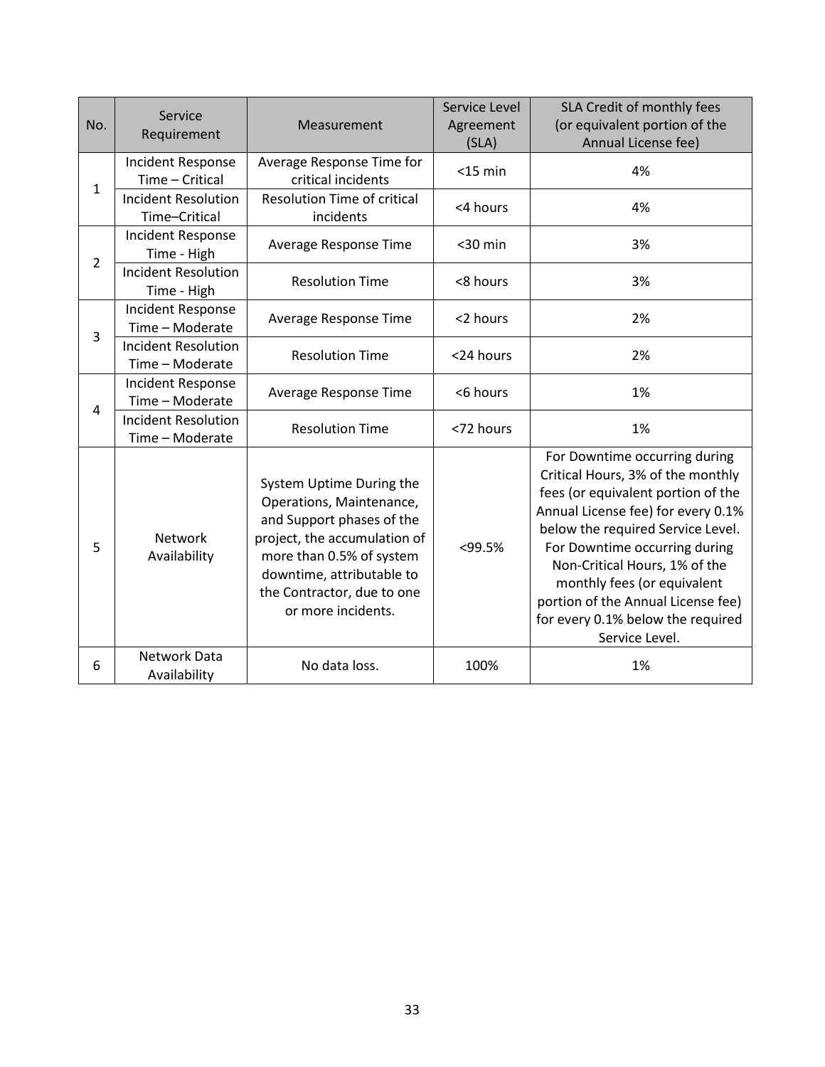| No. | Service Requirement | Measurement | Service Level Agreement (SLA) | SLA Credit of monthly fees (or equivalent portion of the Annual License fee) |
|---|---|---|---|---|
| 1 | Incident Response Time – Critical | Average Response Time for critical incidents | <15 min | 4% |
| | Incident Resolution Time–Critical | Resolution Time of critical incidents | <4 hours | 4% |
| 2 | Incident Response Time - High | Average Response Time | <30 min | 3% |
| | Incident Resolution Time - High | Resolution Time | <8 hours | 3% |
| 3 | Incident Response Time – Moderate | Average Response Time | <2 hours | 2% |
| | Incident Resolution Time – Moderate | Resolution Time | <24 hours | 2% |
| 4 | Incident Response Time – Moderate | Average Response Time | <6 hours | 1% |
| | Incident Resolution Time – Moderate | Resolution Time | <72 hours | 1% |
| 5 | Network Availability | System Uptime During the Operations, Maintenance, and Support phases of the project, the accumulation of more than 0.5% of system downtime, attributable to the Contractor, due to one or more incidents. | <99.5% | For Downtime occurring during Critical Hours, 3% of the monthly fees (or equivalent portion of the Annual License fee) for every 0.1% below the required Service Level. For Downtime occurring during Non-Critical Hours, 1% of the monthly fees (or equivalent portion of the Annual License fee) for every 0.1% below the required Service Level. |
| 6 | Network Data Availability | No data loss. | 100% | 1% |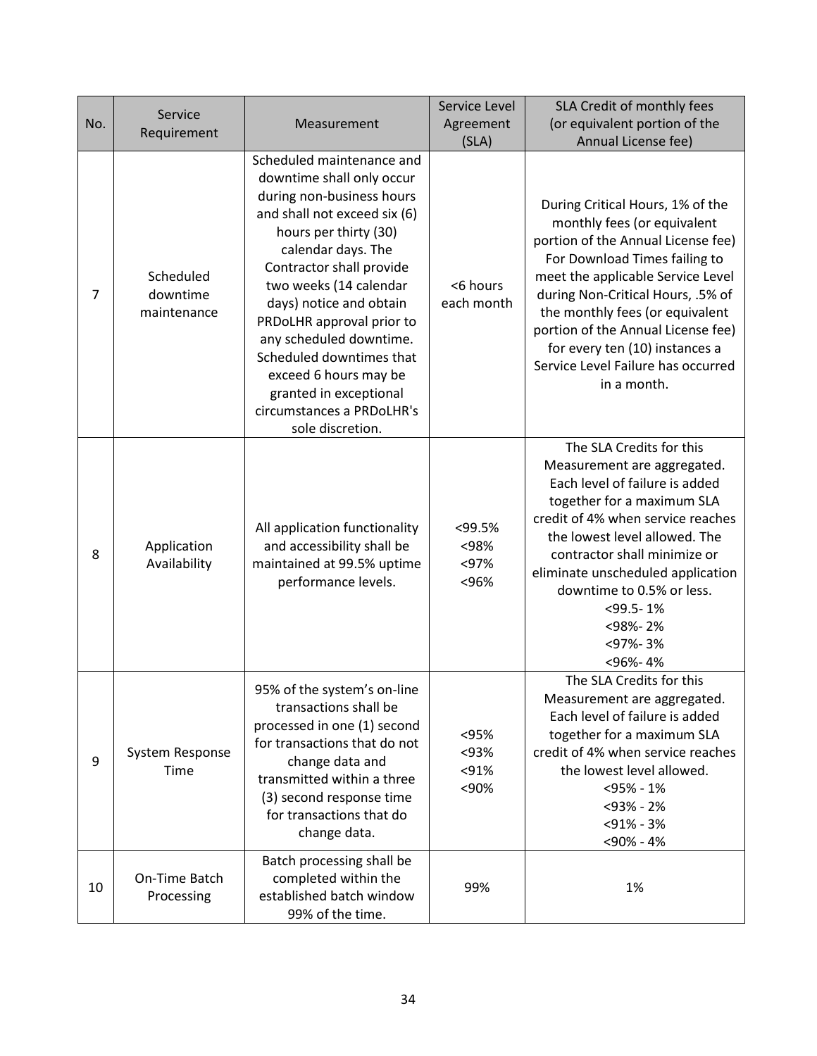| No. | Service Requirement | Measurement | Service Level Agreement (SLA) | SLA Credit of monthly fees (or equivalent portion of the Annual License fee) |
|---|---|---|---|---|
| 7 | Scheduled downtime maintenance | Scheduled maintenance and downtime shall only occur during non-business hours and shall not exceed six (6) hours per thirty (30) calendar days. The Contractor shall provide two weeks (14 calendar days) notice and obtain PRDoLHR approval prior to any scheduled downtime. Scheduled downtimes that exceed 6 hours may be granted in exceptional circumstances a PRDoLHR's sole discretion. | <6 hours each month | During Critical Hours, 1% of the monthly fees (or equivalent portion of the Annual License fee) For Download Times failing to meet the applicable Service Level during Non-Critical Hours, .5% of the monthly fees (or equivalent portion of the Annual License fee) for every ten (10) instances a Service Level Failure has occurred in a month. |
| 8 | Application Availability | All application functionality and accessibility shall be maintained at 99.5% uptime performance levels. | <99.5%<br><98%<br><97%<br><96% | The SLA Credits for this Measurement are aggregated. Each level of failure is added together for a maximum SLA credit of 4% when service reaches the lowest level allowed. The contractor shall minimize or eliminate unscheduled application downtime to 0.5% or less.<br><99.5- 1%<br><98%- 2%<br><97%- 3%<br><96%- 4% |
| 9 | System Response Time | 95% of the system's on-line transactions shall be processed in one (1) second for transactions that do not change data and transmitted within a three (3) second response time for transactions that do change data. | <95%<br><93%<br><91%<br><90% | The SLA Credits for this Measurement are aggregated. Each level of failure is added together for a maximum SLA credit of 4% when service reaches the lowest level allowed.<br><95% - 1%<br><93% - 2%<br><91% - 3%<br><90% - 4% |
| 10 | On-Time Batch Processing | Batch processing shall be completed within the established batch window 99% of the time. | 99% | 1% |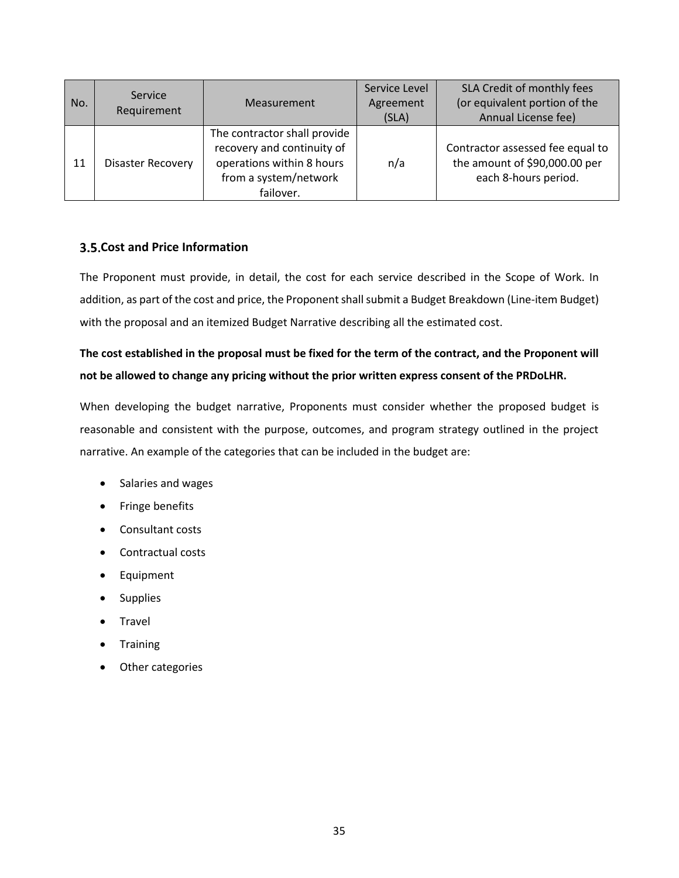| No. | Service Requirement | Measurement | Service Level Agreement (SLA) | SLA Credit of monthly fees (or equivalent portion of the Annual License fee) |
|---|---|---|---|---|
| 11 | Disaster Recovery | The contractor shall provide recovery and continuity of operations within 8 hours from a system/network failover. | n/a | Contractor assessed fee equal to the amount of $90,000.00 per each 8-hours period. |

### 3.5. Cost and Price Information

The Proponent must provide, in detail, the cost for each service described in the Scope of Work. In addition, as part of the cost and price, the Proponent shall submit a Budget Breakdown (Line-item Budget) with the proposal and an itemized Budget Narrative describing all the estimated cost.

**The cost established in the proposal must be fixed for the term of the contract, and the Proponent will not be allowed to change any pricing without the prior written express consent of the PRDoLHR.**

When developing the budget narrative, Proponents must consider whether the proposed budget is reasonable and consistent with the purpose, outcomes, and program strategy outlined in the project narrative. An example of the categories that can be included in the budget are:

- Salaries and wages
- Fringe benefits
- Consultant costs
- Contractual costs
- Equipment
- Supplies
- Travel
- Training
- Other categories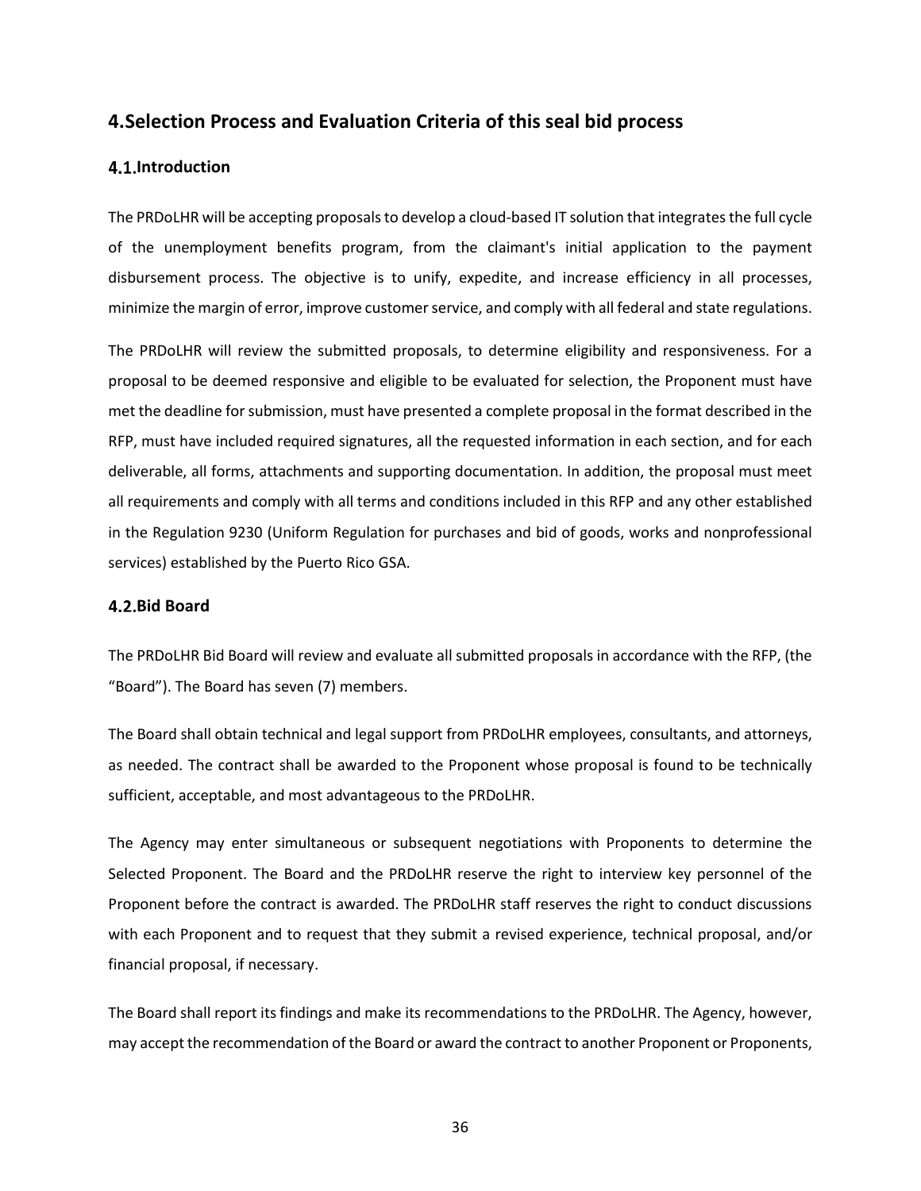# 4. Selection Process and Evaluation Criteria of this seal bid process

## 4.1. Introduction

The PRDoLHR will be accepting proposals to develop a cloud-based IT solution that integrates the full cycle of the unemployment benefits program, from the claimant's initial application to the payment disbursement process. The objective is to unify, expedite, and increase efficiency in all processes, minimize the margin of error, improve customer service, and comply with all federal and state regulations.

The PRDoLHR will review the submitted proposals, to determine eligibility and responsiveness. For a proposal to be deemed responsive and eligible to be evaluated for selection, the Proponent must have met the deadline for submission, must have presented a complete proposal in the format described in the RFP, must have included required signatures, all the requested information in each section, and for each deliverable, all forms, attachments and supporting documentation. In addition, the proposal must meet all requirements and comply with all terms and conditions included in this RFP and any other established in the Regulation 9230 (Uniform Regulation for purchases and bid of goods, works and nonprofessional services) established by the Puerto Rico GSA.

## 4.2. Bid Board

The PRDoLHR Bid Board will review and evaluate all submitted proposals in accordance with the RFP, (the "Board"). The Board has seven (7) members.

The Board shall obtain technical and legal support from PRDoLHR employees, consultants, and attorneys, as needed. The contract shall be awarded to the Proponent whose proposal is found to be technically sufficient, acceptable, and most advantageous to the PRDoLHR.

The Agency may enter simultaneous or subsequent negotiations with Proponents to determine the Selected Proponent. The Board and the PRDoLHR reserve the right to interview key personnel of the Proponent before the contract is awarded. The PRDoLHR staff reserves the right to conduct discussions with each Proponent and to request that they submit a revised experience, technical proposal, and/or financial proposal, if necessary.

The Board shall report its findings and make its recommendations to the PRDoLHR. The Agency, however, may accept the recommendation of the Board or award the contract to another Proponent or Proponents,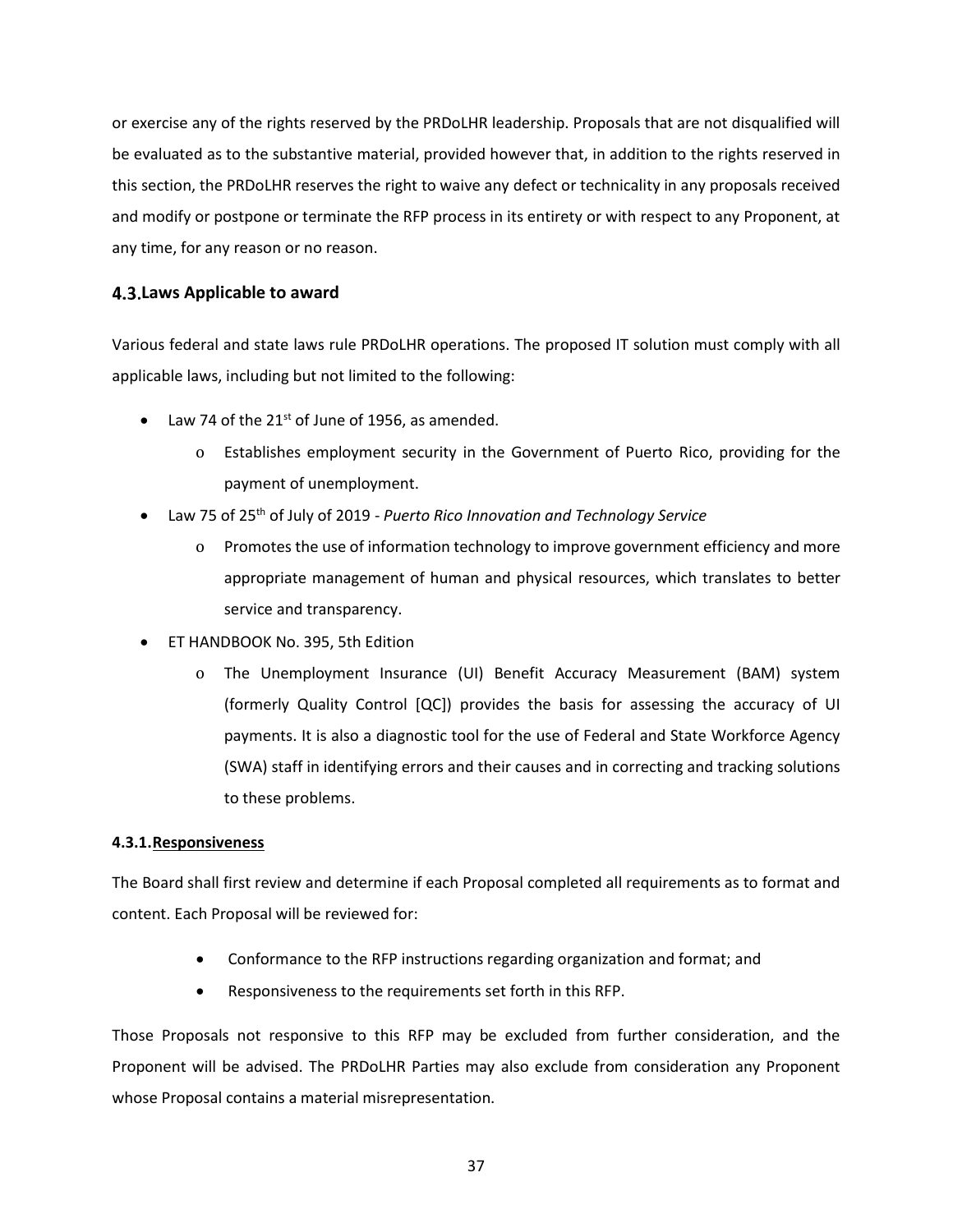or exercise any of the rights reserved by the PRDoLHR leadership. Proposals that are not disqualified will be evaluated as to the substantive material, provided however that, in addition to the rights reserved in this section, the PRDoLHR reserves the right to waive any defect or technicality in any proposals received and modify or postpone or terminate the RFP process in its entirety or with respect to any Proponent, at any time, for any reason or no reason.

## 4.3. Laws Applicable to award

Various federal and state laws rule PRDoLHR operations. The proposed IT solution must comply with all applicable laws, including but not limited to the following:

- Law 74 of the 21st of June of 1956, as amended.
  - Establishes employment security in the Government of Puerto Rico, providing for the payment of unemployment.
- Law 75 of 25th of July of 2019 - *Puerto Rico Innovation and Technology Service*
  - Promotes the use of information technology to improve government efficiency and more appropriate management of human and physical resources, which translates to better service and transparency.
- ET HANDBOOK No. 395, 5th Edition
  - The Unemployment Insurance (UI) Benefit Accuracy Measurement (BAM) system (formerly Quality Control [QC]) provides the basis for assessing the accuracy of UI payments. It is also a diagnostic tool for the use of Federal and State Workforce Agency (SWA) staff in identifying errors and their causes and in correcting and tracking solutions to these problems.

### 4.3.1. Responsiveness

The Board shall first review and determine if each Proposal completed all requirements as to format and content. Each Proposal will be reviewed for:

- Conformance to the RFP instructions regarding organization and format; and
- Responsiveness to the requirements set forth in this RFP.

Those Proposals not responsive to this RFP may be excluded from further consideration, and the Proponent will be advised. The PRDoLHR Parties may also exclude from consideration any Proponent whose Proposal contains a material misrepresentation.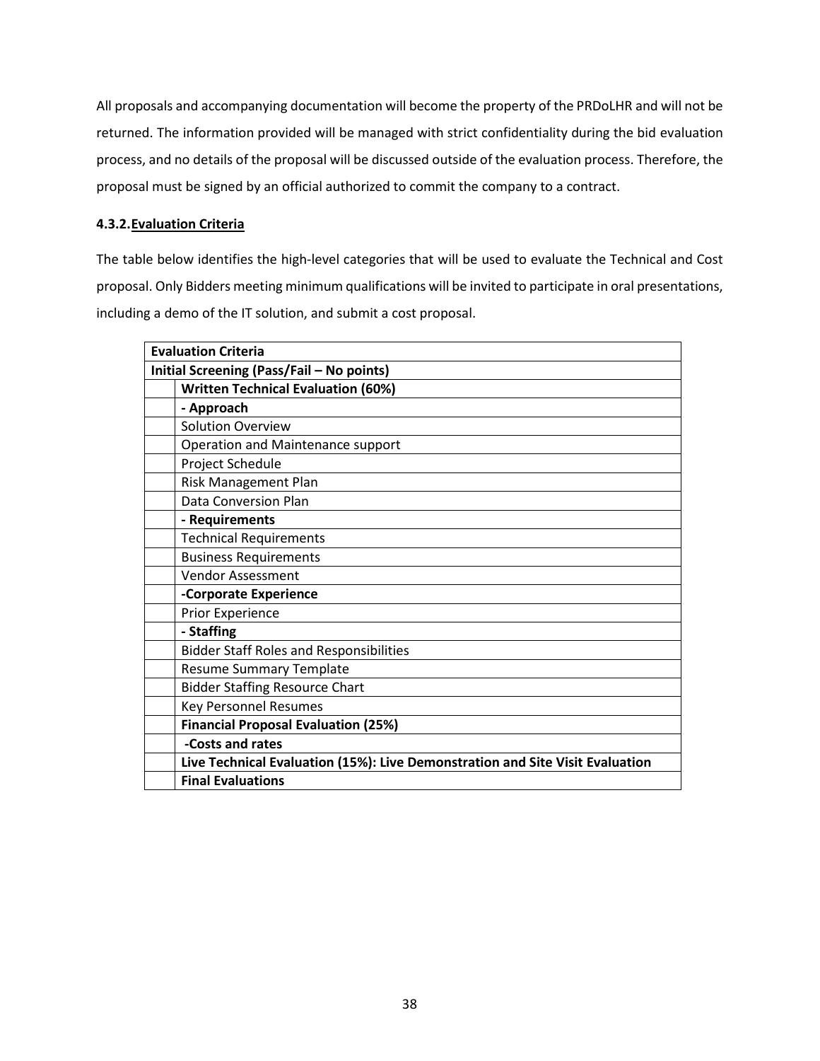All proposals and accompanying documentation will become the property of the PRDoLHR and will not be returned. The information provided will be managed with strict confidentiality during the bid evaluation process, and no details of the proposal will be discussed outside of the evaluation process. Therefore, the proposal must be signed by an official authorized to commit the company to a contract.

#### 4.3.2. Evaluation Criteria

The table below identifies the high-level categories that will be used to evaluate the Technical and Cost proposal. Only Bidders meeting minimum qualifications will be invited to participate in oral presentations, including a demo of the IT solution, and submit a cost proposal.

| **Evaluation Criteria** | |
|---|---|
| **Initial Screening (Pass/Fail – No points)** | |
| | **Written Technical Evaluation (60%)** |
| | **- Approach** |
| | Solution Overview |
| | Operation and Maintenance support |
| | Project Schedule |
| | Risk Management Plan |
| | Data Conversion Plan |
| | **- Requirements** |
| | Technical Requirements |
| | Business Requirements |
| | Vendor Assessment |
| | **-Corporate Experience** |
| | Prior Experience |
| | **- Staffing** |
| | Bidder Staff Roles and Responsibilities |
| | Resume Summary Template |
| | Bidder Staffing Resource Chart |
| | Key Personnel Resumes |
| | **Financial Proposal Evaluation (25%)** |
| | **-Costs and rates** |
| | **Live Technical Evaluation (15%): Live Demonstration and Site Visit Evaluation** |
| | **Final Evaluations** |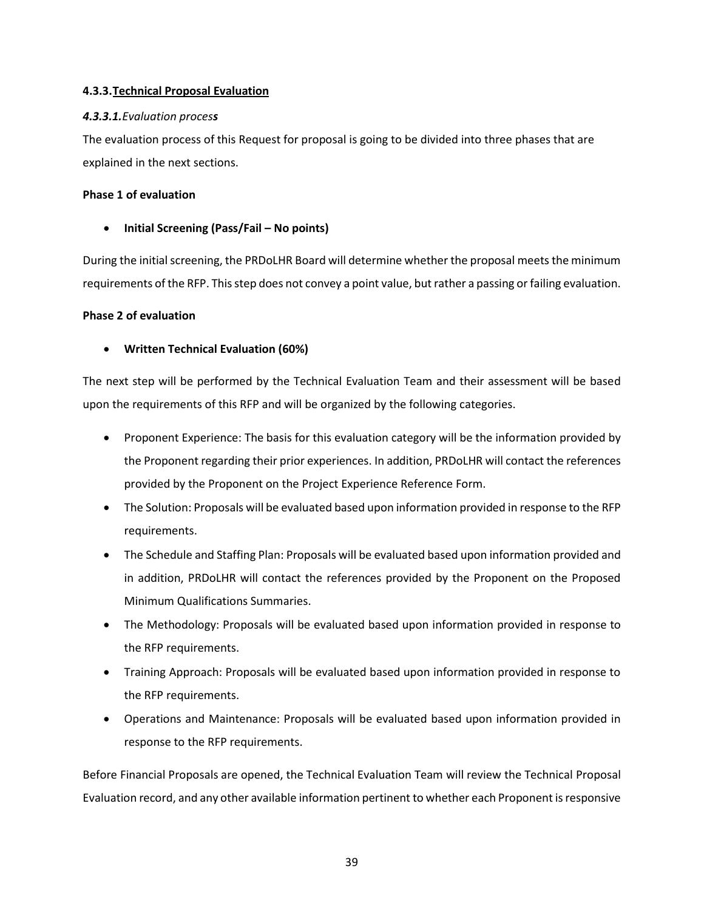#### 4.3.3. Technical Proposal Evaluation

##### *4.3.3.1. Evaluation process*

The evaluation process of this Request for proposal is going to be divided into three phases that are explained in the next sections.

**Phase 1 of evaluation**

- **Initial Screening (Pass/Fail – No points)**

During the initial screening, the PRDoLHR Board will determine whether the proposal meets the minimum requirements of the RFP. This step does not convey a point value, but rather a passing or failing evaluation.

**Phase 2 of evaluation**

- **Written Technical Evaluation (60%)**

The next step will be performed by the Technical Evaluation Team and their assessment will be based upon the requirements of this RFP and will be organized by the following categories.

- Proponent Experience: The basis for this evaluation category will be the information provided by the Proponent regarding their prior experiences. In addition, PRDoLHR will contact the references provided by the Proponent on the Project Experience Reference Form.
- The Solution: Proposals will be evaluated based upon information provided in response to the RFP requirements.
- The Schedule and Staffing Plan: Proposals will be evaluated based upon information provided and in addition, PRDoLHR will contact the references provided by the Proponent on the Proposed Minimum Qualifications Summaries.
- The Methodology: Proposals will be evaluated based upon information provided in response to the RFP requirements.
- Training Approach: Proposals will be evaluated based upon information provided in response to the RFP requirements.
- Operations and Maintenance: Proposals will be evaluated based upon information provided in response to the RFP requirements.

Before Financial Proposals are opened, the Technical Evaluation Team will review the Technical Proposal Evaluation record, and any other available information pertinent to whether each Proponent is responsive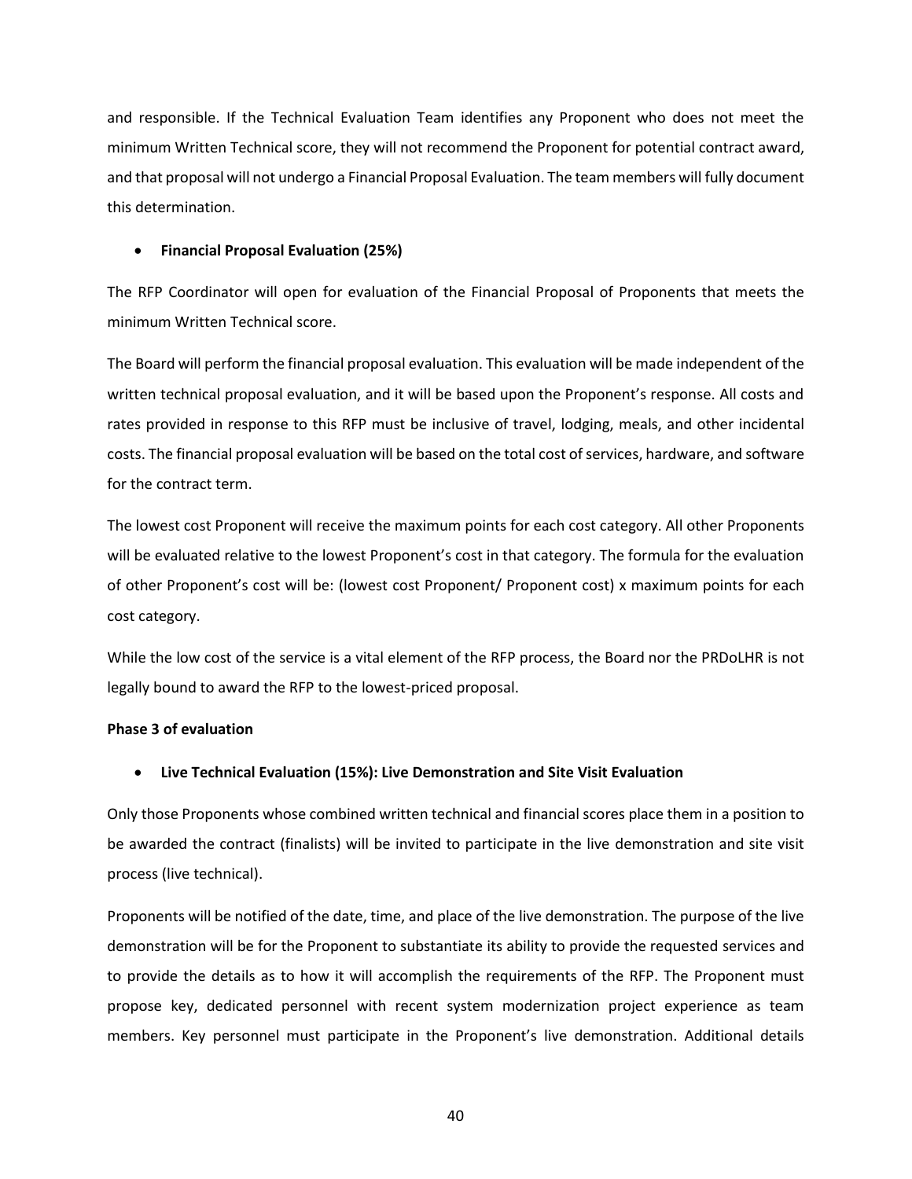and responsible. If the Technical Evaluation Team identifies any Proponent who does not meet the minimum Written Technical score, they will not recommend the Proponent for potential contract award, and that proposal will not undergo a Financial Proposal Evaluation. The team members will fully document this determination.

- **Financial Proposal Evaluation (25%)**

The RFP Coordinator will open for evaluation of the Financial Proposal of Proponents that meets the minimum Written Technical score.

The Board will perform the financial proposal evaluation. This evaluation will be made independent of the written technical proposal evaluation, and it will be based upon the Proponent's response. All costs and rates provided in response to this RFP must be inclusive of travel, lodging, meals, and other incidental costs. The financial proposal evaluation will be based on the total cost of services, hardware, and software for the contract term.

The lowest cost Proponent will receive the maximum points for each cost category. All other Proponents will be evaluated relative to the lowest Proponent's cost in that category. The formula for the evaluation of other Proponent's cost will be: (lowest cost Proponent/ Proponent cost) x maximum points for each cost category.

While the low cost of the service is a vital element of the RFP process, the Board nor the PRDoLHR is not legally bound to award the RFP to the lowest-priced proposal.

**Phase 3 of evaluation**

- **Live Technical Evaluation (15%): Live Demonstration and Site Visit Evaluation**

Only those Proponents whose combined written technical and financial scores place them in a position to be awarded the contract (finalists) will be invited to participate in the live demonstration and site visit process (live technical).

Proponents will be notified of the date, time, and place of the live demonstration. The purpose of the live demonstration will be for the Proponent to substantiate its ability to provide the requested services and to provide the details as to how it will accomplish the requirements of the RFP. The Proponent must propose key, dedicated personnel with recent system modernization project experience as team members. Key personnel must participate in the Proponent's live demonstration. Additional details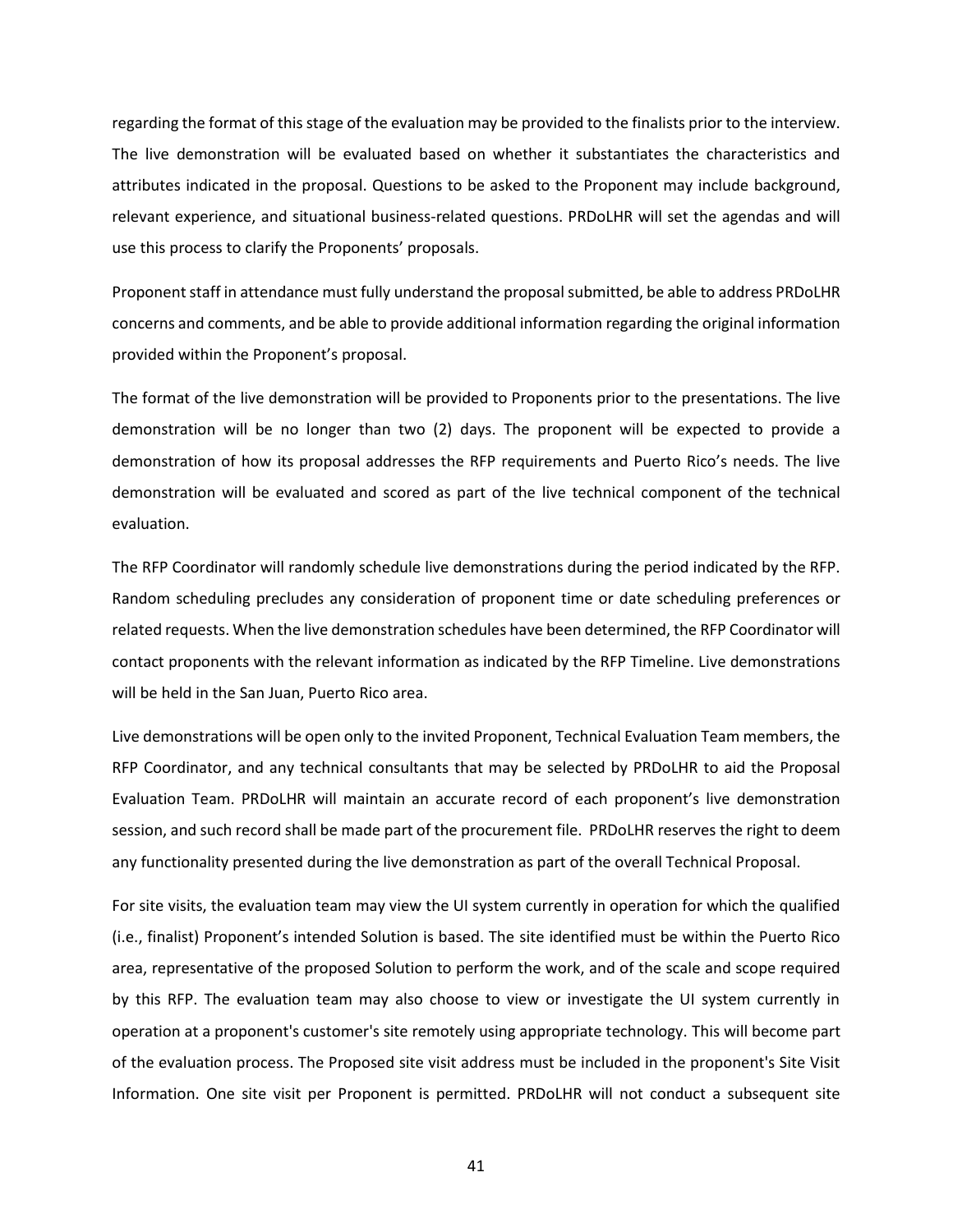regarding the format of this stage of the evaluation may be provided to the finalists prior to the interview. The live demonstration will be evaluated based on whether it substantiates the characteristics and attributes indicated in the proposal. Questions to be asked to the Proponent may include background, relevant experience, and situational business-related questions. PRDoLHR will set the agendas and will use this process to clarify the Proponents' proposals.

Proponent staff in attendance must fully understand the proposal submitted, be able to address PRDoLHR concerns and comments, and be able to provide additional information regarding the original information provided within the Proponent's proposal.

The format of the live demonstration will be provided to Proponents prior to the presentations. The live demonstration will be no longer than two (2) days. The proponent will be expected to provide a demonstration of how its proposal addresses the RFP requirements and Puerto Rico's needs. The live demonstration will be evaluated and scored as part of the live technical component of the technical evaluation.

The RFP Coordinator will randomly schedule live demonstrations during the period indicated by the RFP. Random scheduling precludes any consideration of proponent time or date scheduling preferences or related requests. When the live demonstration schedules have been determined, the RFP Coordinator will contact proponents with the relevant information as indicated by the RFP Timeline. Live demonstrations will be held in the San Juan, Puerto Rico area.

Live demonstrations will be open only to the invited Proponent, Technical Evaluation Team members, the RFP Coordinator, and any technical consultants that may be selected by PRDoLHR to aid the Proposal Evaluation Team. PRDoLHR will maintain an accurate record of each proponent's live demonstration session, and such record shall be made part of the procurement file. PRDoLHR reserves the right to deem any functionality presented during the live demonstration as part of the overall Technical Proposal.

For site visits, the evaluation team may view the UI system currently in operation for which the qualified (i.e., finalist) Proponent's intended Solution is based. The site identified must be within the Puerto Rico area, representative of the proposed Solution to perform the work, and of the scale and scope required by this RFP. The evaluation team may also choose to view or investigate the UI system currently in operation at a proponent's customer's site remotely using appropriate technology. This will become part of the evaluation process. The Proposed site visit address must be included in the proponent's Site Visit Information. One site visit per Proponent is permitted. PRDoLHR will not conduct a subsequent site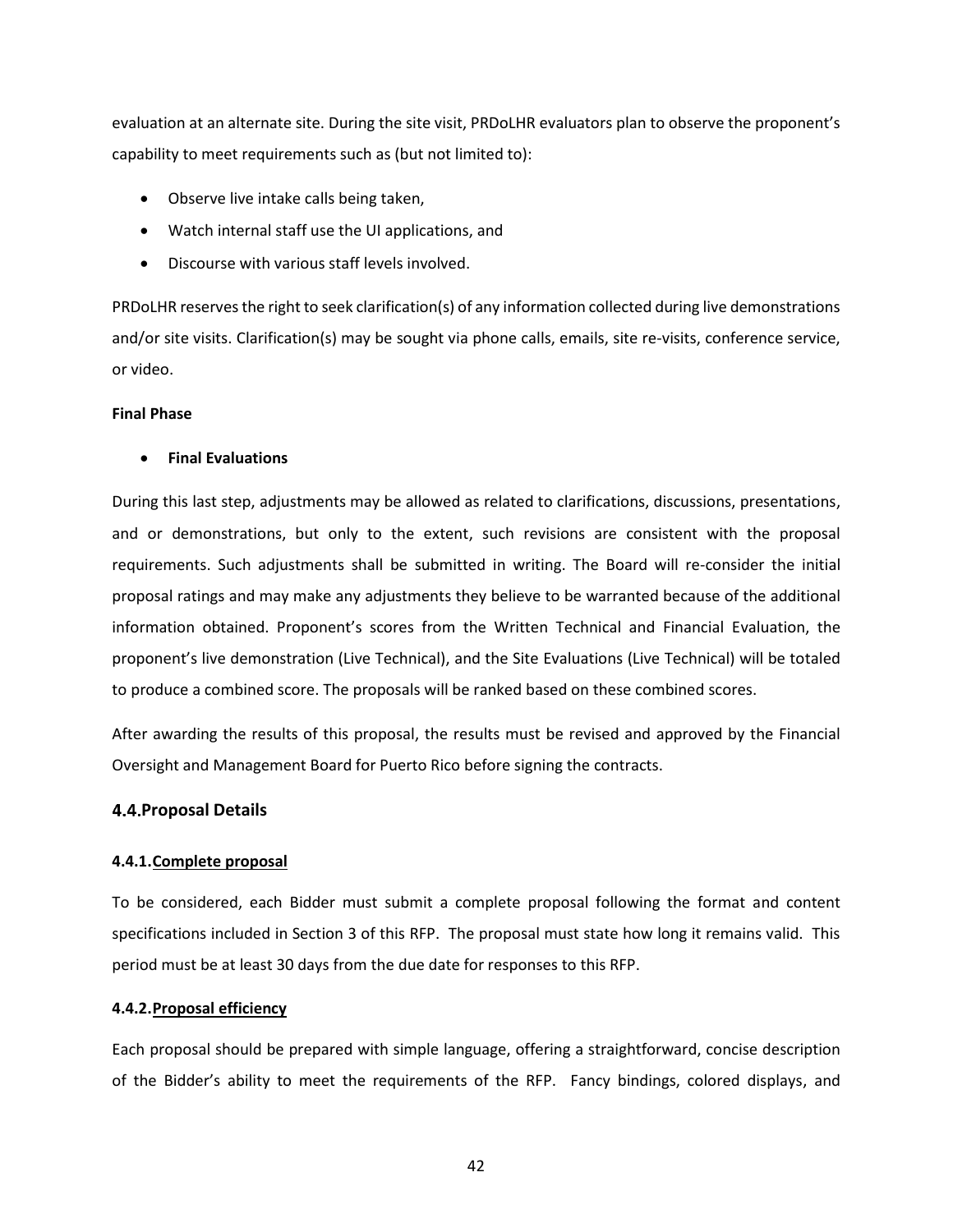evaluation at an alternate site. During the site visit, PRDoLHR evaluators plan to observe the proponent's capability to meet requirements such as (but not limited to):

- Observe live intake calls being taken,
- Watch internal staff use the UI applications, and
- Discourse with various staff levels involved.

PRDoLHR reserves the right to seek clarification(s) of any information collected during live demonstrations and/or site visits. Clarification(s) may be sought via phone calls, emails, site re-visits, conference service, or video.

**Final Phase**

- **Final Evaluations**

During this last step, adjustments may be allowed as related to clarifications, discussions, presentations, and or demonstrations, but only to the extent, such revisions are consistent with the proposal requirements. Such adjustments shall be submitted in writing. The Board will re-consider the initial proposal ratings and may make any adjustments they believe to be warranted because of the additional information obtained. Proponent's scores from the Written Technical and Financial Evaluation, the proponent's live demonstration (Live Technical), and the Site Evaluations (Live Technical) will be totaled to produce a combined score. The proposals will be ranked based on these combined scores.

After awarding the results of this proposal, the results must be revised and approved by the Financial Oversight and Management Board for Puerto Rico before signing the contracts.

## 4.4. Proposal Details

### 4.4.1. Complete proposal

To be considered, each Bidder must submit a complete proposal following the format and content specifications included in Section 3 of this RFP. The proposal must state how long it remains valid. This period must be at least 30 days from the due date for responses to this RFP.

### 4.4.2. Proposal efficiency

Each proposal should be prepared with simple language, offering a straightforward, concise description of the Bidder's ability to meet the requirements of the RFP. Fancy bindings, colored displays, and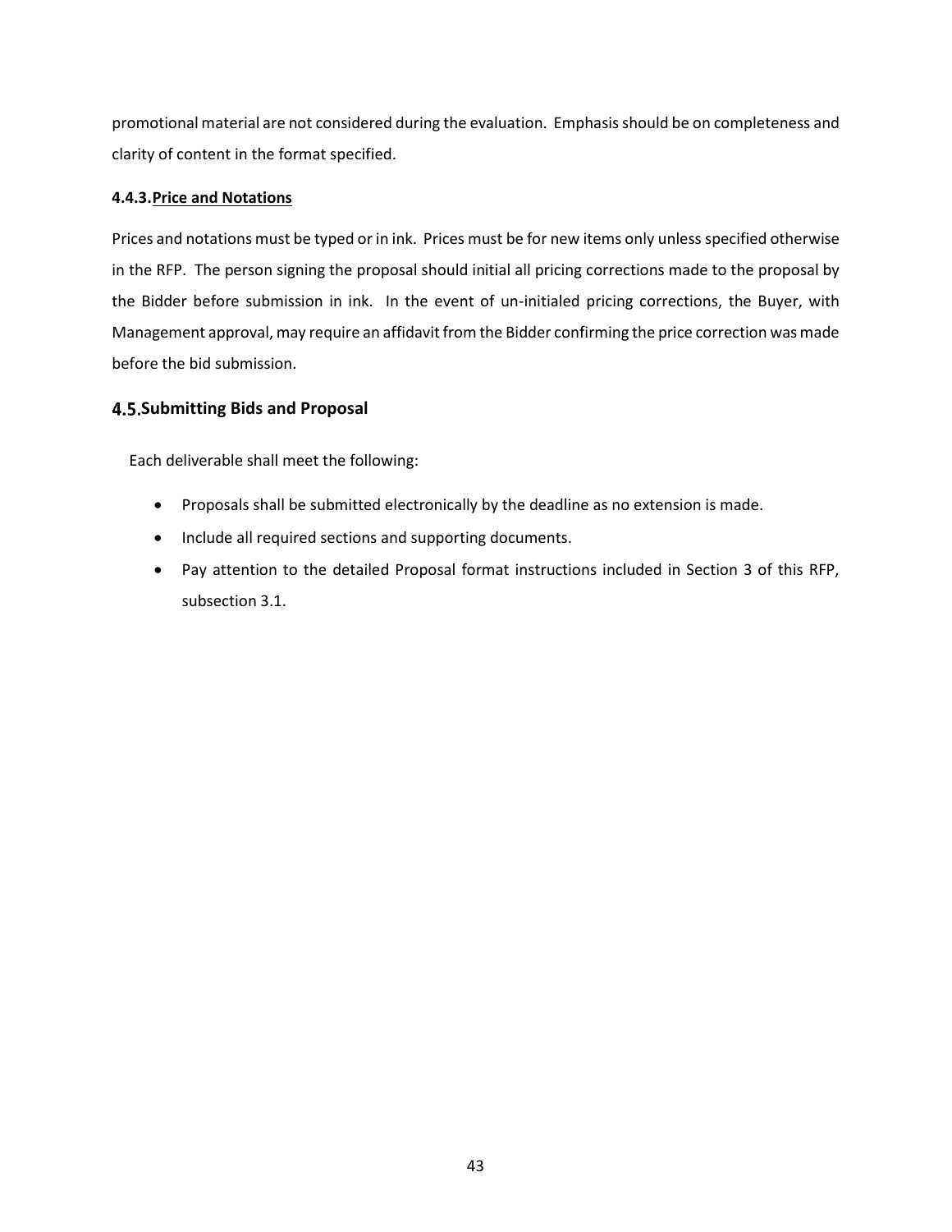promotional material are not considered during the evaluation. Emphasis should be on completeness and clarity of content in the format specified.

#### 4.4.3. Price and Notations

Prices and notations must be typed or in ink. Prices must be for new items only unless specified otherwise in the RFP. The person signing the proposal should initial all pricing corrections made to the proposal by the Bidder before submission in ink. In the event of un-initialed pricing corrections, the Buyer, with Management approval, may require an affidavit from the Bidder confirming the price correction was made before the bid submission.

### 4.5. Submitting Bids and Proposal

Each deliverable shall meet the following:

- Proposals shall be submitted electronically by the deadline as no extension is made.
- Include all required sections and supporting documents.
- Pay attention to the detailed Proposal format instructions included in Section 3 of this RFP, subsection 3.1.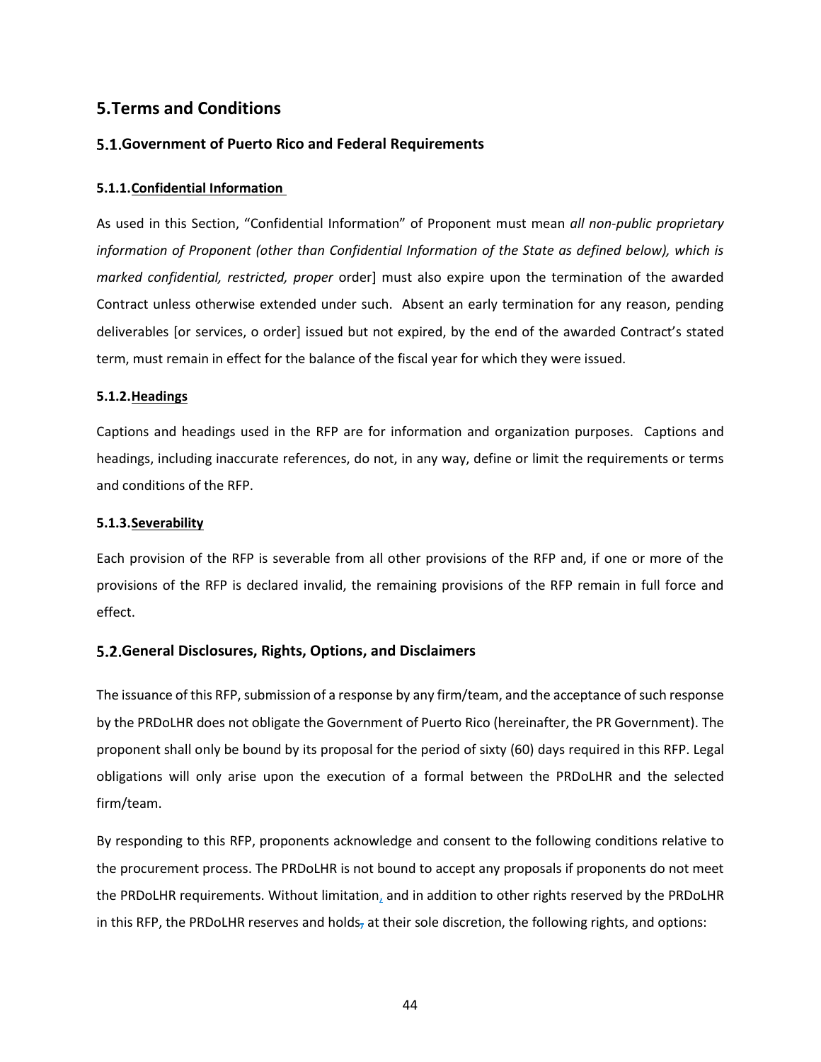# 5.Terms and Conditions

## 5.1.Government of Puerto Rico and Federal Requirements

### 5.1.1.Confidential Information

As used in this Section, "Confidential Information" of Proponent must mean *all non-public proprietary information of Proponent (other than Confidential Information of the State as defined below), which is marked confidential, restricted, proper* order] must also expire upon the termination of the awarded Contract unless otherwise extended under such. Absent an early termination for any reason, pending deliverables [or services, o order] issued but not expired, by the end of the awarded Contract's stated term, must remain in effect for the balance of the fiscal year for which they were issued.

### 5.1.2.Headings

Captions and headings used in the RFP are for information and organization purposes. Captions and headings, including inaccurate references, do not, in any way, define or limit the requirements or terms and conditions of the RFP.

### 5.1.3.Severability

Each provision of the RFP is severable from all other provisions of the RFP and, if one or more of the provisions of the RFP is declared invalid, the remaining provisions of the RFP remain in full force and effect.

## 5.2.General Disclosures, Rights, Options, and Disclaimers

The issuance of this RFP, submission of a response by any firm/team, and the acceptance of such response by the PRDoLHR does not obligate the Government of Puerto Rico (hereinafter, the PR Government). The proponent shall only be bound by its proposal for the period of sixty (60) days required in this RFP. Legal obligations will only arise upon the execution of a formal between the PRDoLHR and the selected firm/team.

By responding to this RFP, proponents acknowledge and consent to the following conditions relative to the procurement process. The PRDoLHR is not bound to accept any proposals if proponents do not meet the PRDoLHR requirements. Without limitation, and in addition to other rights reserved by the PRDoLHR in this RFP, the PRDoLHR reserves and holds, at their sole discretion, the following rights, and options: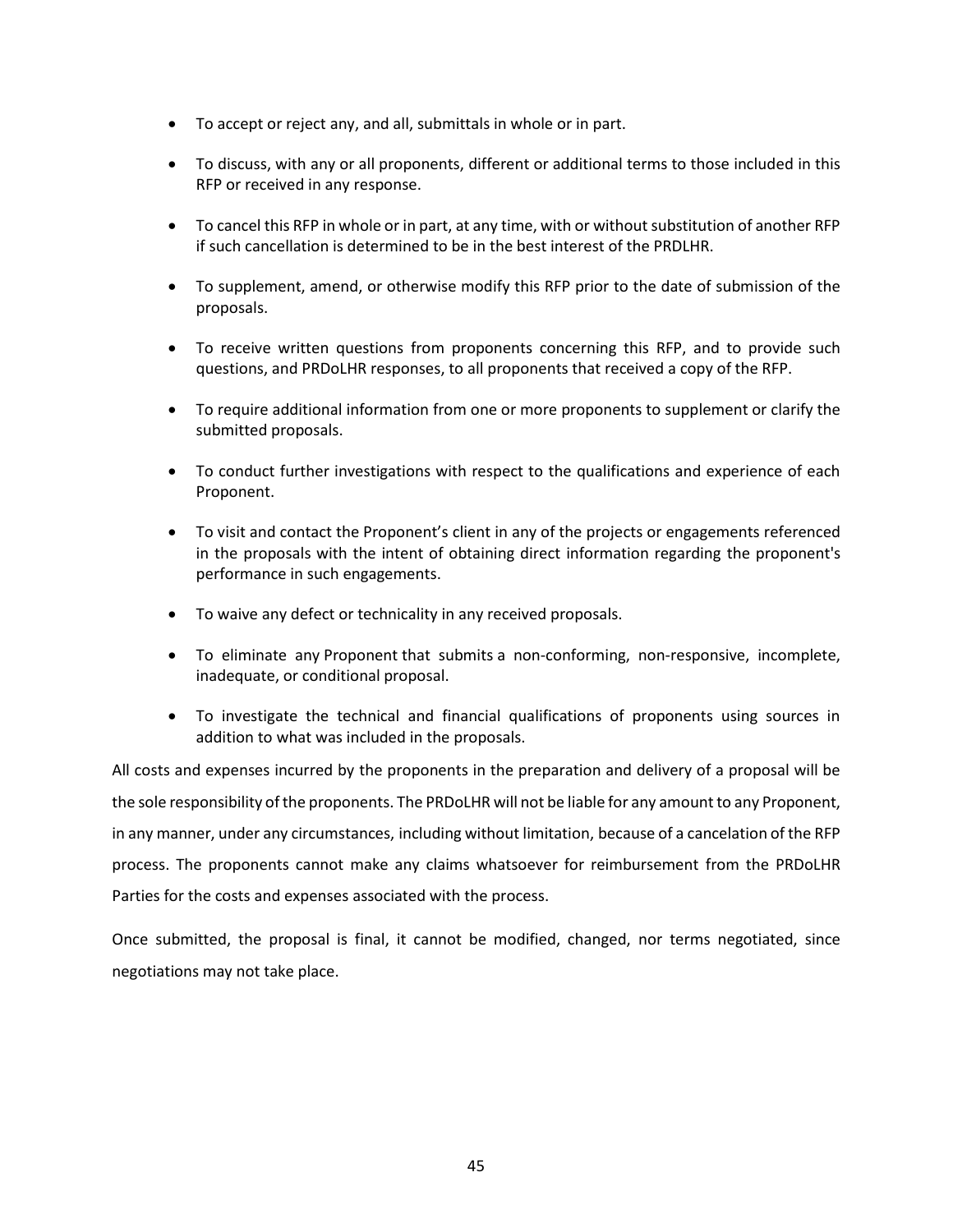- To accept or reject any, and all, submittals in whole or in part.
- To discuss, with any or all proponents, different or additional terms to those included in this RFP or received in any response.
- To cancel this RFP in whole or in part, at any time, with or without substitution of another RFP if such cancellation is determined to be in the best interest of the PRDLHR.
- To supplement, amend, or otherwise modify this RFP prior to the date of submission of the proposals.
- To receive written questions from proponents concerning this RFP, and to provide such questions, and PRDoLHR responses, to all proponents that received a copy of the RFP.
- To require additional information from one or more proponents to supplement or clarify the submitted proposals.
- To conduct further investigations with respect to the qualifications and experience of each Proponent.
- To visit and contact the Proponent's client in any of the projects or engagements referenced in the proposals with the intent of obtaining direct information regarding the proponent's performance in such engagements.
- To waive any defect or technicality in any received proposals.
- To eliminate any Proponent that submits a non-conforming, non-responsive, incomplete, inadequate, or conditional proposal.
- To investigate the technical and financial qualifications of proponents using sources in addition to what was included in the proposals.

All costs and expenses incurred by the proponents in the preparation and delivery of a proposal will be the sole responsibility of the proponents. The PRDoLHR will not be liable for any amount to any Proponent, in any manner, under any circumstances, including without limitation, because of a cancelation of the RFP process. The proponents cannot make any claims whatsoever for reimbursement from the PRDoLHR Parties for the costs and expenses associated with the process.

Once submitted, the proposal is final, it cannot be modified, changed, nor terms negotiated, since negotiations may not take place.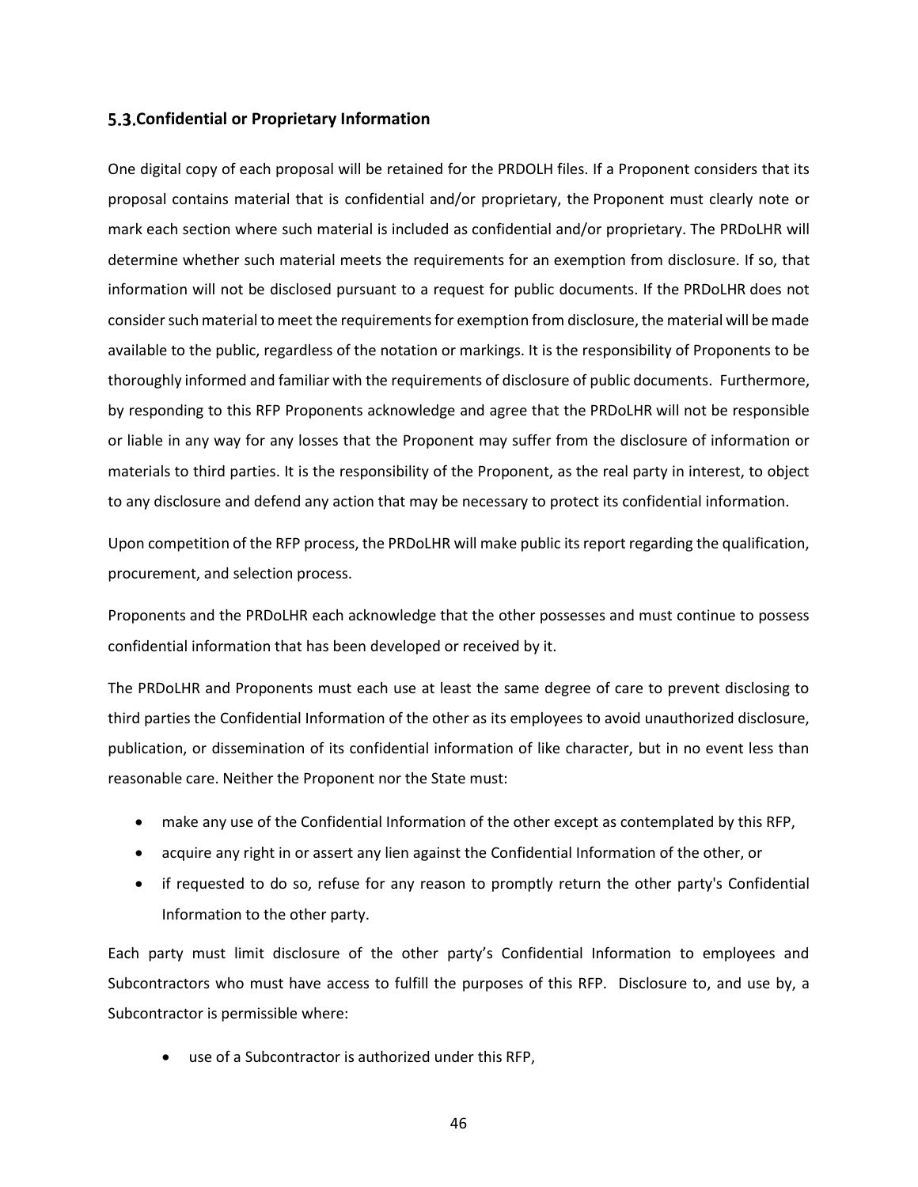## 5.3. Confidential or Proprietary Information

One digital copy of each proposal will be retained for the PRDOLH files. If a Proponent considers that its proposal contains material that is confidential and/or proprietary, the Proponent must clearly note or mark each section where such material is included as confidential and/or proprietary. The PRDoLHR will determine whether such material meets the requirements for an exemption from disclosure. If so, that information will not be disclosed pursuant to a request for public documents. If the PRDoLHR does not consider such material to meet the requirements for exemption from disclosure, the material will be made available to the public, regardless of the notation or markings. It is the responsibility of Proponents to be thoroughly informed and familiar with the requirements of disclosure of public documents. Furthermore, by responding to this RFP Proponents acknowledge and agree that the PRDoLHR will not be responsible or liable in any way for any losses that the Proponent may suffer from the disclosure of information or materials to third parties. It is the responsibility of the Proponent, as the real party in interest, to object to any disclosure and defend any action that may be necessary to protect its confidential information.

Upon competition of the RFP process, the PRDoLHR will make public its report regarding the qualification, procurement, and selection process.

Proponents and the PRDoLHR each acknowledge that the other possesses and must continue to possess confidential information that has been developed or received by it.

The PRDoLHR and Proponents must each use at least the same degree of care to prevent disclosing to third parties the Confidential Information of the other as its employees to avoid unauthorized disclosure, publication, or dissemination of its confidential information of like character, but in no event less than reasonable care. Neither the Proponent nor the State must:

- make any use of the Confidential Information of the other except as contemplated by this RFP,
- acquire any right in or assert any lien against the Confidential Information of the other, or
- if requested to do so, refuse for any reason to promptly return the other party's Confidential Information to the other party.

Each party must limit disclosure of the other party's Confidential Information to employees and Subcontractors who must have access to fulfill the purposes of this RFP. Disclosure to, and use by, a Subcontractor is permissible where:

- use of a Subcontractor is authorized under this RFP,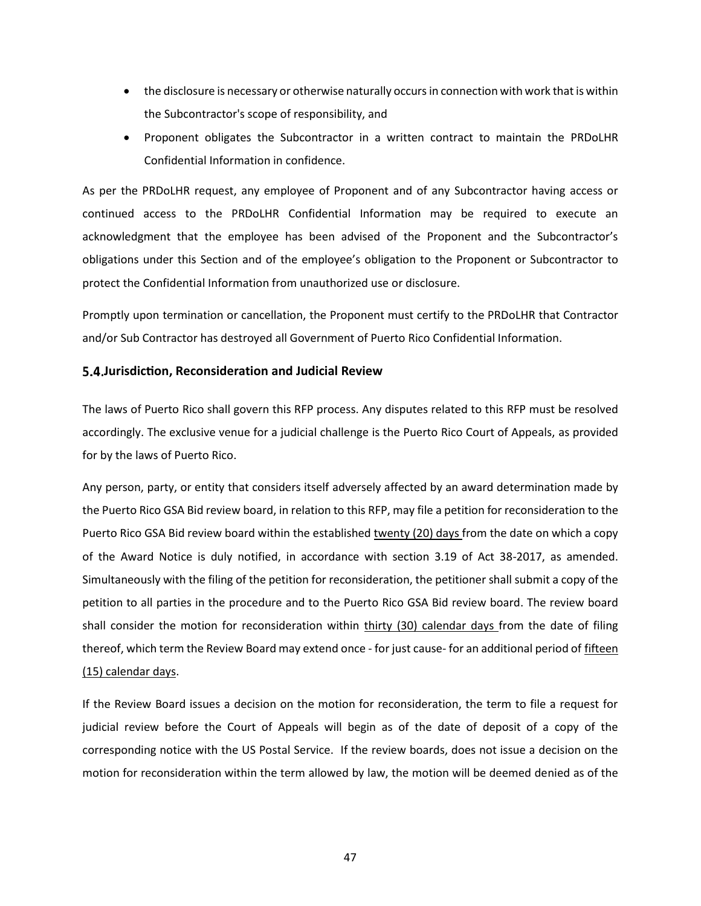- the disclosure is necessary or otherwise naturally occurs in connection with work that is within the Subcontractor's scope of responsibility, and
- Proponent obligates the Subcontractor in a written contract to maintain the PRDoLHR Confidential Information in confidence.

As per the PRDoLHR request, any employee of Proponent and of any Subcontractor having access or continued access to the PRDoLHR Confidential Information may be required to execute an acknowledgment that the employee has been advised of the Proponent and the Subcontractor's obligations under this Section and of the employee's obligation to the Proponent or Subcontractor to protect the Confidential Information from unauthorized use or disclosure.

Promptly upon termination or cancellation, the Proponent must certify to the PRDoLHR that Contractor and/or Sub Contractor has destroyed all Government of Puerto Rico Confidential Information.

### 5.4. Jurisdiction, Reconsideration and Judicial Review

The laws of Puerto Rico shall govern this RFP process. Any disputes related to this RFP must be resolved accordingly. The exclusive venue for a judicial challenge is the Puerto Rico Court of Appeals, as provided for by the laws of Puerto Rico.

Any person, party, or entity that considers itself adversely affected by an award determination made by the Puerto Rico GSA Bid review board, in relation to this RFP, may file a petition for reconsideration to the Puerto Rico GSA Bid review board within the established <u>twenty (20) days</u> from the date on which a copy of the Award Notice is duly notified, in accordance with section 3.19 of Act 38-2017, as amended. Simultaneously with the filing of the petition for reconsideration, the petitioner shall submit a copy of the petition to all parties in the procedure and to the Puerto Rico GSA Bid review board. The review board shall consider the motion for reconsideration within <u>thirty (30) calendar days</u> from the date of filing thereof, which term the Review Board may extend once - for just cause- for an additional period of <u>fifteen (15) calendar days</u>.

If the Review Board issues a decision on the motion for reconsideration, the term to file a request for judicial review before the Court of Appeals will begin as of the date of deposit of a copy of the corresponding notice with the US Postal Service. If the review boards, does not issue a decision on the motion for reconsideration within the term allowed by law, the motion will be deemed denied as of the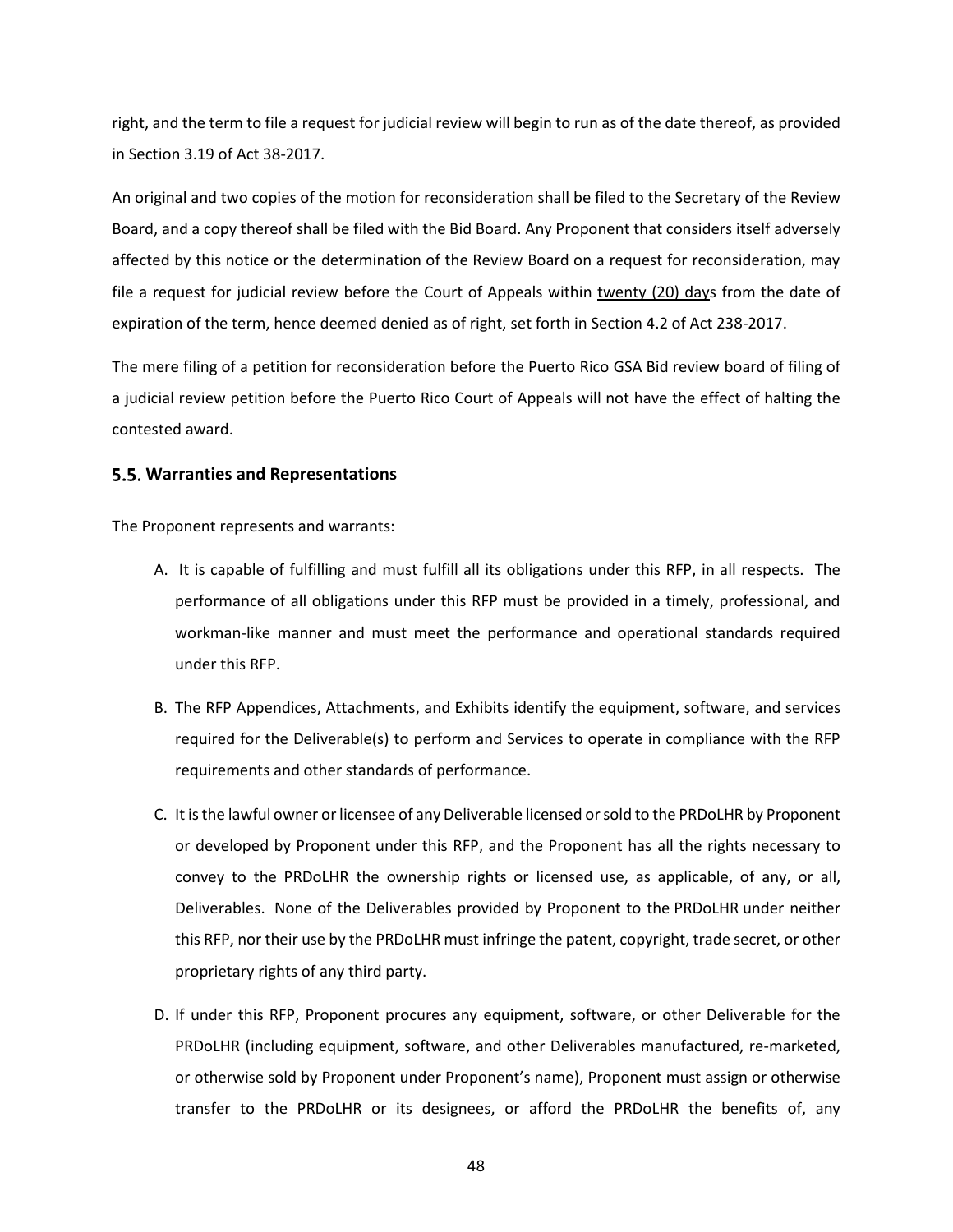right, and the term to file a request for judicial review will begin to run as of the date thereof, as provided in Section 3.19 of Act 38-2017.

An original and two copies of the motion for reconsideration shall be filed to the Secretary of the Review Board, and a copy thereof shall be filed with the Bid Board. Any Proponent that considers itself adversely affected by this notice or the determination of the Review Board on a request for reconsideration, may file a request for judicial review before the Court of Appeals within twenty (20) days from the date of expiration of the term, hence deemed denied as of right, set forth in Section 4.2 of Act 238-2017.

The mere filing of a petition for reconsideration before the Puerto Rico GSA Bid review board of filing of a judicial review petition before the Puerto Rico Court of Appeals will not have the effect of halting the contested award.

### 5.5. Warranties and Representations

The Proponent represents and warrants:

A. It is capable of fulfilling and must fulfill all its obligations under this RFP, in all respects. The performance of all obligations under this RFP must be provided in a timely, professional, and workman-like manner and must meet the performance and operational standards required under this RFP.

B. The RFP Appendices, Attachments, and Exhibits identify the equipment, software, and services required for the Deliverable(s) to perform and Services to operate in compliance with the RFP requirements and other standards of performance.

C. It is the lawful owner or licensee of any Deliverable licensed or sold to the PRDoLHR by Proponent or developed by Proponent under this RFP, and the Proponent has all the rights necessary to convey to the PRDoLHR the ownership rights or licensed use, as applicable, of any, or all, Deliverables. None of the Deliverables provided by Proponent to the PRDoLHR under neither this RFP, nor their use by the PRDoLHR must infringe the patent, copyright, trade secret, or other proprietary rights of any third party.

D. If under this RFP, Proponent procures any equipment, software, or other Deliverable for the PRDoLHR (including equipment, software, and other Deliverables manufactured, re-marketed, or otherwise sold by Proponent under Proponent's name), Proponent must assign or otherwise transfer to the PRDoLHR or its designees, or afford the PRDoLHR the benefits of, any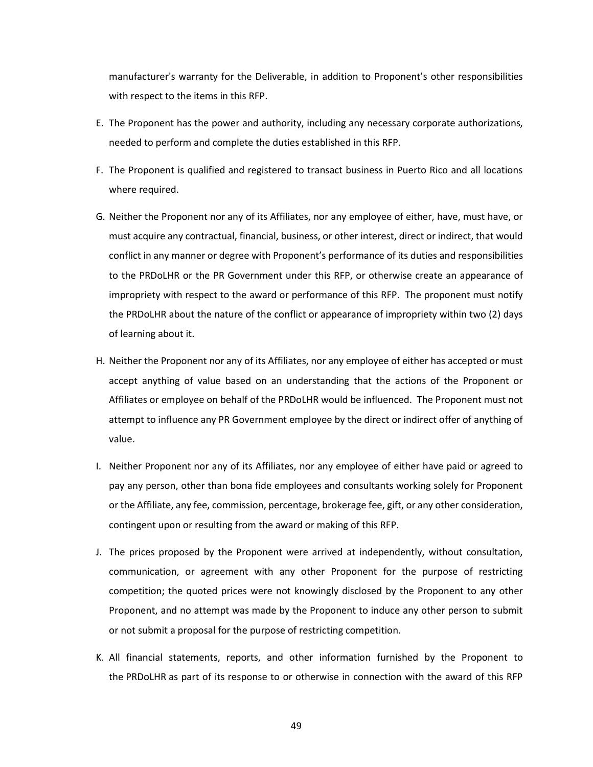manufacturer's warranty for the Deliverable, in addition to Proponent's other responsibilities with respect to the items in this RFP.

E. The Proponent has the power and authority, including any necessary corporate authorizations, needed to perform and complete the duties established in this RFP.

F. The Proponent is qualified and registered to transact business in Puerto Rico and all locations where required.

G. Neither the Proponent nor any of its Affiliates, nor any employee of either, have, must have, or must acquire any contractual, financial, business, or other interest, direct or indirect, that would conflict in any manner or degree with Proponent's performance of its duties and responsibilities to the PRDoLHR or the PR Government under this RFP, or otherwise create an appearance of impropriety with respect to the award or performance of this RFP. The proponent must notify the PRDoLHR about the nature of the conflict or appearance of impropriety within two (2) days of learning about it.

H. Neither the Proponent nor any of its Affiliates, nor any employee of either has accepted or must accept anything of value based on an understanding that the actions of the Proponent or Affiliates or employee on behalf of the PRDoLHR would be influenced. The Proponent must not attempt to influence any PR Government employee by the direct or indirect offer of anything of value.

I. Neither Proponent nor any of its Affiliates, nor any employee of either have paid or agreed to pay any person, other than bona fide employees and consultants working solely for Proponent or the Affiliate, any fee, commission, percentage, brokerage fee, gift, or any other consideration, contingent upon or resulting from the award or making of this RFP.

J. The prices proposed by the Proponent were arrived at independently, without consultation, communication, or agreement with any other Proponent for the purpose of restricting competition; the quoted prices were not knowingly disclosed by the Proponent to any other Proponent, and no attempt was made by the Proponent to induce any other person to submit or not submit a proposal for the purpose of restricting competition.

K. All financial statements, reports, and other information furnished by the Proponent to the PRDoLHR as part of its response to or otherwise in connection with the award of this RFP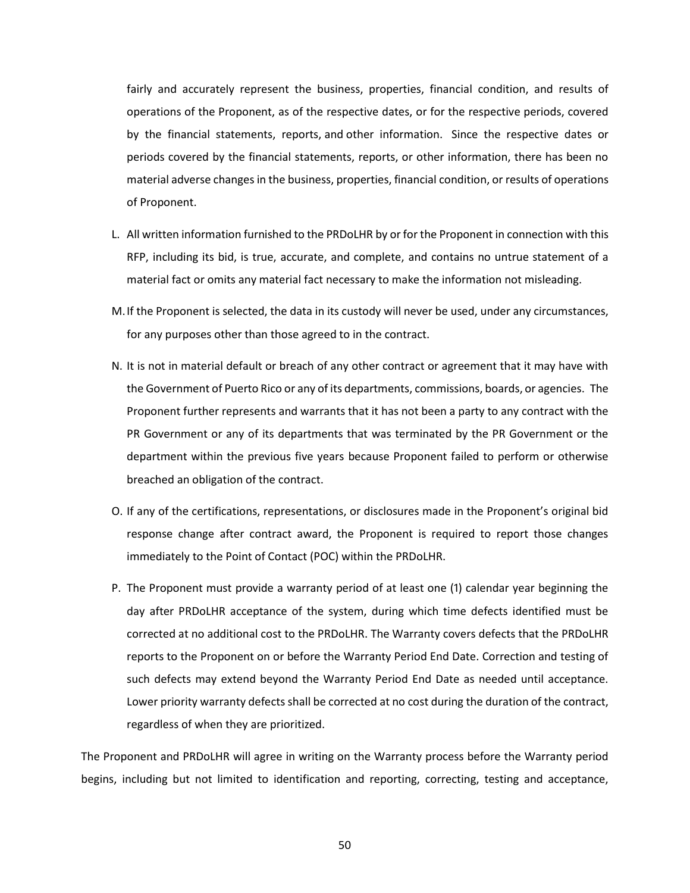fairly and accurately represent the business, properties, financial condition, and results of operations of the Proponent, as of the respective dates, or for the respective periods, covered by the financial statements, reports, and other information. Since the respective dates or periods covered by the financial statements, reports, or other information, there has been no material adverse changes in the business, properties, financial condition, or results of operations of Proponent.

L. All written information furnished to the PRDoLHR by or for the Proponent in connection with this RFP, including its bid, is true, accurate, and complete, and contains no untrue statement of a material fact or omits any material fact necessary to make the information not misleading.

M. If the Proponent is selected, the data in its custody will never be used, under any circumstances, for any purposes other than those agreed to in the contract.

N. It is not in material default or breach of any other contract or agreement that it may have with the Government of Puerto Rico or any of its departments, commissions, boards, or agencies. The Proponent further represents and warrants that it has not been a party to any contract with the PR Government or any of its departments that was terminated by the PR Government or the department within the previous five years because Proponent failed to perform or otherwise breached an obligation of the contract.

O. If any of the certifications, representations, or disclosures made in the Proponent's original bid response change after contract award, the Proponent is required to report those changes immediately to the Point of Contact (POC) within the PRDoLHR.

P. The Proponent must provide a warranty period of at least one (1) calendar year beginning the day after PRDoLHR acceptance of the system, during which time defects identified must be corrected at no additional cost to the PRDoLHR. The Warranty covers defects that the PRDoLHR reports to the Proponent on or before the Warranty Period End Date. Correction and testing of such defects may extend beyond the Warranty Period End Date as needed until acceptance. Lower priority warranty defects shall be corrected at no cost during the duration of the contract, regardless of when they are prioritized.

The Proponent and PRDoLHR will agree in writing on the Warranty process before the Warranty period begins, including but not limited to identification and reporting, correcting, testing and acceptance,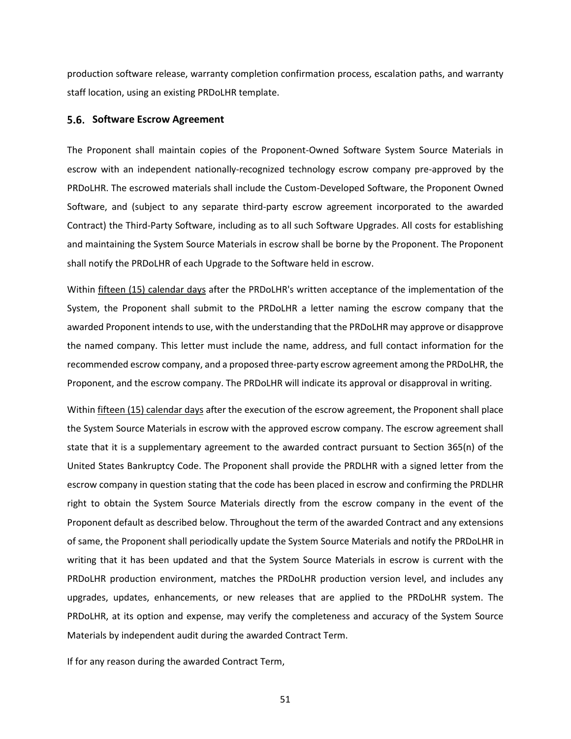production software release, warranty completion confirmation process, escalation paths, and warranty staff location, using an existing PRDoLHR template.

## 5.6. Software Escrow Agreement

The Proponent shall maintain copies of the Proponent-Owned Software System Source Materials in escrow with an independent nationally-recognized technology escrow company pre-approved by the PRDoLHR. The escrowed materials shall include the Custom-Developed Software, the Proponent Owned Software, and (subject to any separate third-party escrow agreement incorporated to the awarded Contract) the Third-Party Software, including as to all such Software Upgrades. All costs for establishing and maintaining the System Source Materials in escrow shall be borne by the Proponent. The Proponent shall notify the PRDoLHR of each Upgrade to the Software held in escrow.

Within fifteen (15) calendar days after the PRDoLHR's written acceptance of the implementation of the System, the Proponent shall submit to the PRDoLHR a letter naming the escrow company that the awarded Proponent intends to use, with the understanding that the PRDoLHR may approve or disapprove the named company. This letter must include the name, address, and full contact information for the recommended escrow company, and a proposed three-party escrow agreement among the PRDoLHR, the Proponent, and the escrow company. The PRDoLHR will indicate its approval or disapproval in writing.

Within fifteen (15) calendar days after the execution of the escrow agreement, the Proponent shall place the System Source Materials in escrow with the approved escrow company. The escrow agreement shall state that it is a supplementary agreement to the awarded contract pursuant to Section 365(n) of the United States Bankruptcy Code. The Proponent shall provide the PRDLHR with a signed letter from the escrow company in question stating that the code has been placed in escrow and confirming the PRDLHR right to obtain the System Source Materials directly from the escrow company in the event of the Proponent default as described below. Throughout the term of the awarded Contract and any extensions of same, the Proponent shall periodically update the System Source Materials and notify the PRDoLHR in writing that it has been updated and that the System Source Materials in escrow is current with the PRDoLHR production environment, matches the PRDoLHR production version level, and includes any upgrades, updates, enhancements, or new releases that are applied to the PRDoLHR system. The PRDoLHR, at its option and expense, may verify the completeness and accuracy of the System Source Materials by independent audit during the awarded Contract Term.

If for any reason during the awarded Contract Term,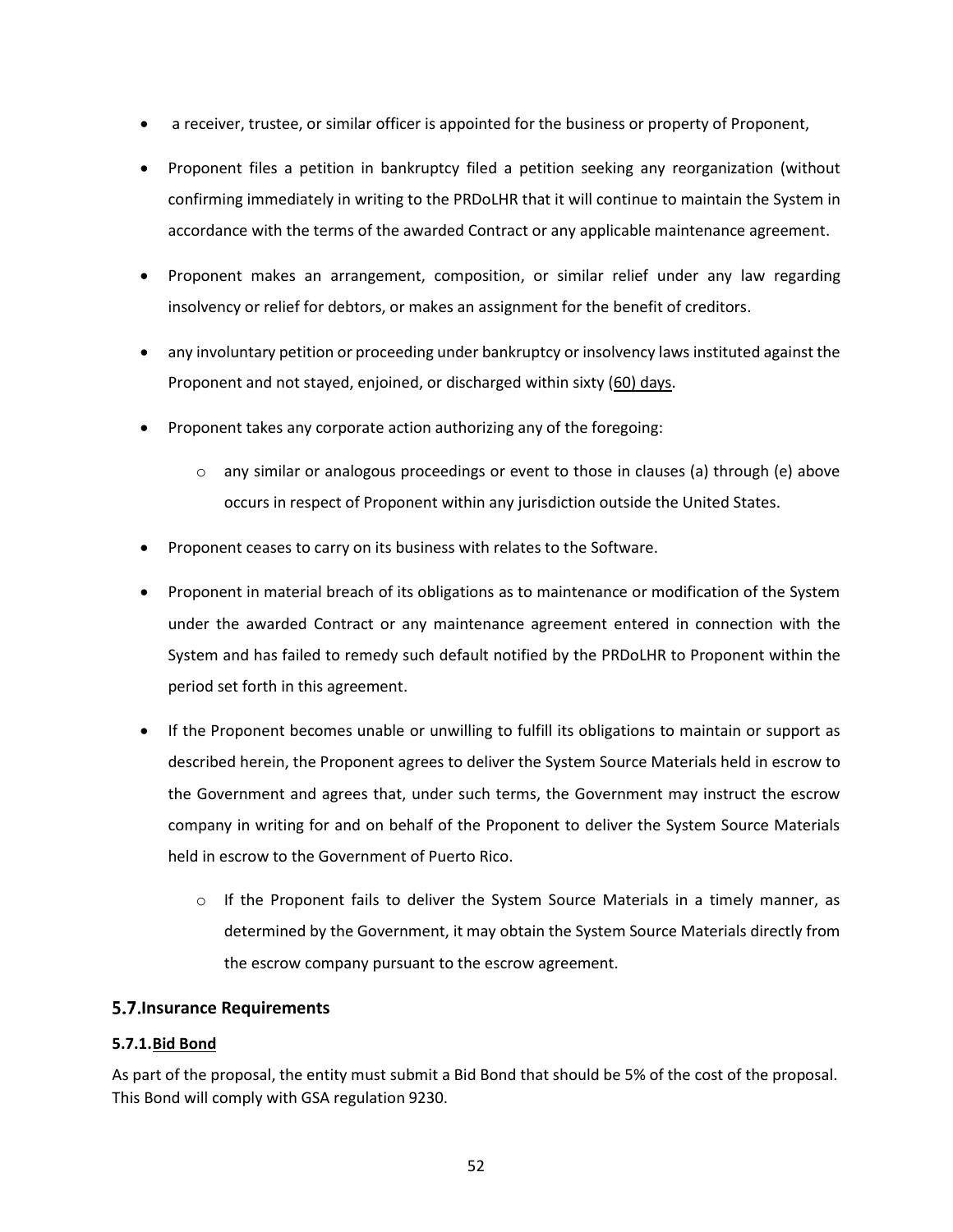- a receiver, trustee, or similar officer is appointed for the business or property of Proponent,
- Proponent files a petition in bankruptcy filed a petition seeking any reorganization (without confirming immediately in writing to the PRDoLHR that it will continue to maintain the System in accordance with the terms of the awarded Contract or any applicable maintenance agreement.
- Proponent makes an arrangement, composition, or similar relief under any law regarding insolvency or relief for debtors, or makes an assignment for the benefit of creditors.
- any involuntary petition or proceeding under bankruptcy or insolvency laws instituted against the Proponent and not stayed, enjoined, or discharged within sixty (60) days.
- Proponent takes any corporate action authorizing any of the foregoing:
  - any similar or analogous proceedings or event to those in clauses (a) through (e) above occurs in respect of Proponent within any jurisdiction outside the United States.
- Proponent ceases to carry on its business with relates to the Software.
- Proponent in material breach of its obligations as to maintenance or modification of the System under the awarded Contract or any maintenance agreement entered in connection with the System and has failed to remedy such default notified by the PRDoLHR to Proponent within the period set forth in this agreement.
- If the Proponent becomes unable or unwilling to fulfill its obligations to maintain or support as described herein, the Proponent agrees to deliver the System Source Materials held in escrow to the Government and agrees that, under such terms, the Government may instruct the escrow company in writing for and on behalf of the Proponent to deliver the System Source Materials held in escrow to the Government of Puerto Rico.
  - If the Proponent fails to deliver the System Source Materials in a timely manner, as determined by the Government, it may obtain the System Source Materials directly from the escrow company pursuant to the escrow agreement.

## 5.7. Insurance Requirements

### 5.7.1. Bid Bond

As part of the proposal, the entity must submit a Bid Bond that should be 5% of the cost of the proposal. This Bond will comply with GSA regulation 9230.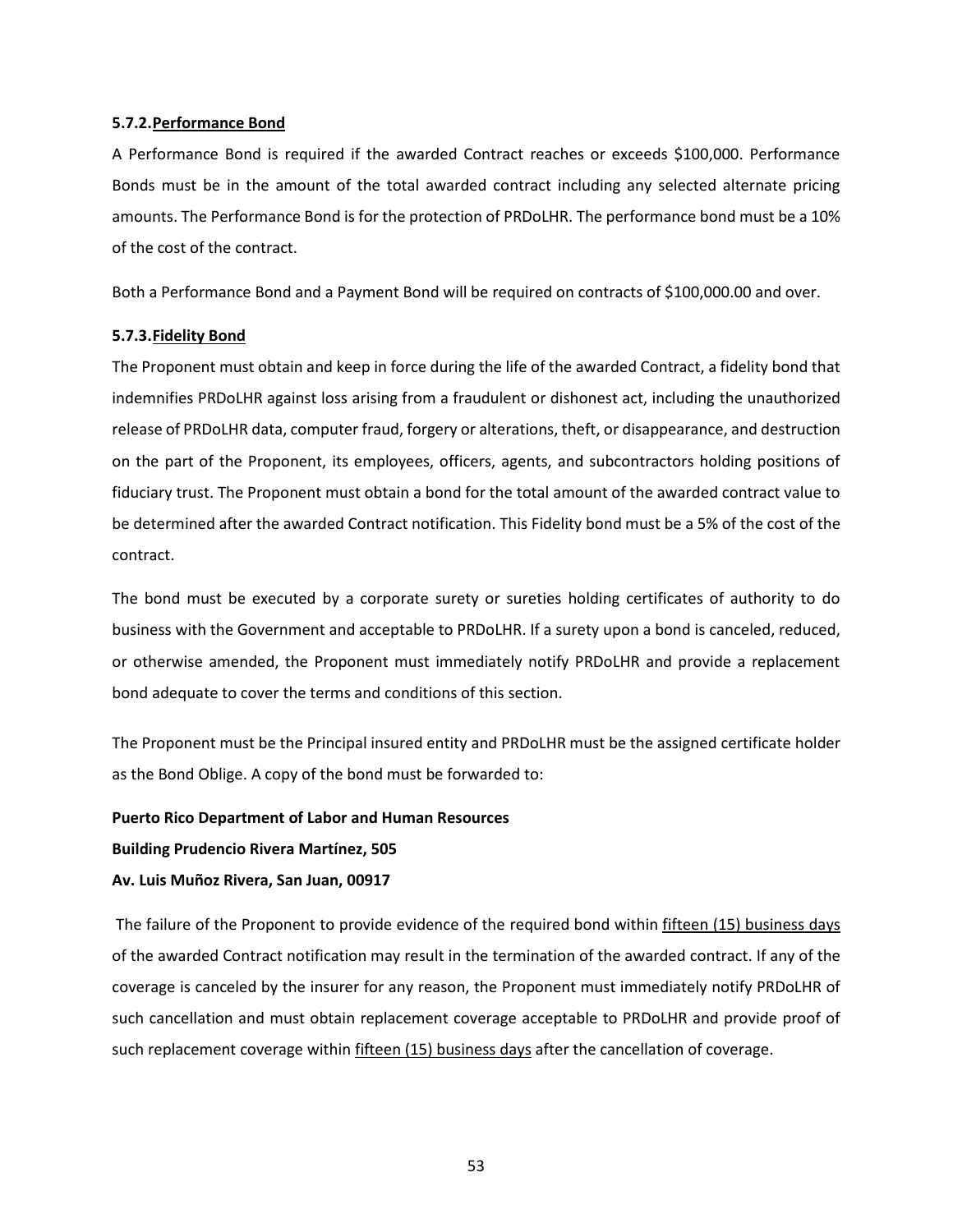#### 5.7.2. Performance Bond

A Performance Bond is required if the awarded Contract reaches or exceeds $100,000. Performance Bonds must be in the amount of the total awarded contract including any selected alternate pricing amounts. The Performance Bond is for the protection of PRDoLHR. The performance bond must be a 10% of the cost of the contract.

Both a Performance Bond and a Payment Bond will be required on contracts of $100,000.00 and over.

#### 5.7.3. Fidelity Bond

The Proponent must obtain and keep in force during the life of the awarded Contract, a fidelity bond that indemnifies PRDoLHR against loss arising from a fraudulent or dishonest act, including the unauthorized release of PRDoLHR data, computer fraud, forgery or alterations, theft, or disappearance, and destruction on the part of the Proponent, its employees, officers, agents, and subcontractors holding positions of fiduciary trust. The Proponent must obtain a bond for the total amount of the awarded contract value to be determined after the awarded Contract notification. This Fidelity bond must be a 5% of the cost of the contract.

The bond must be executed by a corporate surety or sureties holding certificates of authority to do business with the Government and acceptable to PRDoLHR. If a surety upon a bond is canceled, reduced, or otherwise amended, the Proponent must immediately notify PRDoLHR and provide a replacement bond adequate to cover the terms and conditions of this section.

The Proponent must be the Principal insured entity and PRDoLHR must be the assigned certificate holder as the Bond Oblige. A copy of the bond must be forwarded to:

**Puerto Rico Department of Labor and Human Resources**

**Building Prudencio Rivera Martínez, 505**

**Av. Luis Muñoz Rivera, San Juan, 00917**

The failure of the Proponent to provide evidence of the required bond within fifteen (15) business days of the awarded Contract notification may result in the termination of the awarded contract. If any of the coverage is canceled by the insurer for any reason, the Proponent must immediately notify PRDoLHR of such cancellation and must obtain replacement coverage acceptable to PRDoLHR and provide proof of such replacement coverage within fifteen (15) business days after the cancellation of coverage.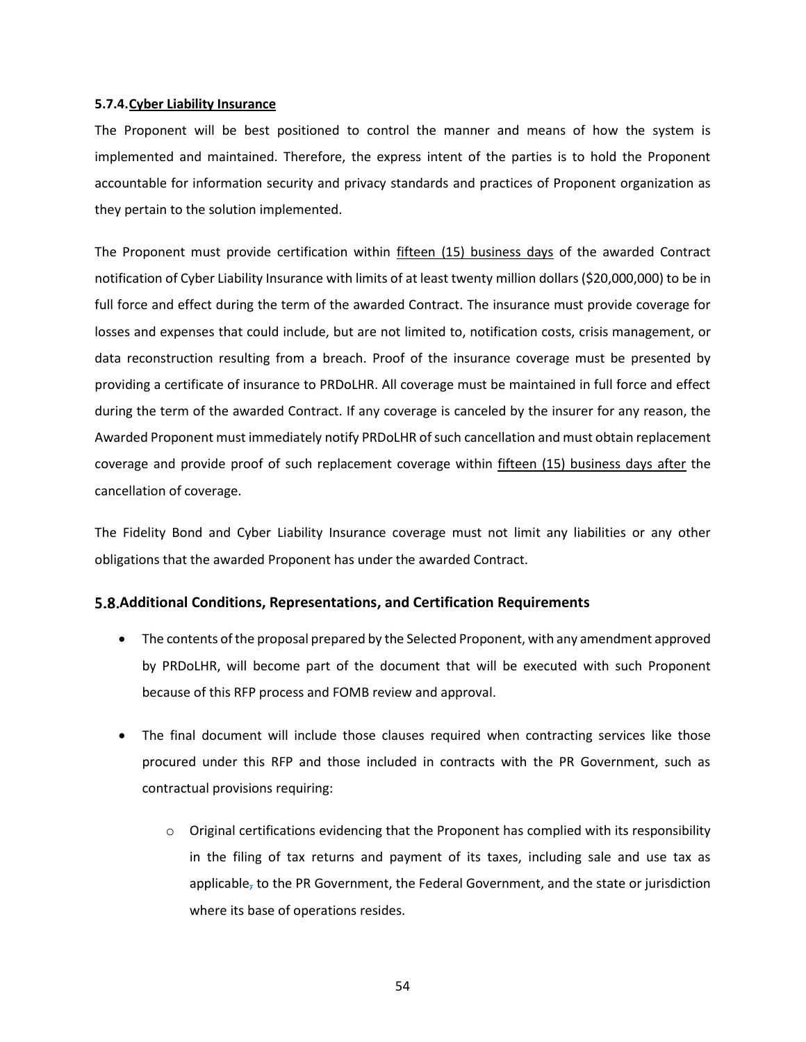#### 5.7.4. Cyber Liability Insurance

The Proponent will be best positioned to control the manner and means of how the system is implemented and maintained. Therefore, the express intent of the parties is to hold the Proponent accountable for information security and privacy standards and practices of Proponent organization as they pertain to the solution implemented.

The Proponent must provide certification within fifteen (15) business days of the awarded Contract notification of Cyber Liability Insurance with limits of at least twenty million dollars ($20,000,000) to be in full force and effect during the term of the awarded Contract. The insurance must provide coverage for losses and expenses that could include, but are not limited to, notification costs, crisis management, or data reconstruction resulting from a breach. Proof of the insurance coverage must be presented by providing a certificate of insurance to PRDoLHR. All coverage must be maintained in full force and effect during the term of the awarded Contract. If any coverage is canceled by the insurer for any reason, the Awarded Proponent must immediately notify PRDoLHR of such cancellation and must obtain replacement coverage and provide proof of such replacement coverage within fifteen (15) business days after the cancellation of coverage.

The Fidelity Bond and Cyber Liability Insurance coverage must not limit any liabilities or any other obligations that the awarded Proponent has under the awarded Contract.

### 5.8. Additional Conditions, Representations, and Certification Requirements

- The contents of the proposal prepared by the Selected Proponent, with any amendment approved by PRDoLHR, will become part of the document that will be executed with such Proponent because of this RFP process and FOMB review and approval.
- The final document will include those clauses required when contracting services like those procured under this RFP and those included in contracts with the PR Government, such as contractual provisions requiring:
  - Original certifications evidencing that the Proponent has complied with its responsibility in the filing of tax returns and payment of its taxes, including sale and use tax as applicable, to the PR Government, the Federal Government, and the state or jurisdiction where its base of operations resides.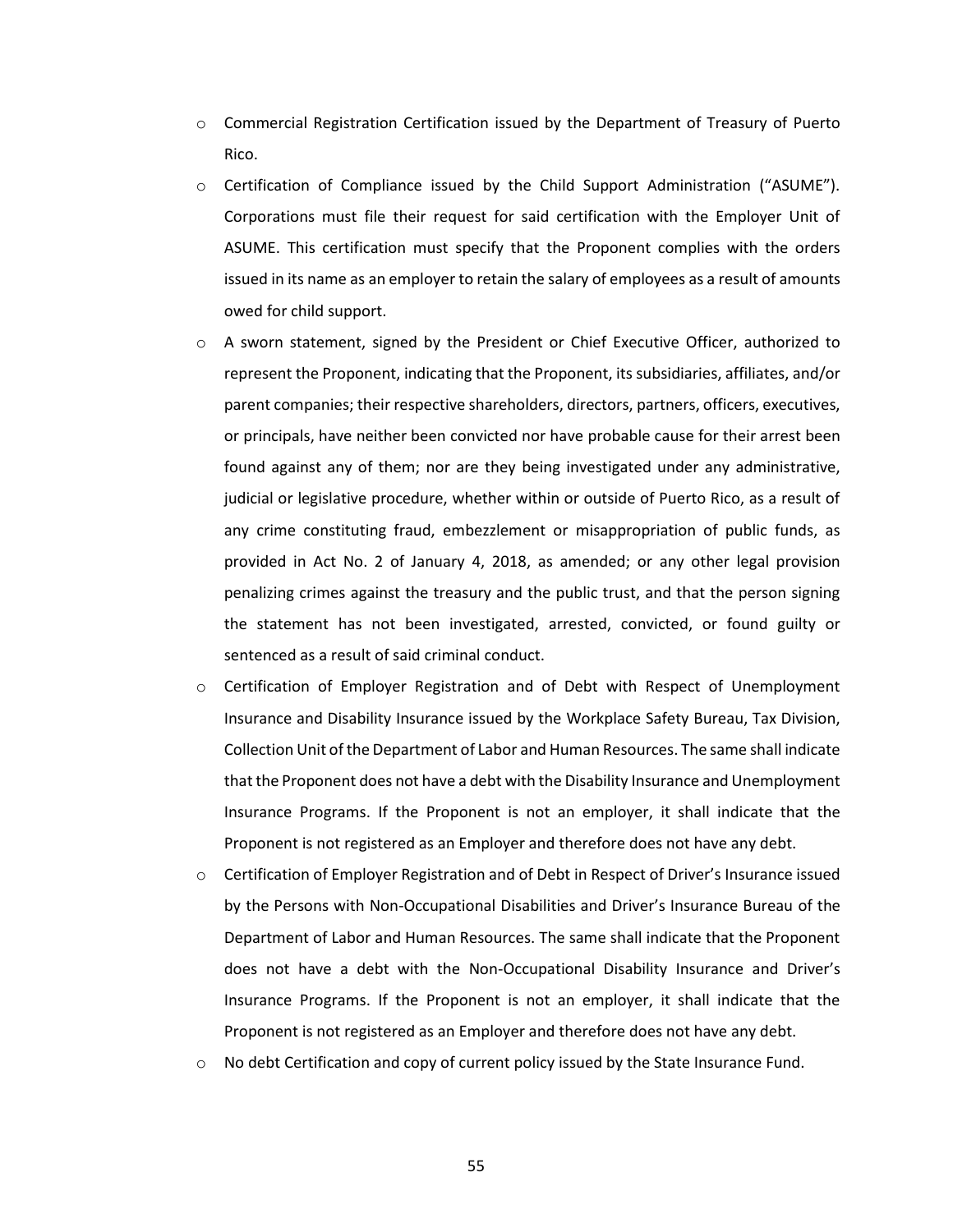- Commercial Registration Certification issued by the Department of Treasury of Puerto Rico.
- Certification of Compliance issued by the Child Support Administration ("ASUME"). Corporations must file their request for said certification with the Employer Unit of ASUME. This certification must specify that the Proponent complies with the orders issued in its name as an employer to retain the salary of employees as a result of amounts owed for child support.
- A sworn statement, signed by the President or Chief Executive Officer, authorized to represent the Proponent, indicating that the Proponent, its subsidiaries, affiliates, and/or parent companies; their respective shareholders, directors, partners, officers, executives, or principals, have neither been convicted nor have probable cause for their arrest been found against any of them; nor are they being investigated under any administrative, judicial or legislative procedure, whether within or outside of Puerto Rico, as a result of any crime constituting fraud, embezzlement or misappropriation of public funds, as provided in Act No. 2 of January 4, 2018, as amended; or any other legal provision penalizing crimes against the treasury and the public trust, and that the person signing the statement has not been investigated, arrested, convicted, or found guilty or sentenced as a result of said criminal conduct.
- Certification of Employer Registration and of Debt with Respect of Unemployment Insurance and Disability Insurance issued by the Workplace Safety Bureau, Tax Division, Collection Unit of the Department of Labor and Human Resources. The same shall indicate that the Proponent does not have a debt with the Disability Insurance and Unemployment Insurance Programs. If the Proponent is not an employer, it shall indicate that the Proponent is not registered as an Employer and therefore does not have any debt.
- Certification of Employer Registration and of Debt in Respect of Driver's Insurance issued by the Persons with Non-Occupational Disabilities and Driver's Insurance Bureau of the Department of Labor and Human Resources. The same shall indicate that the Proponent does not have a debt with the Non-Occupational Disability Insurance and Driver's Insurance Programs. If the Proponent is not an employer, it shall indicate that the Proponent is not registered as an Employer and therefore does not have any debt.
- No debt Certification and copy of current policy issued by the State Insurance Fund.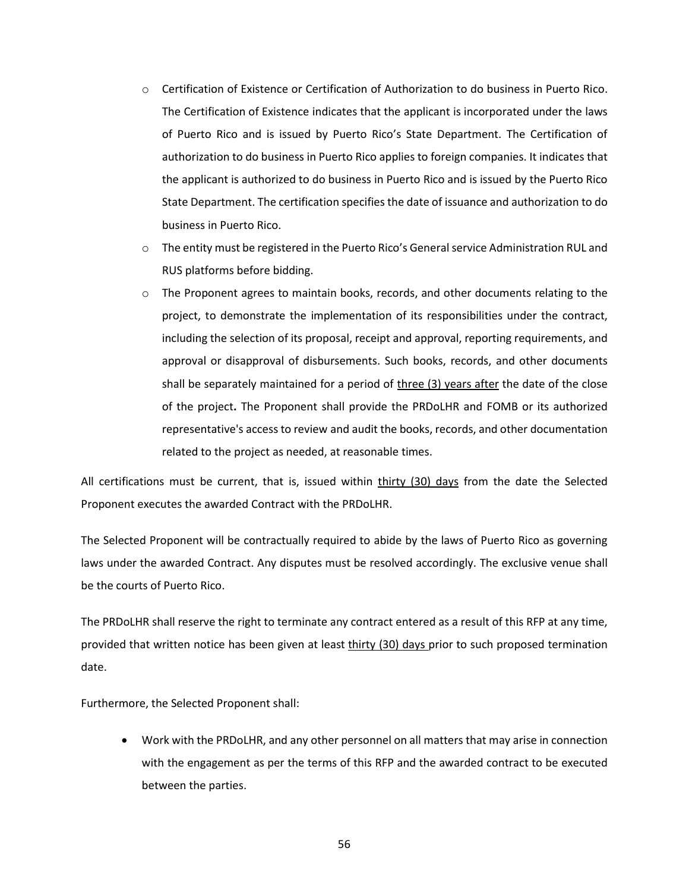- Certification of Existence or Certification of Authorization to do business in Puerto Rico. The Certification of Existence indicates that the applicant is incorporated under the laws of Puerto Rico and is issued by Puerto Rico's State Department. The Certification of authorization to do business in Puerto Rico applies to foreign companies. It indicates that the applicant is authorized to do business in Puerto Rico and is issued by the Puerto Rico State Department. The certification specifies the date of issuance and authorization to do business in Puerto Rico.
- The entity must be registered in the Puerto Rico's General service Administration RUL and RUS platforms before bidding.
- The Proponent agrees to maintain books, records, and other documents relating to the project, to demonstrate the implementation of its responsibilities under the contract, including the selection of its proposal, receipt and approval, reporting requirements, and approval or disapproval of disbursements. Such books, records, and other documents shall be separately maintained for a period of <u>three (3) years after</u> the date of the close of the project**.** The Proponent shall provide the PRDoLHR and FOMB or its authorized representative's access to review and audit the books, records, and other documentation related to the project as needed, at reasonable times.

All certifications must be current, that is, issued within <u>thirty (30) days</u> from the date the Selected Proponent executes the awarded Contract with the PRDoLHR.

The Selected Proponent will be contractually required to abide by the laws of Puerto Rico as governing laws under the awarded Contract. Any disputes must be resolved accordingly. The exclusive venue shall be the courts of Puerto Rico.

The PRDoLHR shall reserve the right to terminate any contract entered as a result of this RFP at any time, provided that written notice has been given at least <u>thirty (30) days</u> prior to such proposed termination date.

Furthermore, the Selected Proponent shall:

- Work with the PRDoLHR, and any other personnel on all matters that may arise in connection with the engagement as per the terms of this RFP and the awarded contract to be executed between the parties.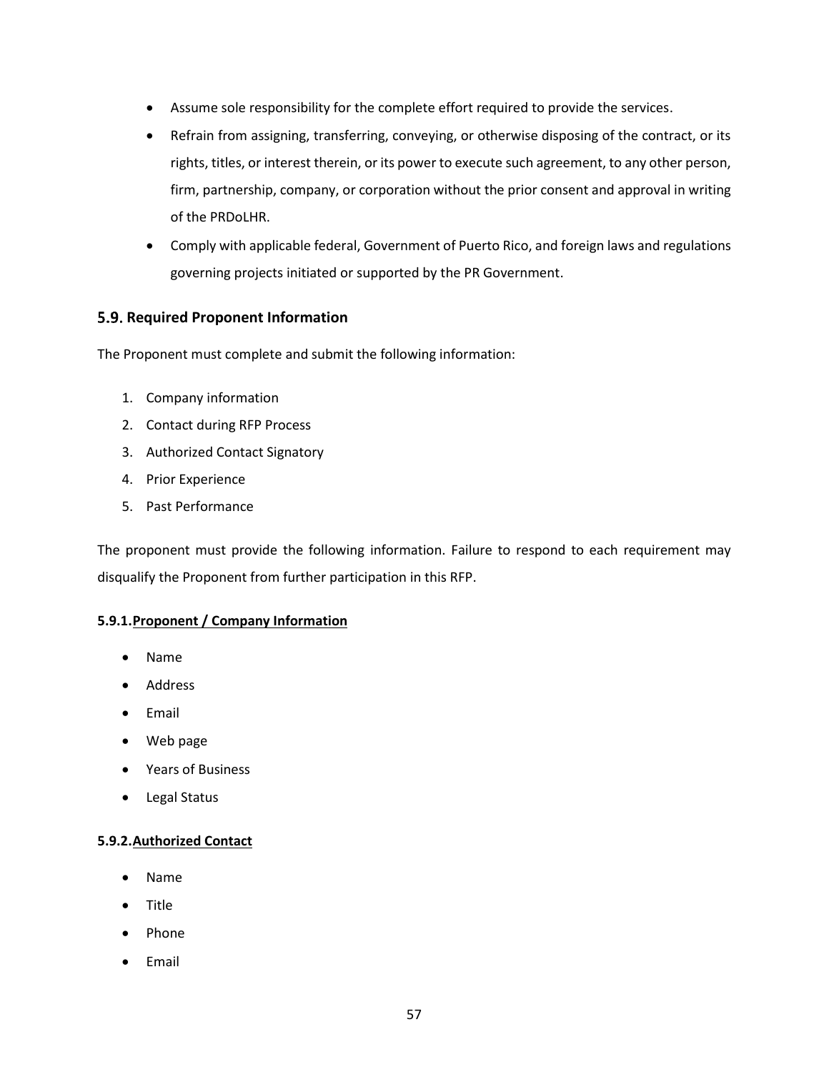- Assume sole responsibility for the complete effort required to provide the services.
- Refrain from assigning, transferring, conveying, or otherwise disposing of the contract, or its rights, titles, or interest therein, or its power to execute such agreement, to any other person, firm, partnership, company, or corporation without the prior consent and approval in writing of the PRDoLHR.
- Comply with applicable federal, Government of Puerto Rico, and foreign laws and regulations governing projects initiated or supported by the PR Government.

## 5.9. Required Proponent Information

The Proponent must complete and submit the following information:

1. Company information
2. Contact during RFP Process
3. Authorized Contact Signatory
4. Prior Experience
5. Past Performance

The proponent must provide the following information. Failure to respond to each requirement may disqualify the Proponent from further participation in this RFP.

### 5.9.1. Proponent / Company Information

- Name
- Address
- Email
- Web page
- Years of Business
- Legal Status

### 5.9.2. Authorized Contact

- Name
- Title
- Phone
- Email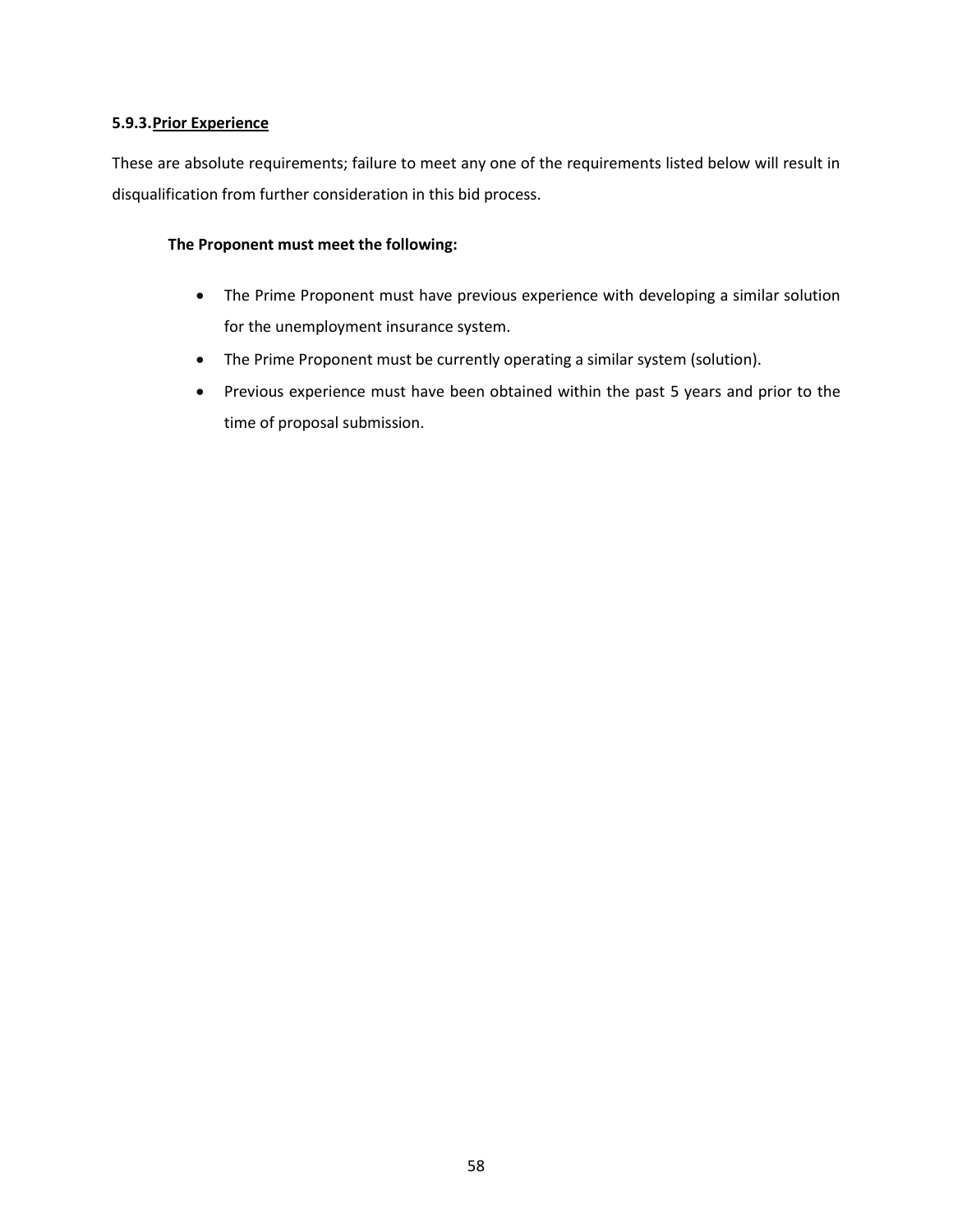### 5.9.3. Prior Experience

These are absolute requirements; failure to meet any one of the requirements listed below will result in disqualification from further consideration in this bid process.

**The Proponent must meet the following:**

- The Prime Proponent must have previous experience with developing a similar solution for the unemployment insurance system.
- The Prime Proponent must be currently operating a similar system (solution).
- Previous experience must have been obtained within the past 5 years and prior to the time of proposal submission.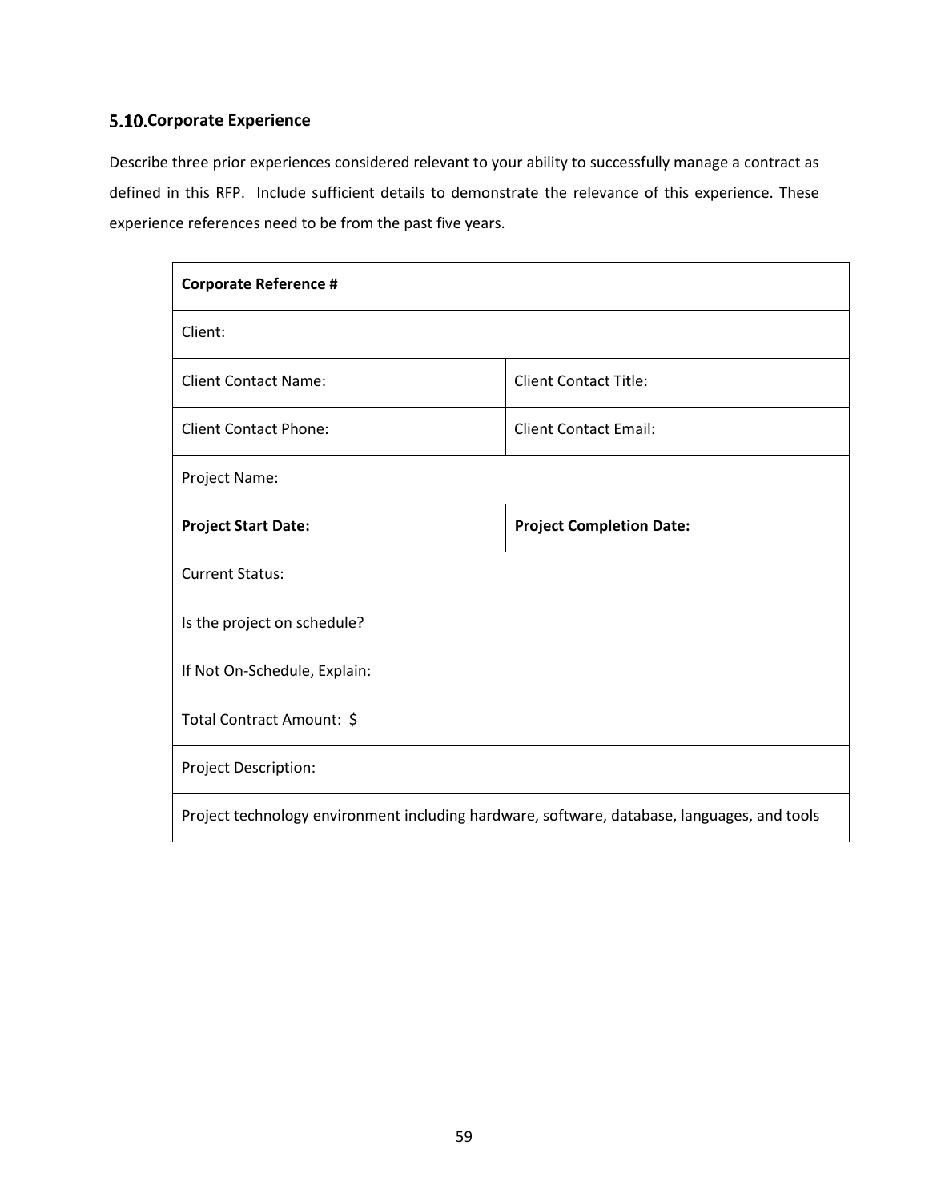### 5.10. Corporate Experience

Describe three prior experiences considered relevant to your ability to successfully manage a contract as defined in this RFP. Include sufficient details to demonstrate the relevance of this experience. These experience references need to be from the past five years.

| **Corporate Reference #** | |
|---|---|
| Client: | |
| Client Contact Name: | Client Contact Title: |
| Client Contact Phone: | Client Contact Email: |
| Project Name: | |
| **Project Start Date:** | **Project Completion Date:** |
| Current Status: | |
| Is the project on schedule? | |
| If Not On-Schedule, Explain: | |
| Total Contract Amount: $ | |
| Project Description: | |
| Project technology environment including hardware, software, database, languages, and tools | |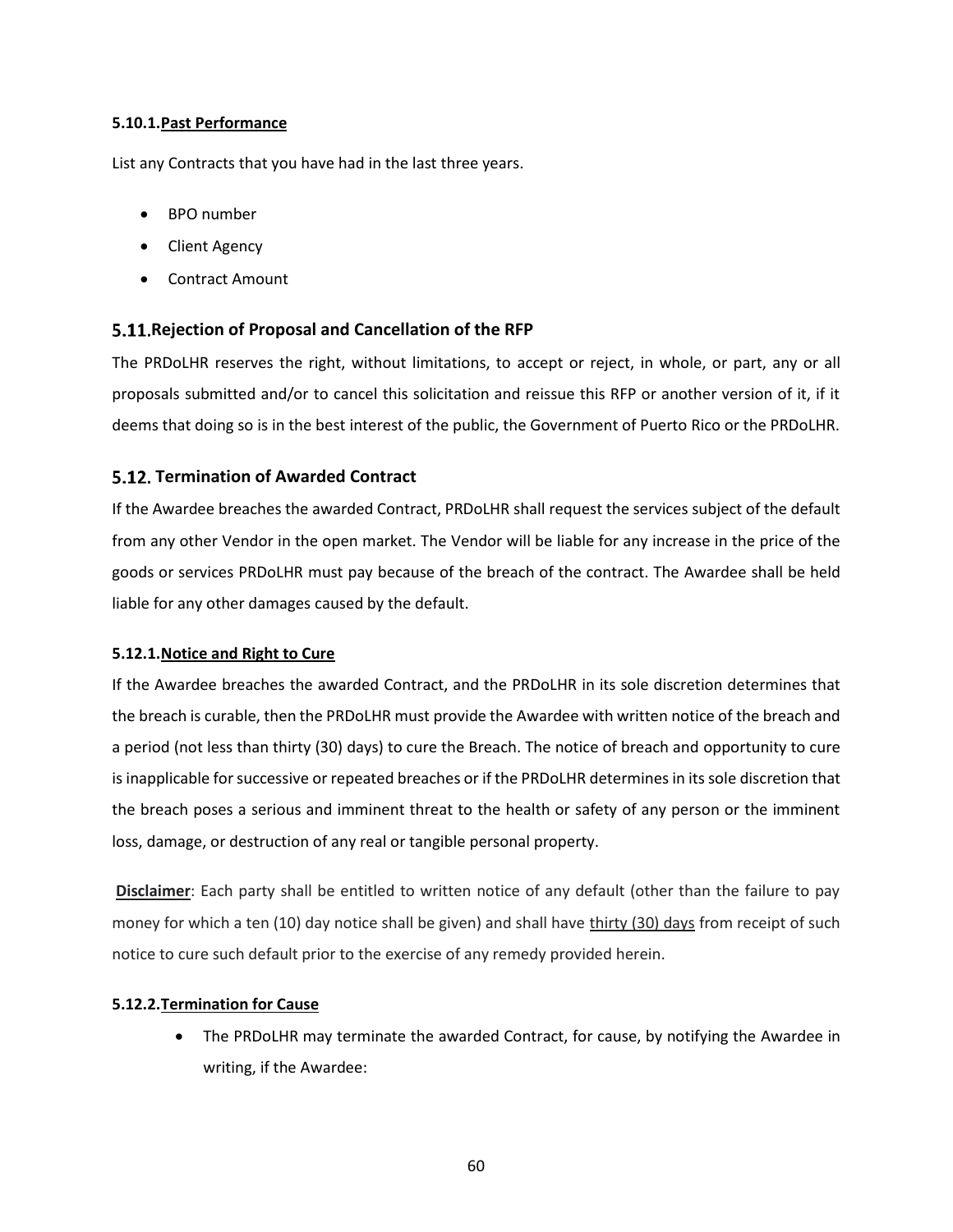#### 5.10.1. Past Performance

List any Contracts that you have had in the last three years.

- BPO number
- Client Agency
- Contract Amount

### 5.11. Rejection of Proposal and Cancellation of the RFP

The PRDoLHR reserves the right, without limitations, to accept or reject, in whole, or part, any or all proposals submitted and/or to cancel this solicitation and reissue this RFP or another version of it, if it deems that doing so is in the best interest of the public, the Government of Puerto Rico or the PRDoLHR.

### 5.12. Termination of Awarded Contract

If the Awardee breaches the awarded Contract, PRDoLHR shall request the services subject of the default from any other Vendor in the open market. The Vendor will be liable for any increase in the price of the goods or services PRDoLHR must pay because of the breach of the contract. The Awardee shall be held liable for any other damages caused by the default.

#### 5.12.1. Notice and Right to Cure

If the Awardee breaches the awarded Contract, and the PRDoLHR in its sole discretion determines that the breach is curable, then the PRDoLHR must provide the Awardee with written notice of the breach and a period (not less than thirty (30) days) to cure the Breach. The notice of breach and opportunity to cure is inapplicable for successive or repeated breaches or if the PRDoLHR determines in its sole discretion that the breach poses a serious and imminent threat to the health or safety of any person or the imminent loss, damage, or destruction of any real or tangible personal property.

**Disclaimer**: Each party shall be entitled to written notice of any default (other than the failure to pay money for which a ten (10) day notice shall be given) and shall have thirty (30) days from receipt of such notice to cure such default prior to the exercise of any remedy provided herein.

#### 5.12.2. Termination for Cause

- The PRDoLHR may terminate the awarded Contract, for cause, by notifying the Awardee in writing, if the Awardee: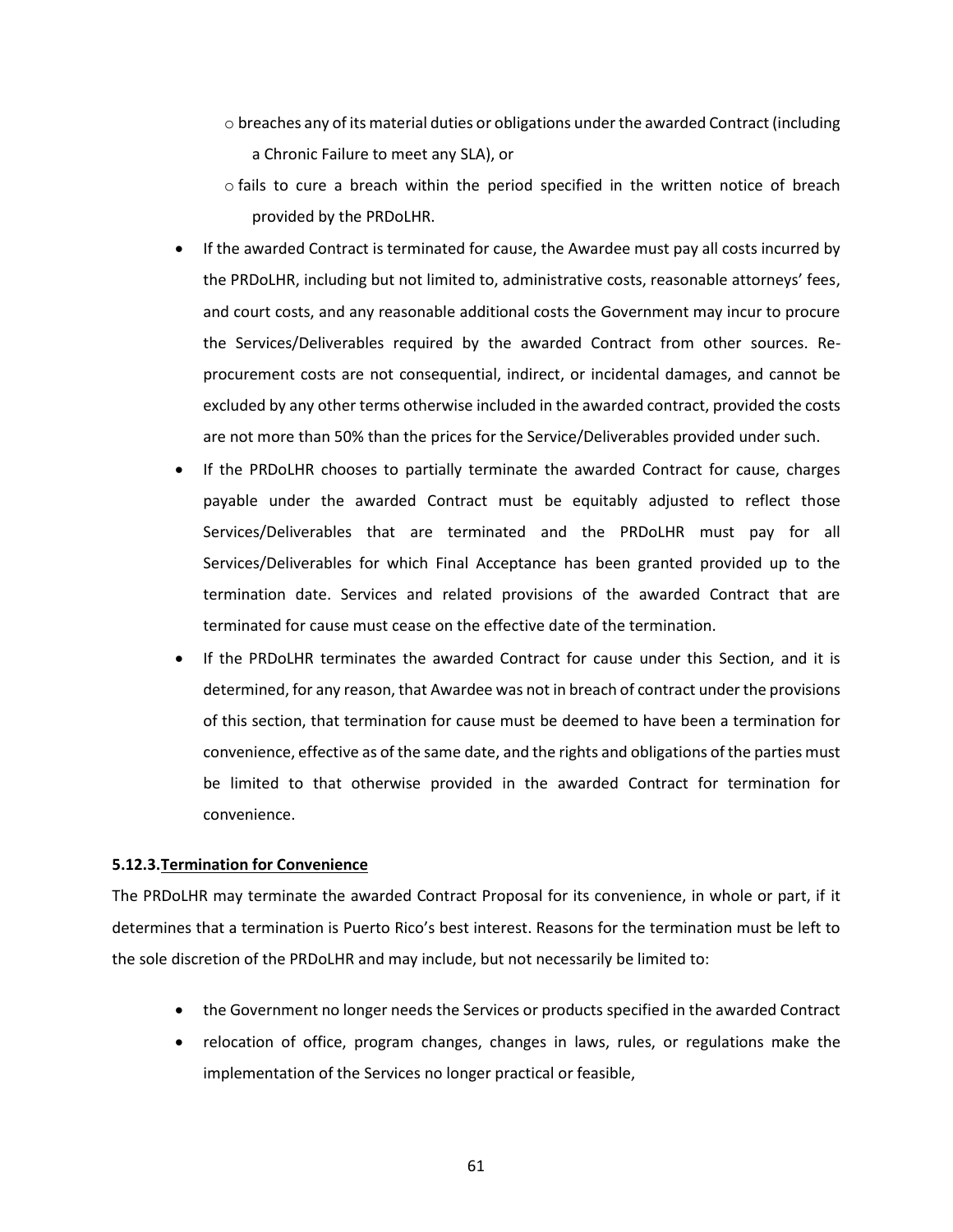- breaches any of its material duties or obligations under the awarded Contract (including a Chronic Failure to meet any SLA), or
   - fails to cure a breach within the period specified in the written notice of breach provided by the PRDoLHR.
- If the awarded Contract is terminated for cause, the Awardee must pay all costs incurred by the PRDoLHR, including but not limited to, administrative costs, reasonable attorneys' fees, and court costs, and any reasonable additional costs the Government may incur to procure the Services/Deliverables required by the awarded Contract from other sources. Re-procurement costs are not consequential, indirect, or incidental damages, and cannot be excluded by any other terms otherwise included in the awarded contract, provided the costs are not more than 50% than the prices for the Service/Deliverables provided under such.
- If the PRDoLHR chooses to partially terminate the awarded Contract for cause, charges payable under the awarded Contract must be equitably adjusted to reflect those Services/Deliverables that are terminated and the PRDoLHR must pay for all Services/Deliverables for which Final Acceptance has been granted provided up to the termination date. Services and related provisions of the awarded Contract that are terminated for cause must cease on the effective date of the termination.
- If the PRDoLHR terminates the awarded Contract for cause under this Section, and it is determined, for any reason, that Awardee was not in breach of contract under the provisions of this section, that termination for cause must be deemed to have been a termination for convenience, effective as of the same date, and the rights and obligations of the parties must be limited to that otherwise provided in the awarded Contract for termination for convenience.

#### 5.12.3. Termination for Convenience

The PRDoLHR may terminate the awarded Contract Proposal for its convenience, in whole or part, if it determines that a termination is Puerto Rico's best interest. Reasons for the termination must be left to the sole discretion of the PRDoLHR and may include, but not necessarily be limited to:

- the Government no longer needs the Services or products specified in the awarded Contract
- relocation of office, program changes, changes in laws, rules, or regulations make the implementation of the Services no longer practical or feasible,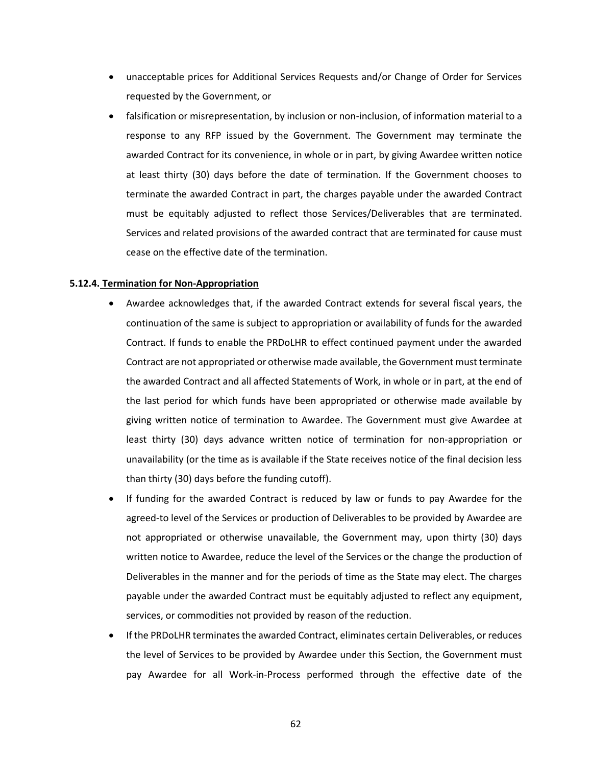- unacceptable prices for Additional Services Requests and/or Change of Order for Services requested by the Government, or
- falsification or misrepresentation, by inclusion or non-inclusion, of information material to a response to any RFP issued by the Government. The Government may terminate the awarded Contract for its convenience, in whole or in part, by giving Awardee written notice at least thirty (30) days before the date of termination. If the Government chooses to terminate the awarded Contract in part, the charges payable under the awarded Contract must be equitably adjusted to reflect those Services/Deliverables that are terminated. Services and related provisions of the awarded contract that are terminated for cause must cease on the effective date of the termination.

**5.12.4. Termination for Non-Appropriation**

- Awardee acknowledges that, if the awarded Contract extends for several fiscal years, the continuation of the same is subject to appropriation or availability of funds for the awarded Contract. If funds to enable the PRDoLHR to effect continued payment under the awarded Contract are not appropriated or otherwise made available, the Government must terminate the awarded Contract and all affected Statements of Work, in whole or in part, at the end of the last period for which funds have been appropriated or otherwise made available by giving written notice of termination to Awardee. The Government must give Awardee at least thirty (30) days advance written notice of termination for non-appropriation or unavailability (or the time as is available if the State receives notice of the final decision less than thirty (30) days before the funding cutoff).
- If funding for the awarded Contract is reduced by law or funds to pay Awardee for the agreed-to level of the Services or production of Deliverables to be provided by Awardee are not appropriated or otherwise unavailable, the Government may, upon thirty (30) days written notice to Awardee, reduce the level of the Services or the change the production of Deliverables in the manner and for the periods of time as the State may elect. The charges payable under the awarded Contract must be equitably adjusted to reflect any equipment, services, or commodities not provided by reason of the reduction.
- If the PRDoLHR terminates the awarded Contract, eliminates certain Deliverables, or reduces the level of Services to be provided by Awardee under this Section, the Government must pay Awardee for all Work-in-Process performed through the effective date of the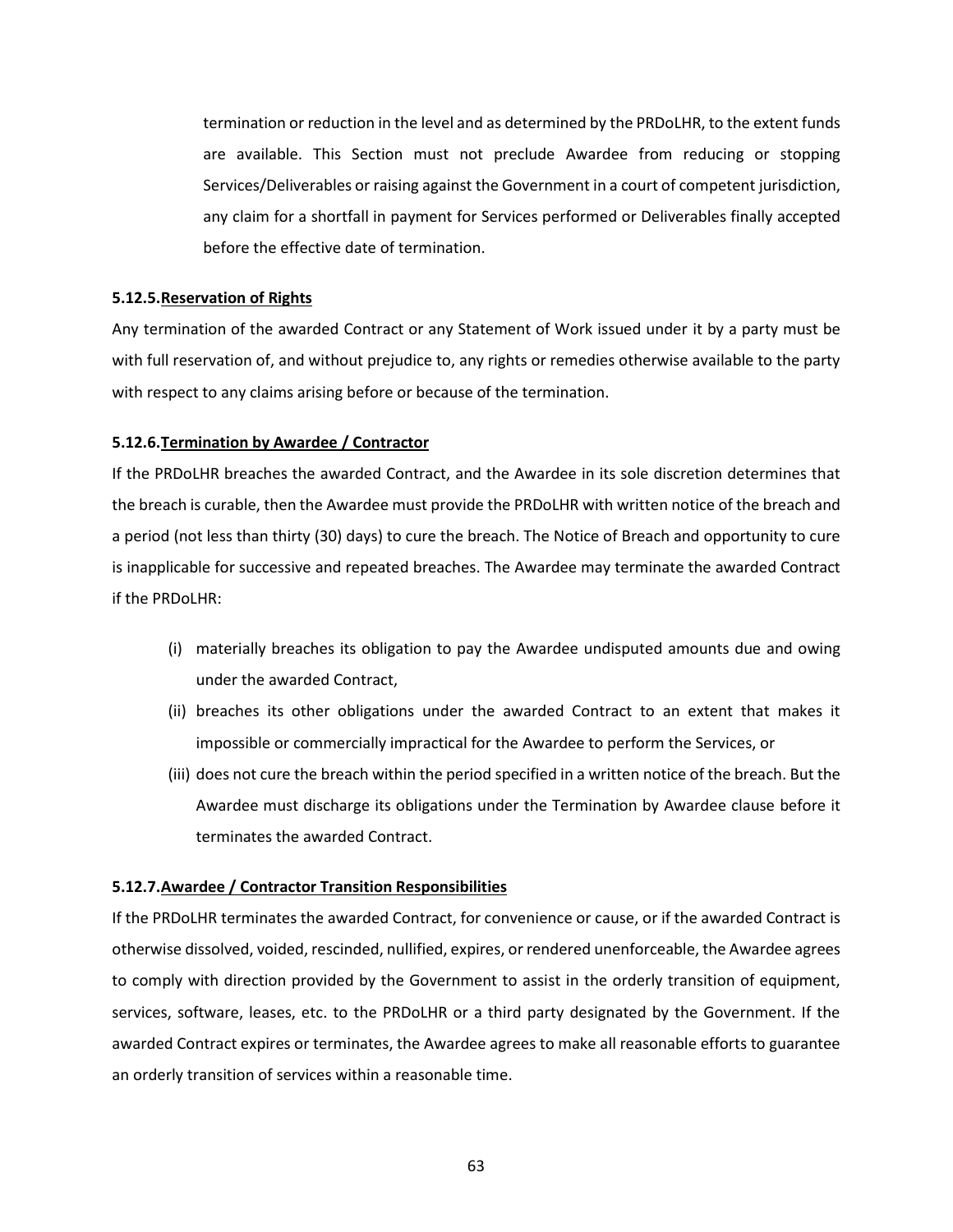termination or reduction in the level and as determined by the PRDoLHR, to the extent funds are available. This Section must not preclude Awardee from reducing or stopping Services/Deliverables or raising against the Government in a court of competent jurisdiction, any claim for a shortfall in payment for Services performed or Deliverables finally accepted before the effective date of termination.

#### 5.12.5. <u>Reservation of Rights</u>

Any termination of the awarded Contract or any Statement of Work issued under it by a party must be with full reservation of, and without prejudice to, any rights or remedies otherwise available to the party with respect to any claims arising before or because of the termination.

#### 5.12.6. <u>Termination by Awardee / Contractor</u>

If the PRDoLHR breaches the awarded Contract, and the Awardee in its sole discretion determines that the breach is curable, then the Awardee must provide the PRDoLHR with written notice of the breach and a period (not less than thirty (30) days) to cure the breach. The Notice of Breach and opportunity to cure is inapplicable for successive and repeated breaches. The Awardee may terminate the awarded Contract if the PRDoLHR:

(i) materially breaches its obligation to pay the Awardee undisputed amounts due and owing under the awarded Contract,

(ii) breaches its other obligations under the awarded Contract to an extent that makes it impossible or commercially impractical for the Awardee to perform the Services, or

(iii) does not cure the breach within the period specified in a written notice of the breach. But the Awardee must discharge its obligations under the Termination by Awardee clause before it terminates the awarded Contract.

#### 5.12.7. <u>Awardee / Contractor Transition Responsibilities</u>

If the PRDoLHR terminates the awarded Contract, for convenience or cause, or if the awarded Contract is otherwise dissolved, voided, rescinded, nullified, expires, or rendered unenforceable, the Awardee agrees to comply with direction provided by the Government to assist in the orderly transition of equipment, services, software, leases, etc. to the PRDoLHR or a third party designated by the Government. If the awarded Contract expires or terminates, the Awardee agrees to make all reasonable efforts to guarantee an orderly transition of services within a reasonable time.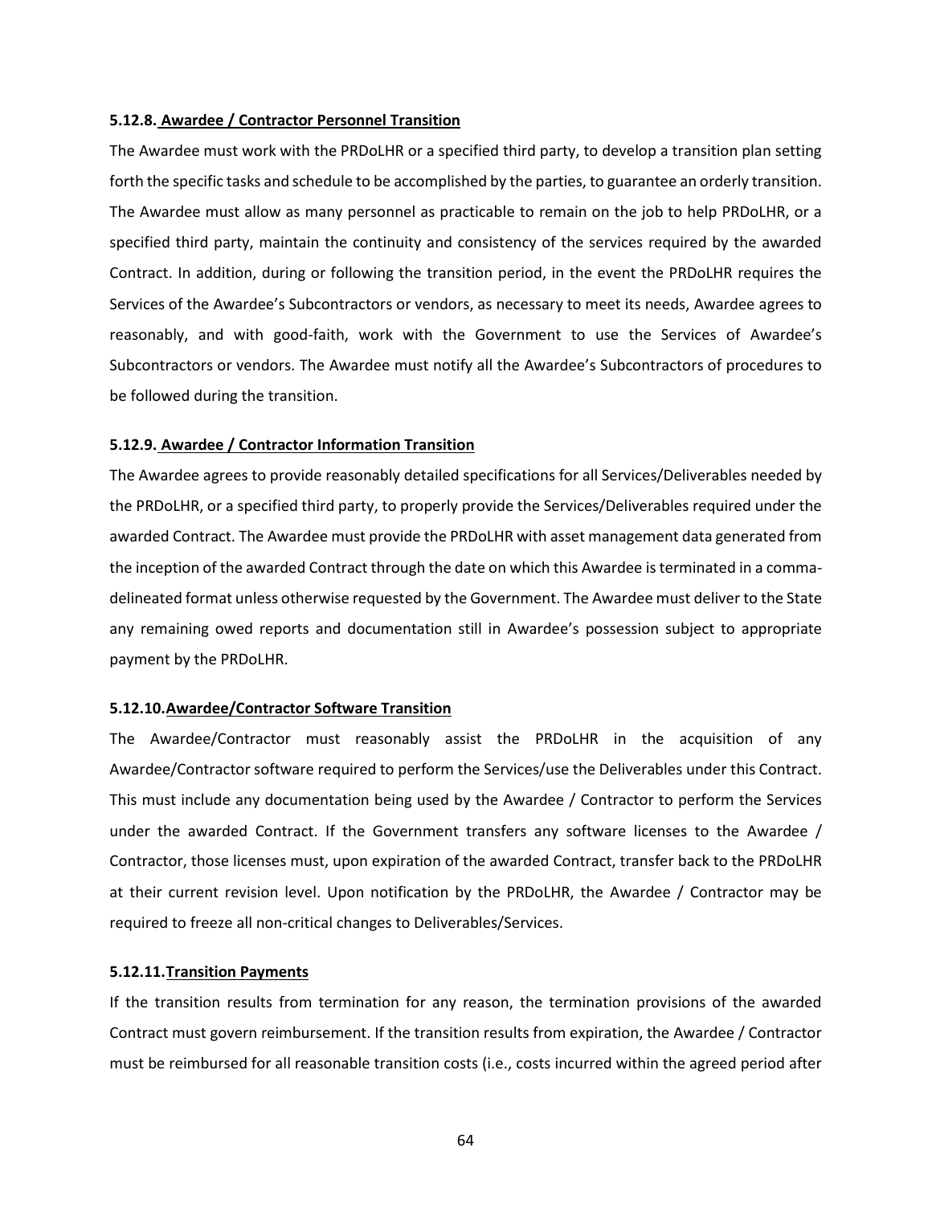#### 5.12.8. Awardee / Contractor Personnel Transition

The Awardee must work with the PRDoLHR or a specified third party, to develop a transition plan setting forth the specific tasks and schedule to be accomplished by the parties, to guarantee an orderly transition. The Awardee must allow as many personnel as practicable to remain on the job to help PRDoLHR, or a specified third party, maintain the continuity and consistency of the services required by the awarded Contract. In addition, during or following the transition period, in the event the PRDoLHR requires the Services of the Awardee's Subcontractors or vendors, as necessary to meet its needs, Awardee agrees to reasonably, and with good-faith, work with the Government to use the Services of Awardee's Subcontractors or vendors. The Awardee must notify all the Awardee's Subcontractors of procedures to be followed during the transition.

#### 5.12.9. Awardee / Contractor Information Transition

The Awardee agrees to provide reasonably detailed specifications for all Services/Deliverables needed by the PRDoLHR, or a specified third party, to properly provide the Services/Deliverables required under the awarded Contract. The Awardee must provide the PRDoLHR with asset management data generated from the inception of the awarded Contract through the date on which this Awardee is terminated in a comma-delineated format unless otherwise requested by the Government. The Awardee must deliver to the State any remaining owed reports and documentation still in Awardee's possession subject to appropriate payment by the PRDoLHR.

#### 5.12.10. Awardee/Contractor Software Transition

The Awardee/Contractor must reasonably assist the PRDoLHR in the acquisition of any Awardee/Contractor software required to perform the Services/use the Deliverables under this Contract. This must include any documentation being used by the Awardee / Contractor to perform the Services under the awarded Contract. If the Government transfers any software licenses to the Awardee / Contractor, those licenses must, upon expiration of the awarded Contract, transfer back to the PRDoLHR at their current revision level. Upon notification by the PRDoLHR, the Awardee / Contractor may be required to freeze all non-critical changes to Deliverables/Services.

#### 5.12.11. Transition Payments

If the transition results from termination for any reason, the termination provisions of the awarded Contract must govern reimbursement. If the transition results from expiration, the Awardee / Contractor must be reimbursed for all reasonable transition costs (i.e., costs incurred within the agreed period after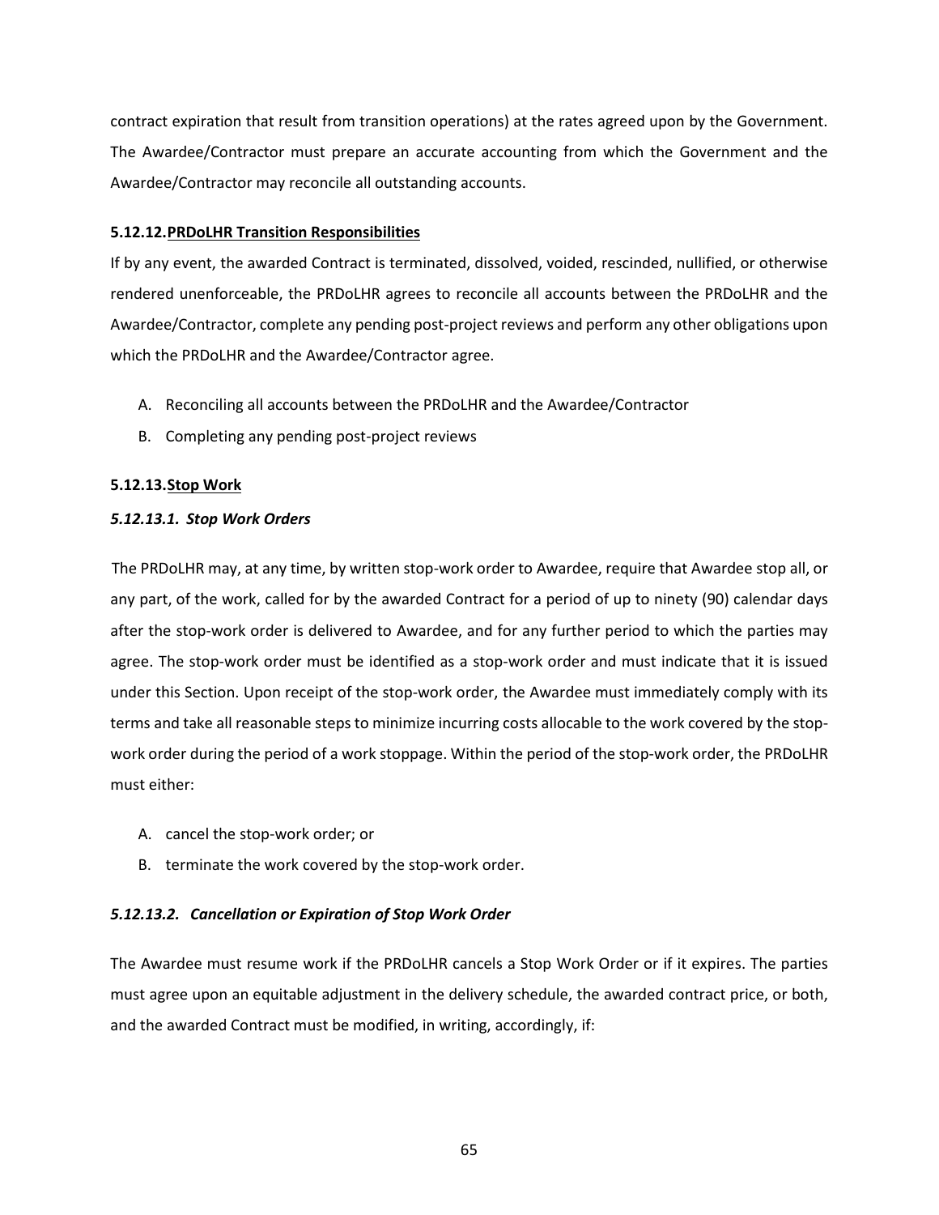contract expiration that result from transition operations) at the rates agreed upon by the Government. The Awardee/Contractor must prepare an accurate accounting from which the Government and the Awardee/Contractor may reconcile all outstanding accounts.

#### 5.12.12. PRDoLHR Transition Responsibilities

If by any event, the awarded Contract is terminated, dissolved, voided, rescinded, nullified, or otherwise rendered unenforceable, the PRDoLHR agrees to reconcile all accounts between the PRDoLHR and the Awardee/Contractor, complete any pending post-project reviews and perform any other obligations upon which the PRDoLHR and the Awardee/Contractor agree.

A. Reconciling all accounts between the PRDoLHR and the Awardee/Contractor
B. Completing any pending post-project reviews

#### 5.12.13. Stop Work

##### *5.12.13.1. Stop Work Orders*

The PRDoLHR may, at any time, by written stop-work order to Awardee, require that Awardee stop all, or any part, of the work, called for by the awarded Contract for a period of up to ninety (90) calendar days after the stop-work order is delivered to Awardee, and for any further period to which the parties may agree. The stop-work order must be identified as a stop-work order and must indicate that it is issued under this Section. Upon receipt of the stop-work order, the Awardee must immediately comply with its terms and take all reasonable steps to minimize incurring costs allocable to the work covered by the stop-work order during the period of a work stoppage. Within the period of the stop-work order, the PRDoLHR must either:

A. cancel the stop-work order; or
B. terminate the work covered by the stop-work order.

##### *5.12.13.2. Cancellation or Expiration of Stop Work Order*

The Awardee must resume work if the PRDoLHR cancels a Stop Work Order or if it expires. The parties must agree upon an equitable adjustment in the delivery schedule, the awarded contract price, or both, and the awarded Contract must be modified, in writing, accordingly, if: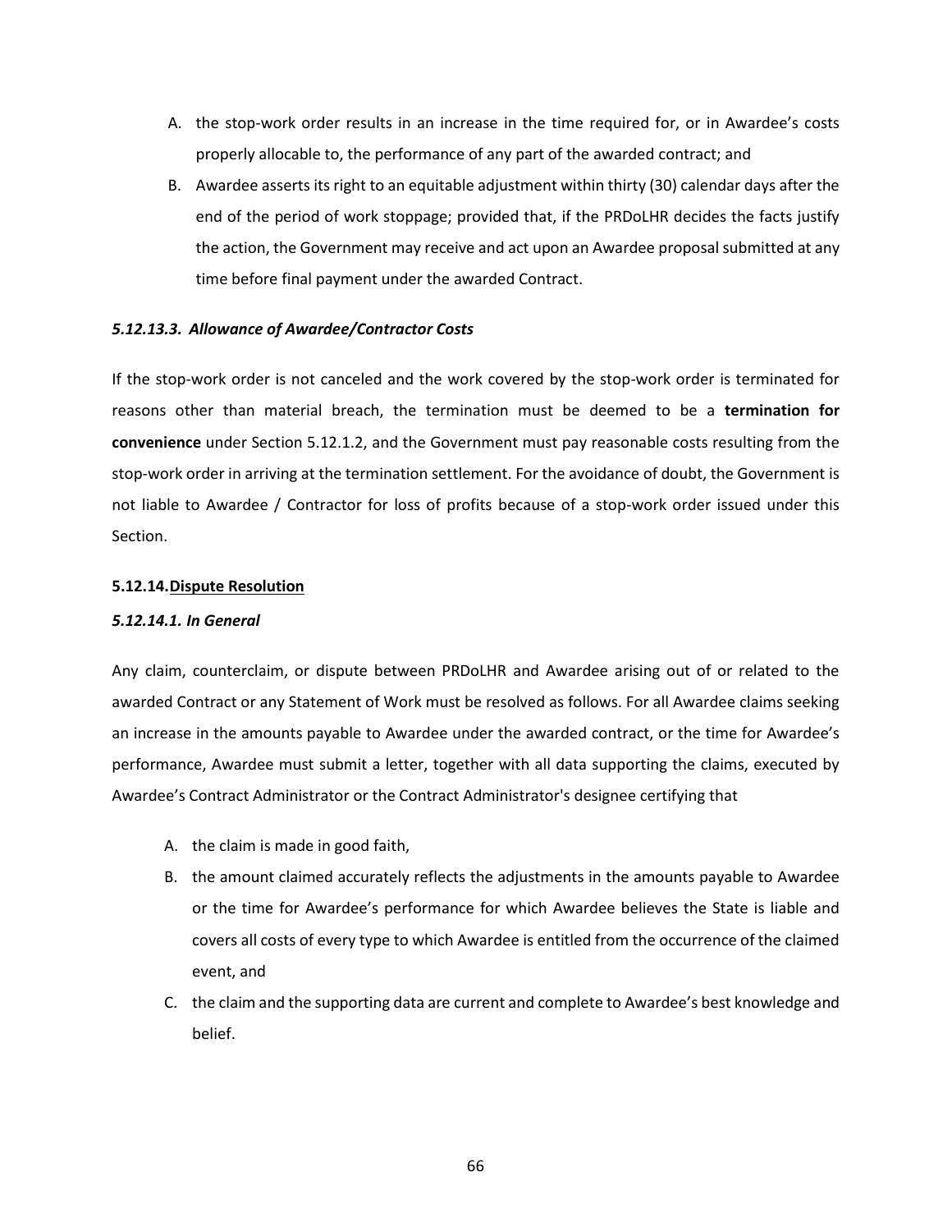A. the stop-work order results in an increase in the time required for, or in Awardee's costs properly allocable to, the performance of any part of the awarded contract; and
B. Awardee asserts its right to an equitable adjustment within thirty (30) calendar days after the end of the period of work stoppage; provided that, if the PRDoLHR decides the facts justify the action, the Government may receive and act upon an Awardee proposal submitted at any time before final payment under the awarded Contract.

#### *5.12.13.3. Allowance of Awardee/Contractor Costs*

If the stop-work order is not canceled and the work covered by the stop-work order is terminated for reasons other than material breach, the termination must be deemed to be a **termination for convenience** under Section 5.12.1.2, and the Government must pay reasonable costs resulting from the stop-work order in arriving at the termination settlement. For the avoidance of doubt, the Government is not liable to Awardee / Contractor for loss of profits because of a stop-work order issued under this Section.

### **5.12.14. Dispute Resolution**

#### *5.12.14.1. In General*

Any claim, counterclaim, or dispute between PRDoLHR and Awardee arising out of or related to the awarded Contract or any Statement of Work must be resolved as follows. For all Awardee claims seeking an increase in the amounts payable to Awardee under the awarded contract, or the time for Awardee's performance, Awardee must submit a letter, together with all data supporting the claims, executed by Awardee's Contract Administrator or the Contract Administrator's designee certifying that

A. the claim is made in good faith,
B. the amount claimed accurately reflects the adjustments in the amounts payable to Awardee or the time for Awardee's performance for which Awardee believes the State is liable and covers all costs of every type to which Awardee is entitled from the occurrence of the claimed event, and
C. the claim and the supporting data are current and complete to Awardee's best knowledge and belief.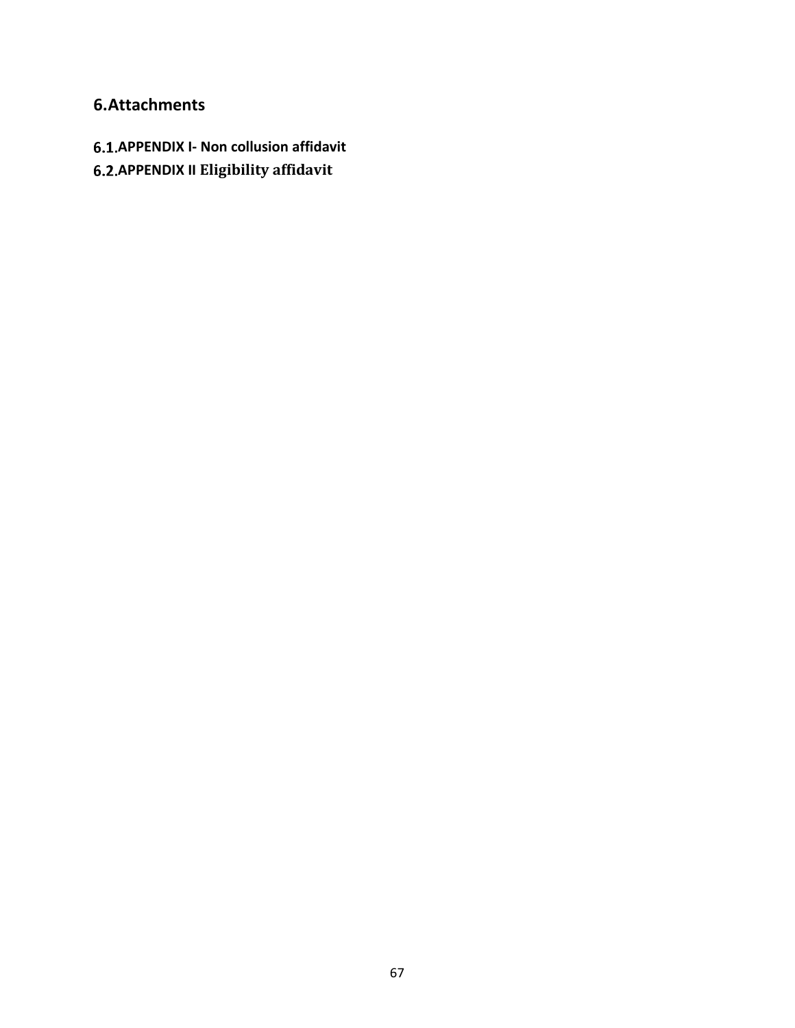# 6.Attachments

## 6.1.APPENDIX I- Non collusion affidavit

## 6.2.APPENDIX II Eligibility affidavit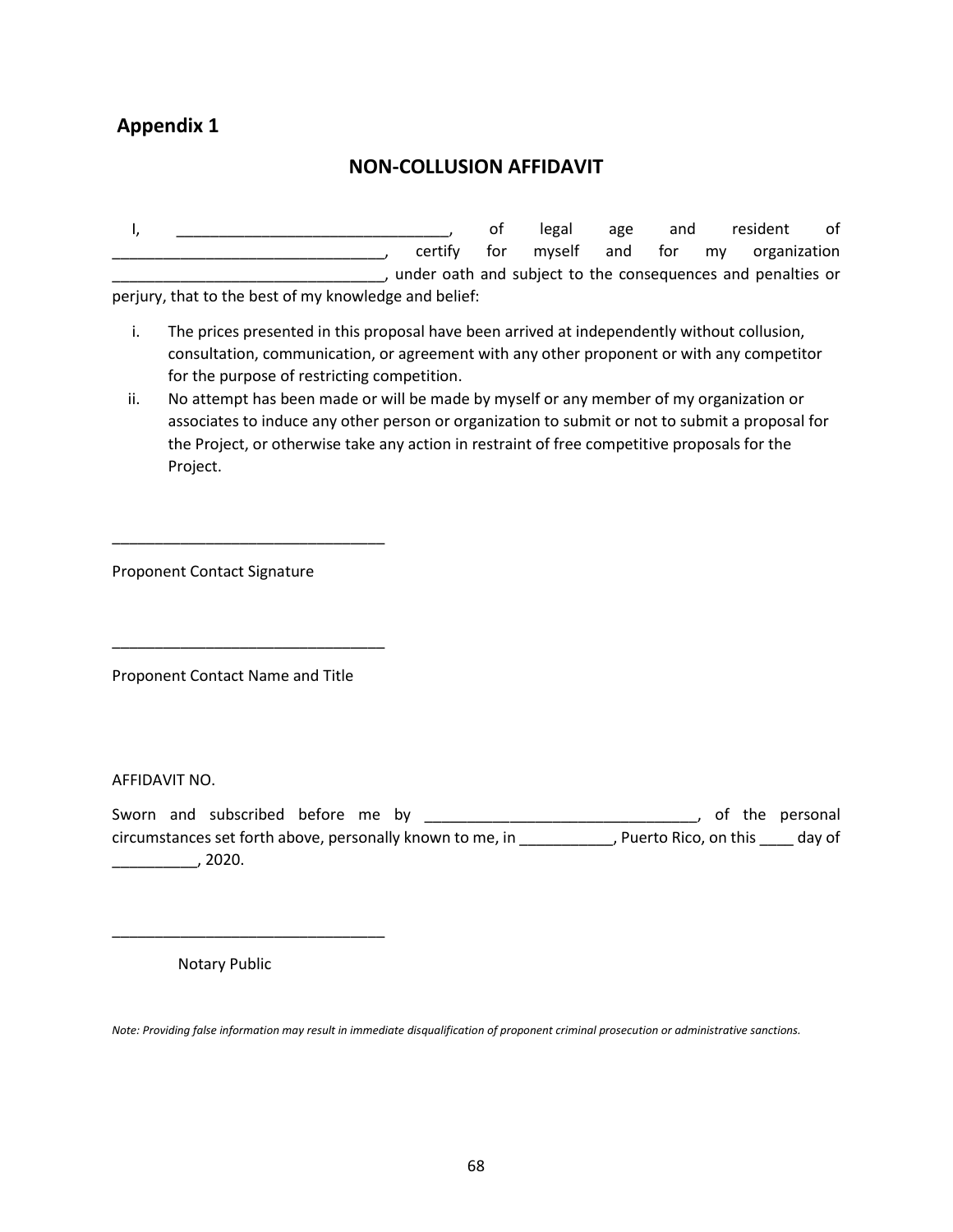## Appendix 1

### NON-COLLUSION AFFIDAVIT

I, ________________________________, of legal age and resident of ________________________________, certify for myself and for my organization ________________________________, under oath and subject to the consequences and penalties or perjury, that to the best of my knowledge and belief:

i. The prices presented in this proposal have been arrived at independently without collusion, consultation, communication, or agreement with any other proponent or with any competitor for the purpose of restricting competition.

ii. No attempt has been made or will be made by myself or any member of my organization or associates to induce any other person or organization to submit or not to submit a proposal for the Project, or otherwise take any action in restraint of free competitive proposals for the Project.

________________________________

Proponent Contact Signature

________________________________

Proponent Contact Name and Title

AFFIDAVIT NO.

Sworn and subscribed before me by ________________________________, of the personal circumstances set forth above, personally known to me, in ___________, Puerto Rico, on this ____ day of __________, 2020.

________________________________

Notary Public

*Note: Providing false information may result in immediate disqualification of proponent criminal prosecution or administrative sanctions.*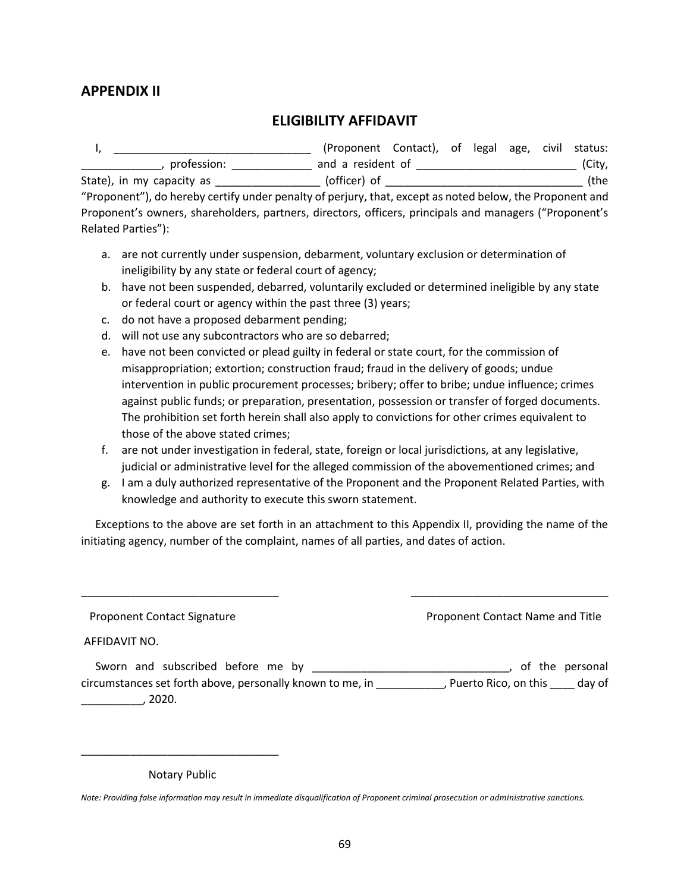## APPENDIX II

### ELIGIBILITY AFFIDAVIT

I, ________________________________ (Proponent Contact), of legal age, civil status: _____________, profession: _____________ and a resident of __________________________ (City, State), in my capacity as _________________ (officer) of _____________________________ (the "Proponent"), do hereby certify under penalty of perjury, that, except as noted below, the Proponent and Proponent's owners, shareholders, partners, directors, officers, principals and managers ("Proponent's Related Parties"):

a. are not currently under suspension, debarment, voluntary exclusion or determination of ineligibility by any state or federal court of agency;
b. have not been suspended, debarred, voluntarily excluded or determined ineligible by any state or federal court or agency within the past three (3) years;
c. do not have a proposed debarment pending;
d. will not use any subcontractors who are so debarred;
e. have not been convicted or plead guilty in federal or state court, for the commission of misappropriation; extortion; construction fraud; fraud in the delivery of goods; undue intervention in public procurement processes; bribery; offer to bribe; undue influence; crimes against public funds; or preparation, presentation, possession or transfer of forged documents. The prohibition set forth herein shall also apply to convictions for other crimes equivalent to those of the above stated crimes;
f. are not under investigation in federal, state, foreign or local jurisdictions, at any legislative, judicial or administrative level for the alleged commission of the abovementioned crimes; and
g. I am a duly authorized representative of the Proponent and the Proponent Related Parties, with knowledge and authority to execute this sworn statement.

Exceptions to the above are set forth in an attachment to this Appendix II, providing the name of the initiating agency, number of the complaint, names of all parties, and dates of action.

________________________________ &emsp;&emsp;&emsp; ________________________________

Proponent Contact Signature &emsp;&emsp;&emsp; Proponent Contact Name and Title

AFFIDAVIT NO.

Sworn and subscribed before me by ________________________________, of the personal circumstances set forth above, personally known to me, in ___________, Puerto Rico, on this ____ day of __________, 2020.

________________________________

Notary Public

*Note: Providing false information may result in immediate disqualification of Proponent criminal prosecution or administrative sanctions.*